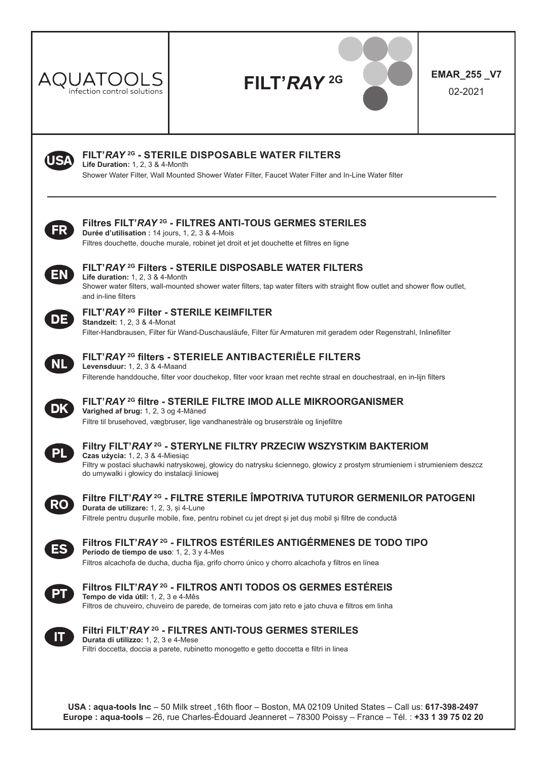| AQUATOOLS infection control solutions | **FILT'*RAY* 2G** | **EMAR_255 _V7** 02-2021 |
|---|---|---|

**USA**

## FILT'*RAY* 2G - STERILE DISPOSABLE WATER FILTERS

**Life Duration:** 1, 2, 3 & 4-Month

Shower Water Filter, Wall Mounted Shower Water Filter, Faucet Water Filter and In-Line Water filter

---

**FR**

## Filtres FILT'*RAY* 2G - FILTRES ANTI-TOUS GERMES STERILES

**Durée d'utilisation :** 14 jours, 1, 2, 3 & 4-Mois

Filtres douchette, douche murale, robinet jet droit et jet douchette et filtres en ligne

**EN**

## FILT'*RAY* 2G Filters - STERILE DISPOSABLE WATER FILTERS

**Life duration:** 1, 2, 3 & 4-Month

Shower water filters, wall-mounted shower water filters, tap water filters with straight flow outlet and shower flow outlet, and in-line filters

**DE**

## FILT'*RAY* 2G Filter - STERILE KEIMFILTER

**Standzeit:** 1, 2, 3 & 4-Monat

Filter-Handbrausen, Filter für Wand-Duschausläufe, Filter für Armaturen mit geradem oder Regenstrahl, Inlinefilter

**NL**

## FILT'*RAY* 2G filters - STERIELE ANTIBACTERIËLE FILTERS

**Levensduur:** 1, 2, 3 & 4-Maand

Filterende handdouche, filter voor douchekop, filter voor kraan met rechte straal en douchestraal, en in-lijn filters

**DK**

## FILT'*RAY* 2G filtre - STERILE FILTRE IMOD ALLE MIKROORGANISMER

**Varighed af brug:** 1, 2, 3 og 4-Måned

Filtre til brusehoved, vægbruser, lige vandhanestråle og bruserstråle og linjefiltre

**PL**

## Filtry FILT'*RAY* 2G - STERYLNE FILTRY PRZECIW WSZYSTKIM BAKTERIOM

**Czas użycia:** 1, 2, 3 & 4-Miesiąc

Filtry w postaci słuchawki natryskowej, głowicy do natrysku ściennego, głowicy z prostym strumieniem i strumieniem deszcz do umywalki i głowicy do instalacji liniowej

**RO**

## Filtre FILT'*RAY* 2G - FILTRE STERILE ÎMPOTRIVA TUTUROR GERMENILOR PATOGENI

**Durata de utilizare:** 1, 2, 3, și 4-Lune

Filtrele pentru dușurile mobile, fixe, pentru robinet cu jet drept și jet duș mobil și filtre de conductă

**ES**

## Filtros FILT'*RAY* 2G - FILTROS ESTÉRILES ANTIGÉRMENES DE TODO TIPO

**Período de tiempo de uso**: 1, 2, 3 y 4-Mes

Filtros alcachofa de ducha, ducha fija, grifo chorro único y chorro alcachofa y filtros en línea

**PT**

## Filtros FILT'*RAY* 2G - FILTROS ANTI TODOS OS GERMES ESTÉREIS

**Tempo de vida útil:** 1, 2, 3 e 4-Mês

Filtros de chuveiro, chuveiro de parede, de torneiras com jato reto e jato chuva e filtros em linha

**IT**

## Filtri FILT'*RAY* 2G - FILTRES ANTI-TOUS GERMES STERILES

**Durata di utilizzo:** 1, 2, 3 e 4-Mese

Filtri doccetta, doccia a parete, rubinetto monogetto e getto doccetta e filtri in linea

**USA : aqua-tools Inc** – 50 Milk street ,16th floor – Boston, MA 02109 United States – Call us: **617-398-2497**
**Europe : aqua-tools** – 26, rue Charles-Édouard Jeanneret – 78300 Poissy – France – Tél. : **+33 1 39 75 02 20**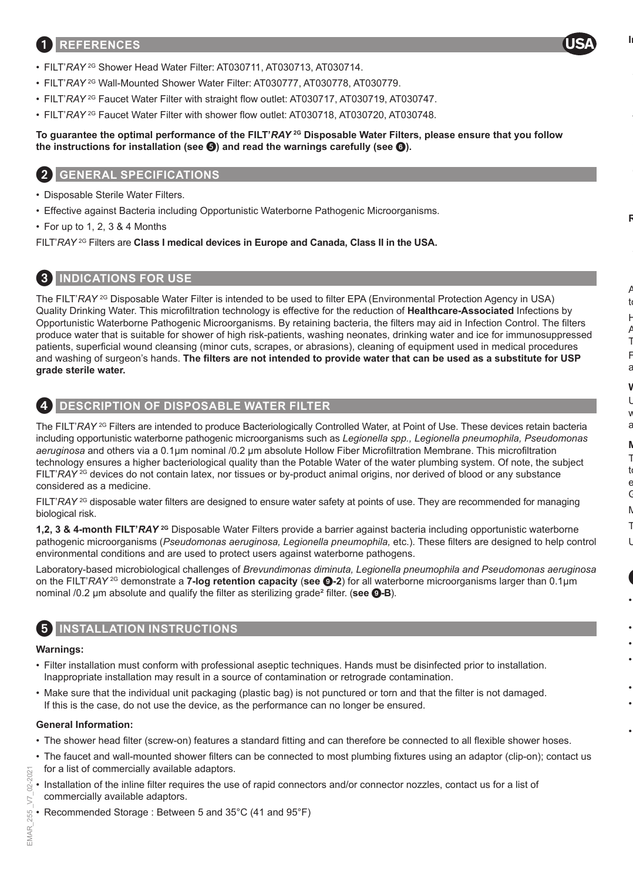## 1 REFERENCES

USA

- FILT'*RAY* 2G Shower Head Water Filter: AT030711, AT030713, AT030714.
- FILT'*RAY* 2G Wall-Mounted Shower Water Filter: AT030777, AT030778, AT030779.
- FILT'*RAY* 2G Faucet Water Filter with straight flow outlet: AT030717, AT030719, AT030747.
- FILT'*RAY* 2G Faucet Water Filter with shower flow outlet: AT030718, AT030720, AT030748.

**To guarantee the optimal performance of the FILT'*RAY* 2G Disposable Water Filters, please ensure that you follow the instructions for installation (see ❺) and read the warnings carefully (see ❻).**

## 2 GENERAL SPECIFICATIONS

- Disposable Sterile Water Filters.
- Effective against Bacteria including Opportunistic Waterborne Pathogenic Microorganisms.
- For up to 1, 2, 3 & 4 Months

FILT'*RAY* 2G Filters are **Class I medical devices in Europe and Canada, Class II in the USA.**

## 3 INDICATIONS FOR USE

The FILT'*RAY* 2G Disposable Water Filter is intended to be used to filter EPA (Environmental Protection Agency in USA) Quality Drinking Water. This microfiltration technology is effective for the reduction of **Healthcare-Associated** Infections by Opportunistic Waterborne Pathogenic Microorganisms. By retaining bacteria, the filters may aid in Infection Control. The filters produce water that is suitable for shower of high risk-patients, washing neonates, drinking water and ice for immunosuppressed patients, superficial wound cleansing (minor cuts, scrapes, or abrasions), cleaning of equipment used in medical procedures and washing of surgeon's hands. **The filters are not intended to provide water that can be used as a substitute for USP grade sterile water.**

## 4 DESCRIPTION OF DISPOSABLE WATER FILTER

The FILT'*RAY* 2G Filters are intended to produce Bacteriologically Controlled Water, at Point of Use. These devices retain bacteria including opportunistic waterborne pathogenic microorganisms such as *Legionella spp., Legionella pneumophila, Pseudomonas aeruginosa* and others via a 0.1µm nominal /0.2 µm absolute Hollow Fiber Microfiltration Membrane. This microfiltration technology ensures a higher bacteriological quality than the Potable Water of the water plumbing system. Of note, the subject FILT'*RAY* 2G devices do not contain latex, nor tissues or by-product animal origins, nor derived of blood or any substance considered as a medicine.

FILT'*RAY* 2G disposable water filters are designed to ensure water safety at points of use. They are recommended for managing biological risk.

**1,2, 3 & 4-month FILT'*RAY* 2G** Disposable Water Filters provide a barrier against bacteria including opportunistic waterborne pathogenic microorganisms (*Pseudomonas aeruginosa, Legionella pneumophila,* etc.). These filters are designed to help control environmental conditions and are used to protect users against waterborne pathogens.

Laboratory-based microbiological challenges of *Brevundimonas diminuta, Legionella pneumophila and Pseudomonas aeruginosa* on the FILT'*RAY* 2G demonstrate a **7-log retention capacity** (**see ❾-2**) for all waterborne microorganisms larger than 0.1µm nominal /0.2 µm absolute and qualify the filter as sterilizing grade[2] filter. (**see ❾-B**).

## 5 INSTALLATION INSTRUCTIONS

**Warnings:**

- Filter installation must conform with professional aseptic techniques. Hands must be disinfected prior to installation. Inappropriate installation may result in a source of contamination or retrograde contamination.
- Make sure that the individual unit packaging (plastic bag) is not punctured or torn and that the filter is not damaged. If this is the case, do not use the device, as the performance can no longer be ensured.

**General Information:**

- The shower head filter (screw-on) features a standard fitting and can therefore be connected to all flexible shower hoses.
- The faucet and wall-mounted shower filters can be connected to most plumbing fixtures using an adaptor (clip-on); contact us for a list of commercially available adaptors.
- Installation of the inline filter requires the use of rapid connectors and/or connector nozzles, contact us for a list of commercially available adaptors.
- Recommended Storage : Between 5 and 35°C (41 and 95°F)

EMAR_255 _V7_02-2021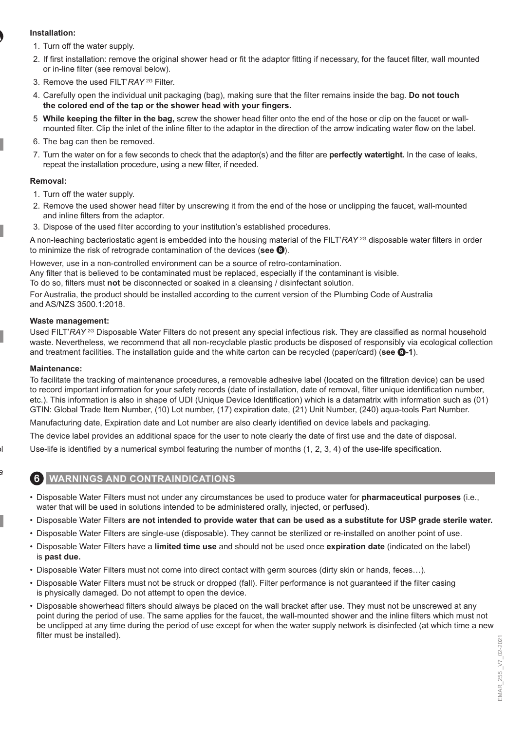**Installation:**

1. Turn off the water supply.
2. If first installation: remove the original shower head or fit the adaptor fitting if necessary, for the faucet filter, wall mounted or in-line filter (see removal below).
3. Remove the used FILT'*RAY* 2G Filter.
4. Carefully open the individual unit packaging (bag), making sure that the filter remains inside the bag. **Do not touch the colored end of the tap or the shower head with your fingers.**
5. **While keeping the filter in the bag,** screw the shower head filter onto the end of the hose or clip on the faucet or wall-mounted filter. Clip the inlet of the inline filter to the adaptor in the direction of the arrow indicating water flow on the label.
6. The bag can then be removed.
7. Turn the water on for a few seconds to check that the adaptor(s) and the filter are **perfectly watertight.** In the case of leaks, repeat the installation procedure, using a new filter, if needed.

**Removal:**

1. Turn off the water supply.
2. Remove the used shower head filter by unscrewing it from the end of the hose or unclipping the faucet, wall-mounted and inline filters from the adaptor.
3. Dispose of the used filter according to your institution's established procedures.

A non-leaching bacteriostatic agent is embedded into the housing material of the FILT'*RAY* 2G disposable water filters in order to minimize the risk of retrograde contamination of the devices (**see 8**).

However, use in a non-controlled environment can be a source of retro-contamination.
Any filter that is believed to be contaminated must be replaced, especially if the contaminant is visible.
To do so, filters must **not** be disconnected or soaked in a cleansing / disinfectant solution.

For Australia, the product should be installed according to the current version of the Plumbing Code of Australia and AS/NZS 3500.1:2018.

**Waste management:**

Used FILT'*RAY* 2G Disposable Water Filters do not present any special infectious risk. They are classified as normal household waste. Nevertheless, we recommend that all non-recyclable plastic products be disposed of responsibly via ecological collection and treatment facilities. The installation guide and the white carton can be recycled (paper/card) (**see 9-1**).

**Maintenance:**

To facilitate the tracking of maintenance procedures, a removable adhesive label (located on the filtration device) can be used to record important information for your safety records (date of installation, date of removal, filter unique identification number, etc.). This information is also in shape of UDI (Unique Device Identification) which is a datamatrix with information such as (01) GTIN: Global Trade Item Number, (10) Lot number, (17) expiration date, (21) Unit Number, (240) aqua-tools Part Number.

Manufacturing date, Expiration date and Lot number are also clearly identified on device labels and packaging.

The device label provides an additional space for the user to note clearly the date of first use and the date of disposal.

Use-life is identified by a numerical symbol featuring the number of months (1, 2, 3, 4) of the use-life specification.

## 6 WARNINGS AND CONTRAINDICATIONS

- Disposable Water Filters must not under any circumstances be used to produce water for **pharmaceutical purposes** (i.e., water that will be used in solutions intended to be administered orally, injected, or perfused).
- Disposable Water Filters **are not intended to provide water that can be used as a substitute for USP grade sterile water.**
- Disposable Water Filters are single-use (disposable). They cannot be sterilized or re-installed on another point of use.
- Disposable Water Filters have a **limited time use** and should not be used once **expiration date** (indicated on the label) is **past due.**
- Disposable Water Filters must not come into direct contact with germ sources (dirty skin or hands, feces…).
- Disposable Water Filters must not be struck or dropped (fall). Filter performance is not guaranteed if the filter casing is physically damaged. Do not attempt to open the device.
- Disposable showerhead filters should always be placed on the wall bracket after use. They must not be unscrewed at any point during the period of use. The same applies for the faucet, the wall-mounted shower and the inline filters which must not be unclipped at any time during the period of use except for when the water supply network is disinfected (at which time a new filter must be installed).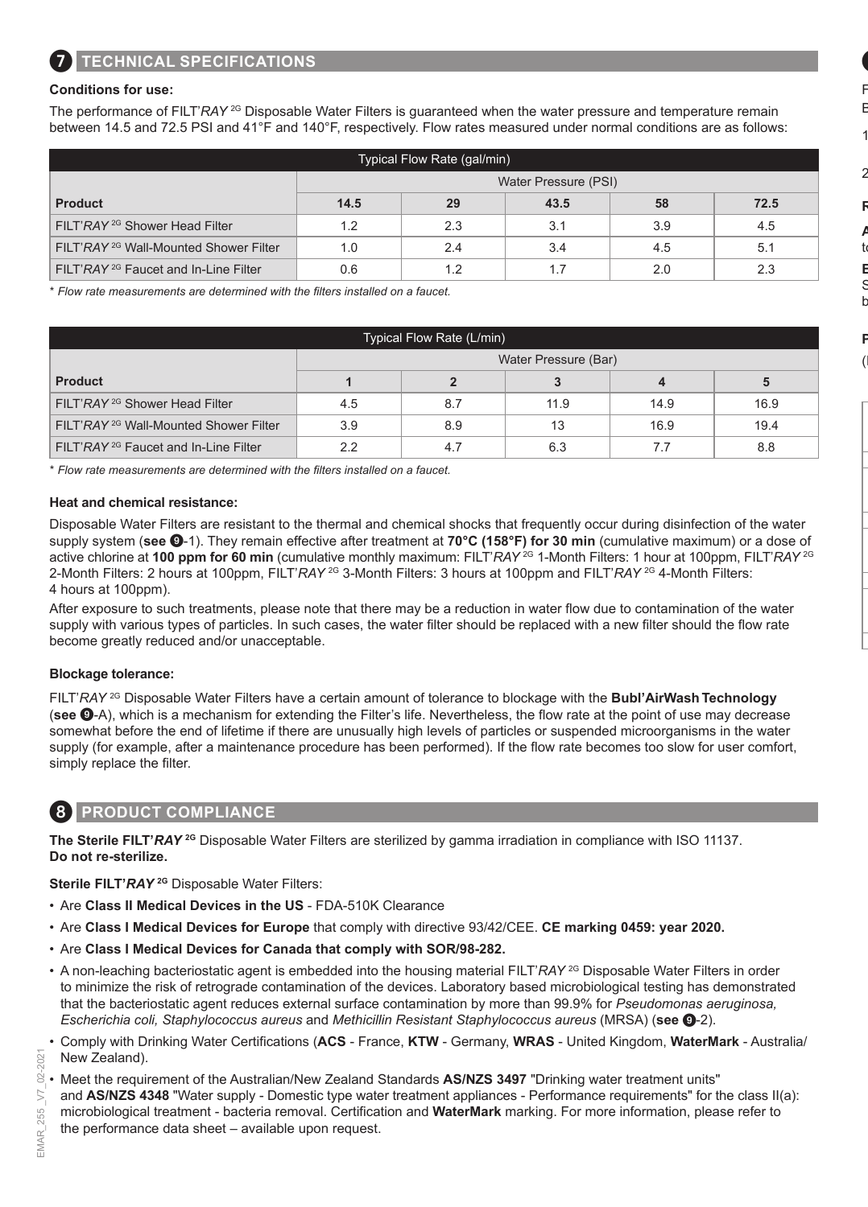## 7 TECHNICAL SPECIFICATIONS

**Conditions for use:**

The performance of FILT'*RAY* 2G Disposable Water Filters is guaranteed when the water pressure and temperature remain between 14.5 and 72.5 PSI and 41°F and 140°F, respectively. Flow rates measured under normal conditions are as follows:

| Typical Flow Rate (gal/min) | | | | | |
|---|---|---|---|---|---|
| | Water Pressure (PSI) | | | | |
| **Product** | **14.5** | **29** | **43.5** | **58** | **72.5** |
| FILT'*RAY* 2G Shower Head Filter | 1.2 | 2.3 | 3.1 | 3.9 | 4.5 |
| FILT'*RAY* 2G Wall-Mounted Shower Filter | 1.0 | 2.4 | 3.4 | 4.5 | 5.1 |
| FILT'*RAY* 2G Faucet and In-Line Filter | 0.6 | 1.2 | 1.7 | 2.0 | 2.3 |

*\* Flow rate measurements are determined with the filters installed on a faucet.*

| Typical Flow Rate (L/min) | | | | | |
|---|---|---|---|---|---|
| | Water Pressure (Bar) | | | | |
| **Product** | **1** | **2** | **3** | **4** | **5** |
| FILT'*RAY* 2G Shower Head Filter | 4.5 | 8.7 | 11.9 | 14.9 | 16.9 |
| FILT'*RAY* 2G Wall-Mounted Shower Filter | 3.9 | 8.9 | 13 | 16.9 | 19.4 |
| FILT'*RAY* 2G Faucet and In-Line Filter | 2.2 | 4.7 | 6.3 | 7.7 | 8.8 |

*\* Flow rate measurements are determined with the filters installed on a faucet.*

**Heat and chemical resistance:**

Disposable Water Filters are resistant to the thermal and chemical shocks that frequently occur during disinfection of the water supply system (**see 9**-1). They remain effective after treatment at **70°C (158°F) for 30 min** (cumulative maximum) or a dose of active chlorine at **100 ppm for 60 min** (cumulative monthly maximum: FILT'*RAY* 2G 1-Month Filters: 1 hour at 100ppm, FILT'*RAY* 2G 2-Month Filters: 2 hours at 100ppm, FILT'*RAY* 2G 3-Month Filters: 3 hours at 100ppm and FILT'*RAY* 2G 4-Month Filters: 4 hours at 100ppm).

After exposure to such treatments, please note that there may be a reduction in water flow due to contamination of the water supply with various types of particles. In such cases, the water filter should be replaced with a new filter should the flow rate become greatly reduced and/or unacceptable.

**Blockage tolerance:**

FILT'*RAY* 2G Disposable Water Filters have a certain amount of tolerance to blockage with the **Bubl'AirWash Technology** (**see 9**-A), which is a mechanism for extending the Filter's life. Nevertheless, the flow rate at the point of use may decrease somewhat before the end of lifetime if there are unusually high levels of particles or suspended microorganisms in the water supply (for example, after a maintenance procedure has been performed). If the flow rate becomes too slow for user comfort, simply replace the filter.

## 8 PRODUCT COMPLIANCE

**The Sterile FILT'*RAY* 2G** Disposable Water Filters are sterilized by gamma irradiation in compliance with ISO 11137. **Do not re-sterilize.**

**Sterile FILT'*RAY* 2G** Disposable Water Filters:

- Are **Class II Medical Devices in the US** - FDA-510K Clearance
- Are **Class I Medical Devices for Europe** that comply with directive 93/42/CEE. **CE marking 0459: year 2020.**
- Are **Class I Medical Devices for Canada that comply with SOR/98-282.**
- A non-leaching bacteriostatic agent is embedded into the housing material FILT'*RAY* 2G Disposable Water Filters in order to minimize the risk of retrograde contamination of the devices. Laboratory based microbiological testing has demonstrated that the bacteriostatic agent reduces external surface contamination by more than 99.9% for *Pseudomonas aeruginosa, Escherichia coli, Staphylococcus aureus* and *Methicillin Resistant Staphylococcus aureus* (MRSA) (**see 9**-2).
- Comply with Drinking Water Certifications (**ACS** - France, **KTW** - Germany, **WRAS** - United Kingdom, **WaterMark** - Australia/ New Zealand).
- Meet the requirement of the Australian/New Zealand Standards **AS/NZS 3497** "Drinking water treatment units" and **AS/NZS 4348** "Water supply - Domestic type water treatment appliances - Performance requirements" for the class II(a): microbiological treatment - bacteria removal. Certification and **WaterMark** marking. For more information, please refer to the performance data sheet – available upon request.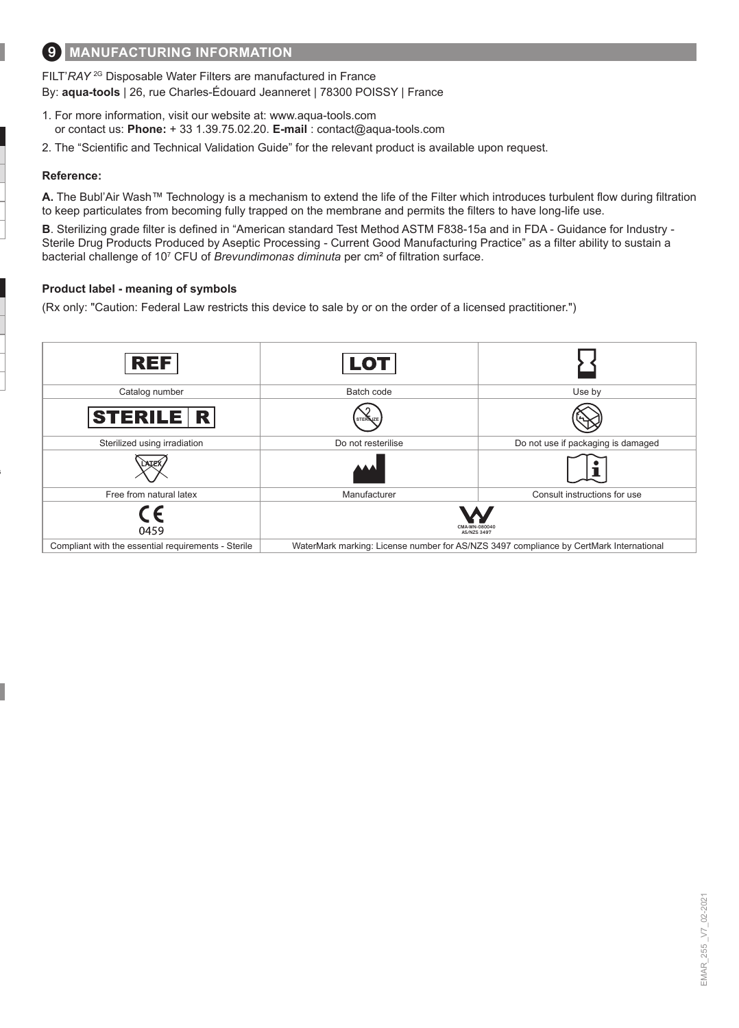## 9 MANUFACTURING INFORMATION

FILT'*RAY* 2G Disposable Water Filters are manufactured in France
By: **aqua-tools** | 26, rue Charles-Édouard Jeanneret | 78300 POISSY | France

1. For more information, visit our website at: www.aqua-tools.com
   or contact us: **Phone:** + 33 1.39.75.02.20. **E-mail** : contact@aqua-tools.com
2. The "Scientific and Technical Validation Guide" for the relevant product is available upon request.

**Reference:**

**A.** The Bubl'Air Wash™ Technology is a mechanism to extend the life of the Filter which introduces turbulent flow during filtration to keep particulates from becoming fully trapped on the membrane and permits the filters to have long-life use.

**B**. Sterilizing grade filter is defined in "American standard Test Method ASTM F838-15a and in FDA - Guidance for Industry - Sterile Drug Products Produced by Aseptic Processing - Current Good Manufacturing Practice" as a filter ability to sustain a bacterial challenge of $10^7$ CFU of *Brevundimonas diminuta* per cm² of filtration surface.

**Product label - meaning of symbols**

(Rx only: "Caution: Federal Law restricts this device to sale by or on the order of a licensed practitioner.")

| REF | LOT | |
|---|---|---|
| Catalog number | Batch code | Use by |
| STERILE R | STERILIZE | |
| Sterilized using irradiation | Do not resterilise | Do not use if packaging is damaged |
| LATEX | | |
| Free from natural latex | Manufacturer | Consult instructions for use |
| CE 0459 | CMA-WN-080040 AS/NZS 3497 | |
| Compliant with the essential requirements - Sterile | WaterMark marking: License number for AS/NZS 3497 compliance by CertMark International | |

EMAR_255_V7_02-2021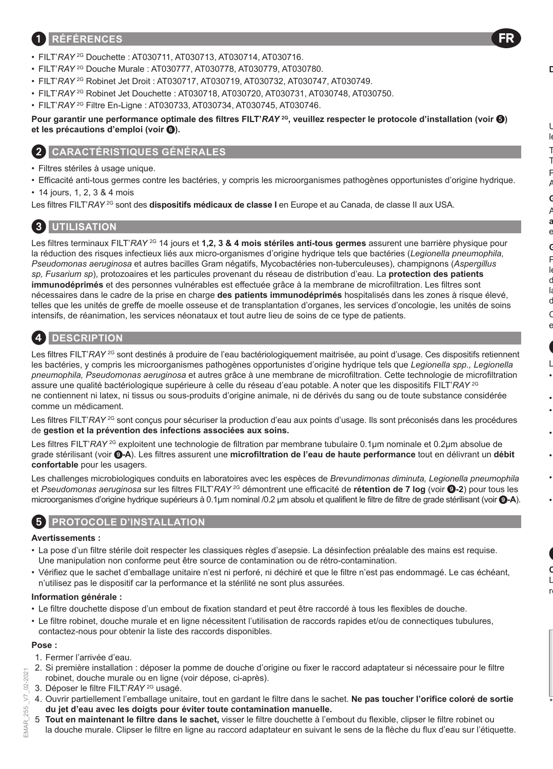## 1 RÉFÉRENCES

- FILT'*RAY* 2G Douchette : AT030711, AT030713, AT030714, AT030716.
- FILT'*RAY* 2G Douche Murale : AT030777, AT030778, AT030779, AT030780.
- FILT'*RAY* 2G Robinet Jet Droit : AT030717, AT030719, AT030732, AT030747, AT030749.
- FILT'*RAY* 2G Robinet Jet Douchette : AT030718, AT030720, AT030731, AT030748, AT030750.
- FILT'*RAY* 2G Filtre En-Ligne : AT030733, AT030734, AT030745, AT030746.

**Pour garantir une performance optimale des filtres FILT'*RAY* 2G, veuillez respecter le protocole d'installation (voir 5) et les précautions d'emploi (voir 6).**

## 2 CARACTÉRISTIQUES GÉNÉRALES

- Filtres stériles à usage unique.
- Efficacité anti-tous germes contre les bactéries, y compris les microorganismes pathogènes opportunistes d'origine hydrique.
- 14 jours, 1, 2, 3 & 4 mois

Les filtres FILT'*RAY* 2G sont des **dispositifs médicaux de classe I** en Europe et au Canada, de classe II aux USA.

## 3 UTILISATION

Les filtres terminaux FILT'*RAY* 2G 14 jours et **1,2, 3 & 4 mois stériles anti-tous germes** assurent une barrière physique pour la réduction des risques infectieux liés aux micro-organismes d'origine hydrique tels que bactéries (*Legionella pneumophila, Pseudomonas aeruginosa* et autres bacilles Gram négatifs, Mycobactéries non-tuberculeuses), champignons (*Aspergillus sp, Fusarium sp*), protozoaires et les particules provenant du réseau de distribution d'eau. La **protection des patients immunodéprimés** et des personnes vulnérables est effectuée grâce à la membrane de microfiltration. Les filtres sont nécessaires dans le cadre de la prise en charge **des patients immunodéprimés** hospitalisés dans les zones à risque élevé, telles que les unités de greffe de moelle osseuse et de transplantation d'organes, les services d'oncologie, les unités de soins intensifs, de réanimation, les services néonataux et tout autre lieu de soins de ce type de patients.

## 4 DESCRIPTION

Les filtres FILT'*RAY* 2G sont destinés à produire de l'eau bactériologiquement maitrisée, au point d'usage. Ces dispositifs retiennent les bactéries, y compris les microorganismes pathogènes opportunistes d'origine hydrique tels que *Legionella spp., Legionella pneumophila, Pseudomonas aeruginosa* et autres grâce à une membrane de microfiltration. Cette technologie de microfiltration assure une qualité bactériologique supérieure à celle du réseau d'eau potable. A noter que les dispositifs FILT'*RAY* 2G ne contiennent ni latex, ni tissus ou sous-produits d'origine animale, ni de dérivés du sang ou de toute substance considérée comme un médicament.

Les filtres FILT'*RAY* 2G sont conçus pour sécuriser la production d'eau aux points d'usage. Ils sont préconisés dans les procédures de **gestion et la prévention des infections associées aux soins.**

Les filtres FILT'*RAY* 2G exploitent une technologie de filtration par membrane tubulaire 0.1µm nominale et 0.2µm absolue de grade stérilisant (voir **9-A**). Les filtres assurent une **microfiltration de l'eau de haute performance** tout en délivrant un **débit confortable** pour les usagers.

Les challenges microbiologiques conduits en laboratoires avec les espèces de *Brevundimonas diminuta, Legionella pneumophila* et *Pseudomonas aeruginosa* sur les filtres FILT'*RAY* 2G démontrent une efficacité de **rétention de 7 log** (voir **9-2**) pour tous les microorganismes d'origine hydrique supérieurs à 0.1µm nominal /0.2 µm absolu et qualifient le filtre de filtre de grade stérilisant (voir **9-A**).

## 5 PROTOCOLE D'INSTALLATION

**Avertissements :**

- La pose d'un filtre stérile doit respecter les classiques règles d'asepsie. La désinfection préalable des mains est requise. Une manipulation non conforme peut être source de contamination ou de rétro-contamination.
- Vérifiez que le sachet d'emballage unitaire n'est ni perforé, ni déchiré et que le filtre n'est pas endommagé. Le cas échéant, n'utilisez pas le dispositif car la performance et la stérilité ne sont plus assurées.

**Information générale :**

- Le filtre douchette dispose d'un embout de fixation standard et peut être raccordé à tous les flexibles de douche.
- Le filtre robinet, douche murale et en ligne nécessitent l'utilisation de raccords rapides et/ou de connectiques tubulures, contactez-nous pour obtenir la liste des raccords disponibles.

**Pose :**

1. Fermer l'arrivée d'eau.
2. Si première installation : déposer la pomme de douche d'origine ou fixer le raccord adaptateur si nécessaire pour le filtre robinet, douche murale ou en ligne (voir dépose, ci-après).
3. Déposer le filtre FILT'*RAY* 2G usagé.
4. Ouvrir partiellement l'emballage unitaire, tout en gardant le filtre dans le sachet. **Ne pas toucher l'orifice coloré de sortie du jet d'eau avec les doigts pour éviter toute contamination manuelle.**
5. **Tout en maintenant le filtre dans le sachet,** visser le filtre douchette à l'embout du flexible, clipser le filtre robinet ou la douche murale. Clipser le filtre en ligne au raccord adaptateur en suivant le sens de la flèche du flux d'eau sur l'étiquette.

EMAR_255_V7_02-2021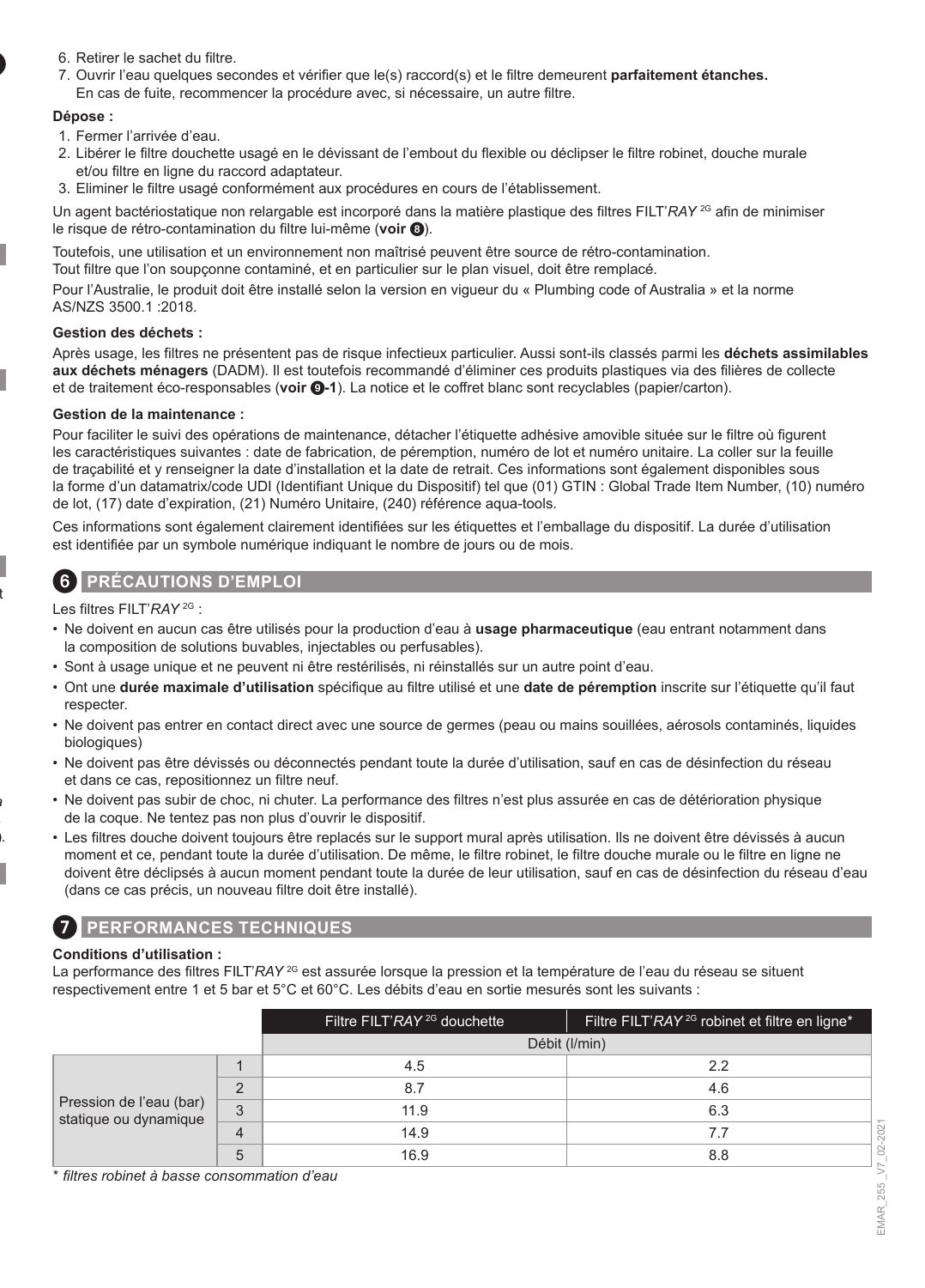6. Retirer le sachet du filtre.
7. Ouvrir l'eau quelques secondes et vérifier que le(s) raccord(s) et le filtre demeurent **parfaitement étanches.** En cas de fuite, recommencer la procédure avec, si nécessaire, un autre filtre.

**Dépose :**

1. Fermer l'arrivée d'eau.
2. Libérer le filtre douchette usagé en le dévissant de l'embout du flexible ou déclipser le filtre robinet, douche murale et/ou filtre en ligne du raccord adaptateur.
3. Eliminer le filtre usagé conformément aux procédures en cours de l'établissement.

Un agent bactériostatique non relargable est incorporé dans la matière plastique des filtres FILT'*RAY* 2G afin de minimiser le risque de rétro-contamination du filtre lui-même (**voir 8**).

Toutefois, une utilisation et un environnement non maîtrisé peuvent être source de rétro-contamination.
Tout filtre que l'on soupçonne contaminé, et en particulier sur le plan visuel, doit être remplacé.

Pour l'Australie, le produit doit être installé selon la version en vigueur du « Plumbing code of Australia » et la norme AS/NZS 3500.1 :2018.

**Gestion des déchets :**

Après usage, les filtres ne présentent pas de risque infectieux particulier. Aussi sont-ils classés parmi les **déchets assimilables aux déchets ménagers** (DADM). Il est toutefois recommandé d'éliminer ces produits plastiques via des filières de collecte et de traitement éco-responsables (**voir 9-1**). La notice et le coffret blanc sont recyclables (papier/carton).

**Gestion de la maintenance :**

Pour faciliter le suivi des opérations de maintenance, détacher l'étiquette adhésive amovible située sur le filtre où figurent les caractéristiques suivantes : date de fabrication, de péremption, numéro de lot et numéro unitaire. La coller sur la feuille de traçabilité et y renseigner la date d'installation et la date de retrait. Ces informations sont également disponibles sous la forme d'un datamatrix/code UDI (Identifiant Unique du Dispositif) tel que (01) GTIN : Global Trade Item Number, (10) numéro de lot, (17) date d'expiration, (21) Numéro Unitaire, (240) référence aqua-tools.

Ces informations sont également clairement identifiées sur les étiquettes et l'emballage du dispositif. La durée d'utilisation est identifiée par un symbole numérique indiquant le nombre de jours ou de mois.

## 6 PRÉCAUTIONS D'EMPLOI

Les filtres FILT'*RAY* 2G :

- Ne doivent en aucun cas être utilisés pour la production d'eau à **usage pharmaceutique** (eau entrant notamment dans la composition de solutions buvables, injectables ou perfusables).
- Sont à usage unique et ne peuvent ni être restérilisés, ni réinstallés sur un autre point d'eau.
- Ont une **durée maximale d'utilisation** spécifique au filtre utilisé et une **date de péremption** inscrite sur l'étiquette qu'il faut respecter.
- Ne doivent pas entrer en contact direct avec une source de germes (peau ou mains souillées, aérosols contaminés, liquides biologiques)
- Ne doivent pas être dévissés ou déconnectés pendant toute la durée d'utilisation, sauf en cas de désinfection du réseau et dans ce cas, repositionnez un filtre neuf.
- Ne doivent pas subir de choc, ni chuter. La performance des filtres n'est plus assurée en cas de détérioration physique de la coque. Ne tentez pas non plus d'ouvrir le dispositif.
- Les filtres douche doivent toujours être replacés sur le support mural après utilisation. Ils ne doivent être dévissés à aucun moment et ce, pendant toute la durée d'utilisation. De même, le filtre robinet, le filtre douche murale ou le filtre en ligne ne doivent être déclipsés à aucun moment pendant toute la durée de leur utilisation, sauf en cas de désinfection du réseau d'eau (dans ce cas précis, un nouveau filtre doit être installé).

## 7 PERFORMANCES TECHNIQUES

**Conditions d'utilisation :**

La performance des filtres FILT'*RAY* 2G est assurée lorsque la pression et la température de l'eau du réseau se situent respectivement entre 1 et 5 bar et 5°C et 60°C. Les débits d'eau en sortie mesurés sont les suivants :

| | | Filtre FILT'*RAY* 2G douchette | Filtre FILT'*RAY* 2G robinet et filtre en ligne* |
|---|---|---|---|
| | | Débit (l/min) | |
| Pression de l'eau (bar) statique ou dynamique | 1 | 4.5 | 2.2 |
| | 2 | 8.7 | 4.6 |
| | 3 | 11.9 | 6.3 |
| | 4 | 14.9 | 7.7 |
| | 5 | 16.9 | 8.8 |

*\* filtres robinet à basse consommation d'eau*

EMAR_255 _V7_02-2021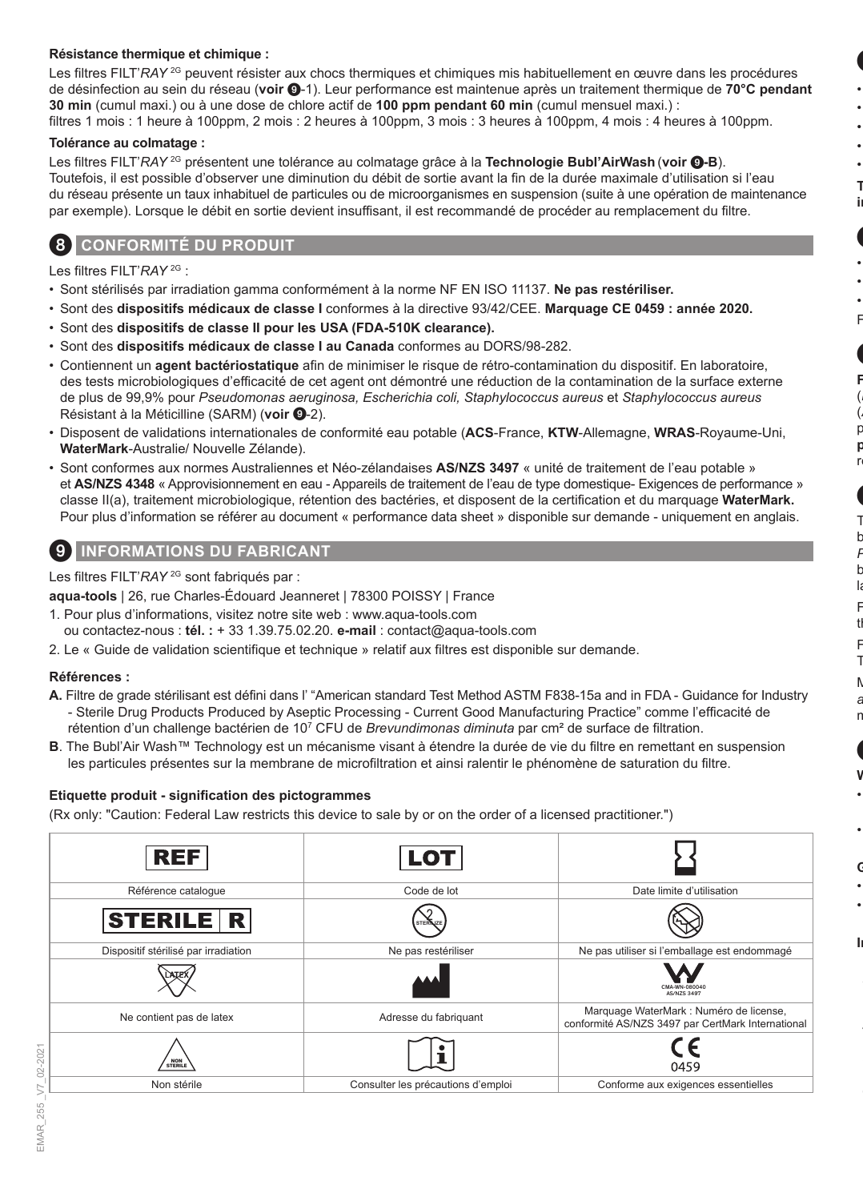**Résistance thermique et chimique :**

Les filtres FILT'*RAY* [2G] peuvent résister aux chocs thermiques et chimiques mis habituellement en œuvre dans les procédures de désinfection au sein du réseau (**voir ❾**-1). Leur performance est maintenue après un traitement thermique de **70°C pendant 30 min** (cumul maxi.) ou à une dose de chlore actif de **100 ppm pendant 60 min** (cumul mensuel maxi.) :
filtres 1 mois : 1 heure à 100ppm, 2 mois : 2 heures à 100ppm, 3 mois : 3 heures à 100ppm, 4 mois : 4 heures à 100ppm.

**Tolérance au colmatage :**

Les filtres FILT'*RAY* [2G] présentent une tolérance au colmatage grâce à la **Technologie Bubl'AirWash** (**voir ❾-B**).
Toutefois, il est possible d'observer une diminution du débit de sortie avant la fin de la durée maximale d'utilisation si l'eau du réseau présente un taux inhabituel de particules ou de microorganismes en suspension (suite à une opération de maintenance par exemple). Lorsque le débit en sortie devient insuffisant, il est recommandé de procéder au remplacement du filtre.

## 8 CONFORMITÉ DU PRODUIT

Les filtres FILT'*RAY* [2G] :

- Sont stérilisés par irradiation gamma conformément à la norme NF EN ISO 11137. **Ne pas restériliser.**
- Sont des **dispositifs médicaux de classe I** conformes à la directive 93/42/CEE. **Marquage CE 0459 : année 2020.**
- Sont des **dispositifs de classe II pour les USA (FDA-510K clearance).**
- Sont des **dispositifs médicaux de classe I au Canada** conformes au DORS/98-282.
- Contiennent un **agent bactériostatique** afin de minimiser le risque de rétro-contamination du dispositif. En laboratoire, des tests microbiologiques d'efficacité de cet agent ont démontré une réduction de la contamination de la surface externe de plus de 99,9% pour *Pseudomonas aeruginosa, Escherichia coli, Staphylococcus aureus* et *Staphylococcus aureus* Résistant à la Méticilline (SARM) (**voir ❾**-2).
- Disposent de validations internationales de conformité eau potable (**ACS**-France, **KTW**-Allemagne, **WRAS**-Royaume-Uni, **WaterMark**-Australie/ Nouvelle Zélande).
- Sont conformes aux normes Australiennes et Néo-zélandaises **AS/NZS 3497** « unité de traitement de l'eau potable » et **AS/NZS 4348** « Approvisionnement en eau - Appareils de traitement de l'eau de type domestique- Exigences de performance » classe II(a), traitement microbiologique, rétention des bactéries, et disposent de la certification et du marquage **WaterMark.** Pour plus d'information se référer au document « performance data sheet » disponible sur demande - uniquement en anglais.

## 9 INFORMATIONS DU FABRICANT

Les filtres FILT'*RAY* [2G] sont fabriqués par :

**aqua-tools** | 26, rue Charles-Édouard Jeanneret | 78300 POISSY | France

1. Pour plus d'informations, visitez notre site web : www.aqua-tools.com
   ou contactez-nous : **tél. :** + 33 1.39.75.02.20. **e-mail** : contact@aqua-tools.com
2. Le « Guide de validation scientifique et technique » relatif aux filtres est disponible sur demande.

**Références :**

**A.** Filtre de grade stérilisant est défini dans l' "American standard Test Method ASTM F838-15a and in FDA - Guidance for Industry - Sterile Drug Products Produced by Aseptic Processing - Current Good Manufacturing Practice" comme l'efficacité de rétention d'un challenge bactérien de $10^7$ CFU de *Brevundimonas diminuta* par cm² de surface de filtration.

**B**. The Bubl'Air Wash™ Technology est un mécanisme visant à étendre la durée de vie du filtre en remettant en suspension les particules présentes sur la membrane de microfiltration et ainsi ralentir le phénomène de saturation du filtre.

**Etiquette produit - signification des pictogrammes**

(Rx only: "Caution: Federal Law restricts this device to sale by or on the order of a licensed practitioner.")

| REF | LOT | ⌛ |
|---|---|---|
| Référence catalogue | Code de lot | Date limite d'utilisation |
| STERILE R | STERILIZE (barré) | (emballage endommagé) |
| Dispositif stérilisé par irradiation | Ne pas restériliser | Ne pas utiliser si l'emballage est endommagé |
| LATEX (barré) | (fabricant) | CMA-WN-080040 AS/NZS 3497 |
| Ne contient pas de latex | Adresse du fabriquant | Marquage WaterMark : Numéro de license, conformité AS/NZS 3497 par CertMark International |
| NON STERILE | i | CE 0459 |
| Non stérile | Consulter les précautions d'emploi | Conforme aux exigences essentielles |

EMAR_255_V7_02-2021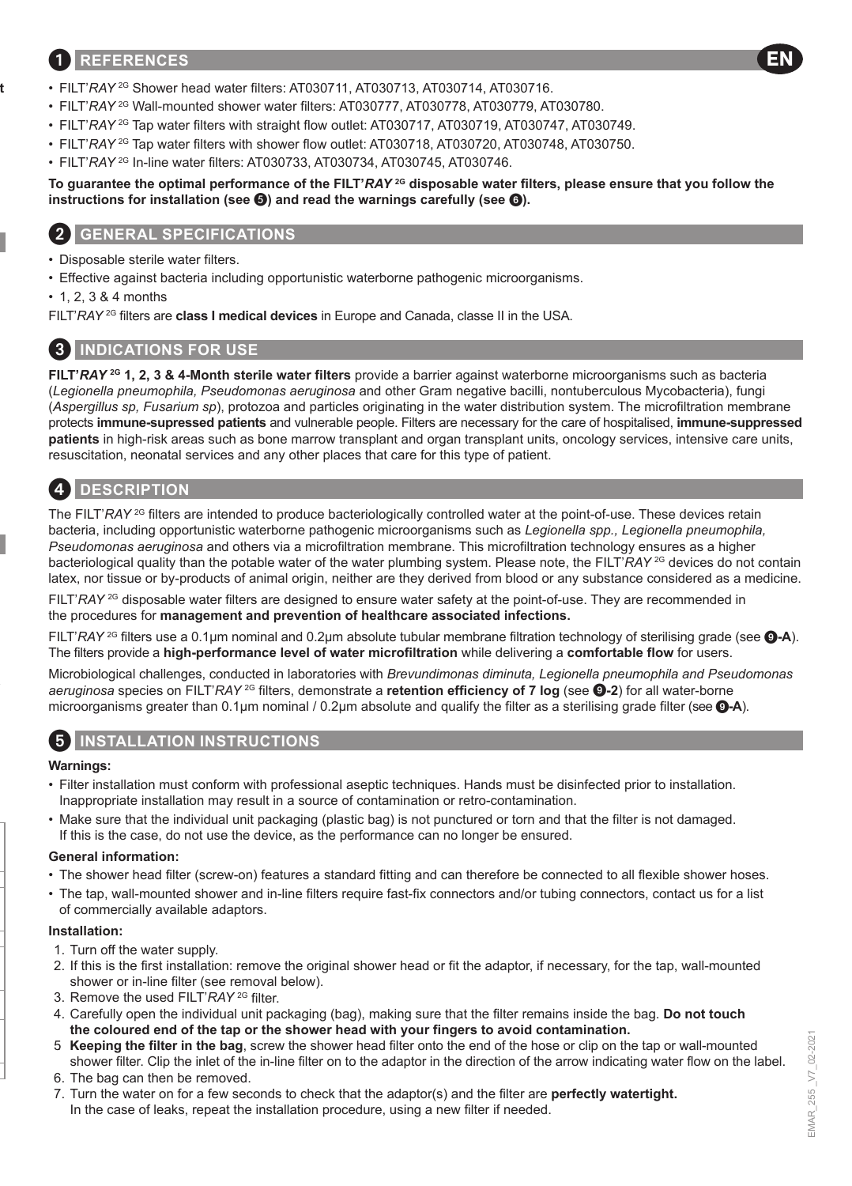## 1 REFERENCES

- FILT'*RAY* 2G Shower head water filters: AT030711, AT030713, AT030714, AT030716.
- FILT'*RAY* 2G Wall-mounted shower water filters: AT030777, AT030778, AT030779, AT030780.
- FILT'*RAY* 2G Tap water filters with straight flow outlet: AT030717, AT030719, AT030747, AT030749.
- FILT'*RAY* 2G Tap water filters with shower flow outlet: AT030718, AT030720, AT030748, AT030750.
- FILT'*RAY* 2G In-line water filters: AT030733, AT030734, AT030745, AT030746.

**To guarantee the optimal performance of the FILT'*RAY* 2G disposable water filters, please ensure that you follow the instructions for installation (see 5) and read the warnings carefully (see 6).**

## 2 GENERAL SPECIFICATIONS

- Disposable sterile water filters.
- Effective against bacteria including opportunistic waterborne pathogenic microorganisms.
- 1, 2, 3 & 4 months

FILT'*RAY* 2G filters are **class I medical devices** in Europe and Canada, classe II in the USA.

## 3 INDICATIONS FOR USE

**FILT'*RAY* 2G 1, 2, 3 & 4-Month sterile water filters** provide a barrier against waterborne microorganisms such as bacteria (*Legionella pneumophila, Pseudomonas aeruginosa* and other Gram negative bacilli, nontuberculous Mycobacteria), fungi (*Aspergillus sp, Fusarium sp*), protozoa and particles originating in the water distribution system. The microfiltration membrane protects **immune-supressed patients** and vulnerable people. Filters are necessary for the care of hospitalised, **immune-suppressed patients** in high-risk areas such as bone marrow transplant and organ transplant units, oncology services, intensive care units, resuscitation, neonatal services and any other places that care for this type of patient.

## 4 DESCRIPTION

The FILT'*RAY* 2G filters are intended to produce bacteriologically controlled water at the point-of-use. These devices retain bacteria, including opportunistic waterborne pathogenic microorganisms such as *Legionella spp., Legionella pneumophila, Pseudomonas aeruginosa* and others via a microfiltration membrane. This microfiltration technology ensures as a higher bacteriological quality than the potable water of the water plumbing system. Please note, the FILT'*RAY* 2G devices do not contain latex, nor tissue or by-products of animal origin, neither are they derived from blood or any substance considered as a medicine.

FILT'*RAY* 2G disposable water filters are designed to ensure water safety at the point-of-use. They are recommended in the procedures for **management and prevention of healthcare associated infections.**

FILT'*RAY* 2G filters use a 0.1µm nominal and 0.2µm absolute tubular membrane filtration technology of sterilising grade (see **9-A**). The filters provide a **high-performance level of water microfiltration** while delivering a **comfortable flow** for users.

Microbiological challenges, conducted in laboratories with *Brevundimonas diminuta, Legionella pneumophila and Pseudomonas aeruginosa* species on FILT'*RAY* 2G filters, demonstrate a **retention efficiency of 7 log** (see **9-2**) for all water-borne microorganisms greater than 0.1µm nominal / 0.2µm absolute and qualify the filter as a sterilising grade filter (see **9-A**).

## 5 INSTALLATION INSTRUCTIONS

**Warnings:**

- Filter installation must conform with professional aseptic techniques. Hands must be disinfected prior to installation. Inappropriate installation may result in a source of contamination or retro-contamination.
- Make sure that the individual unit packaging (plastic bag) is not punctured or torn and that the filter is not damaged. If this is the case, do not use the device, as the performance can no longer be ensured.

**General information:**

- The shower head filter (screw-on) features a standard fitting and can therefore be connected to all flexible shower hoses.
- The tap, wall-mounted shower and in-line filters require fast-fix connectors and/or tubing connectors, contact us for a list of commercially available adaptors.

**Installation:**

1. Turn off the water supply.
2. If this is the first installation: remove the original shower head or fit the adaptor, if necessary, for the tap, wall-mounted shower or in-line filter (see removal below).
3. Remove the used FILT'*RAY* 2G filter.
4. Carefully open the individual unit packaging (bag), making sure that the filter remains inside the bag. **Do not touch the coloured end of the tap or the shower head with your fingers to avoid contamination.**
5. **Keeping the filter in the bag**, screw the shower head filter onto the end of the hose or clip on the tap or wall-mounted shower filter. Clip the inlet of the in-line filter on to the adaptor in the direction of the arrow indicating water flow on the label.
6. The bag can then be removed.
7. Turn the water on for a few seconds to check that the adaptor(s) and the filter are **perfectly watertight.** In the case of leaks, repeat the installation procedure, using a new filter if needed.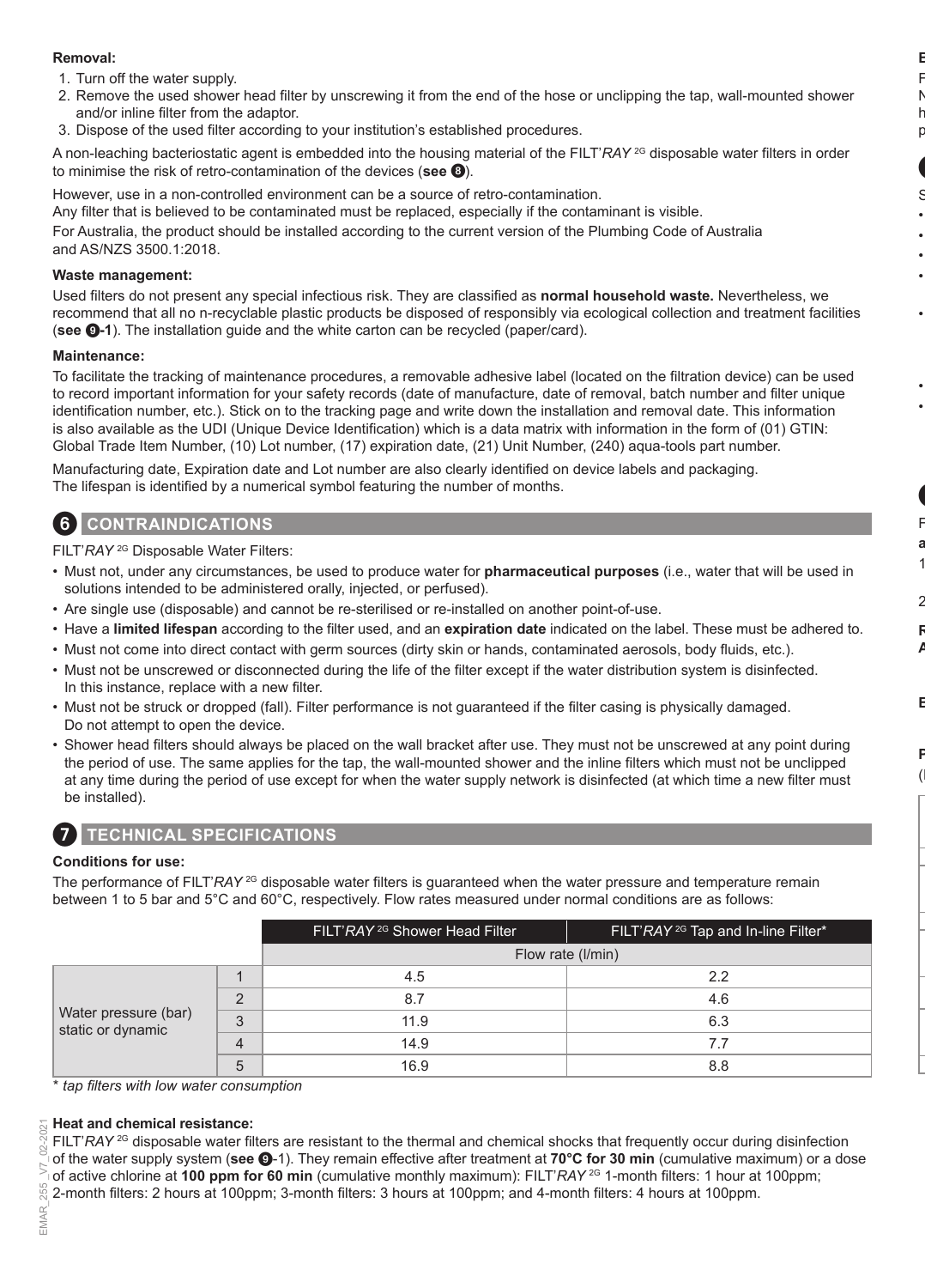**Removal:**

1. Turn off the water supply.
2. Remove the used shower head filter by unscrewing it from the end of the hose or unclipping the tap, wall-mounted shower and/or inline filter from the adaptor.
3. Dispose of the used filter according to your institution's established procedures.

A non-leaching bacteriostatic agent is embedded into the housing material of the FILT'*RAY* [2G] disposable water filters in order to minimise the risk of retro-contamination of the devices (**see ❽**).

However, use in a non-controlled environment can be a source of retro-contamination.

Any filter that is believed to be contaminated must be replaced, especially if the contaminant is visible.

For Australia, the product should be installed according to the current version of the Plumbing Code of Australia and AS/NZS 3500.1:2018.

**Waste management:**

Used filters do not present any special infectious risk. They are classified as **normal household waste.** Nevertheless, we recommend that all no n-recyclable plastic products be disposed of responsibly via ecological collection and treatment facilities (**see ❾-1**). The installation guide and the white carton can be recycled (paper/card).

**Maintenance:**

To facilitate the tracking of maintenance procedures, a removable adhesive label (located on the filtration device) can be used to record important information for your safety records (date of manufacture, date of removal, batch number and filter unique identification number, etc.). Stick on to the tracking page and write down the installation and removal date. This information is also available as the UDI (Unique Device Identification) which is a data matrix with information in the form of (01) GTIN: Global Trade Item Number, (10) Lot number, (17) expiration date, (21) Unit Number, (240) aqua-tools part number.

Manufacturing date, Expiration date and Lot number are also clearly identified on device labels and packaging.
The lifespan is identified by a numerical symbol featuring the number of months.

## 6 CONTRAINDICATIONS

FILT'*RAY* [2G] Disposable Water Filters:

- Must not, under any circumstances, be used to produce water for **pharmaceutical purposes** (i.e., water that will be used in solutions intended to be administered orally, injected, or perfused).
- Are single use (disposable) and cannot be re-sterilised or re-installed on another point-of-use.
- Have a **limited lifespan** according to the filter used, and an **expiration date** indicated on the label. These must be adhered to.
- Must not come into direct contact with germ sources (dirty skin or hands, contaminated aerosols, body fluids, etc.).
- Must not be unscrewed or disconnected during the life of the filter except if the water distribution system is disinfected. In this instance, replace with a new filter.
- Must not be struck or dropped (fall). Filter performance is not guaranteed if the filter casing is physically damaged. Do not attempt to open the device.
- Shower head filters should always be placed on the wall bracket after use. They must not be unscrewed at any point during the period of use. The same applies for the tap, the wall-mounted shower and the inline filters which must not be unclipped at any time during the period of use except for when the water supply network is disinfected (at which time a new filter must be installed).

## 7 TECHNICAL SPECIFICATIONS

**Conditions for use:**

The performance of FILT'*RAY* [2G] disposable water filters is guaranteed when the water pressure and temperature remain between 1 to 5 bar and 5°C and 60°C, respectively. Flow rates measured under normal conditions are as follows:

| | | FILT'*RAY* [2G] Shower Head Filter | FILT'*RAY* [2G] Tap and In-line Filter* |
|---|---|---|---|
| | | Flow rate (l/min) | |
| Water pressure (bar) static or dynamic | 1 | 4.5 | 2.2 |
| | 2 | 8.7 | 4.6 |
| | 3 | 11.9 | 6.3 |
| | 4 | 14.9 | 7.7 |
| | 5 | 16.9 | 8.8 |

*\* tap filters with low water consumption*

**Heat and chemical resistance:**

FILT'*RAY* [2G] disposable water filters are resistant to the thermal and chemical shocks that frequently occur during disinfection of the water supply system (**see ❾**-1). They remain effective after treatment at **70°C for 30 min** (cumulative maximum) or a dose of active chlorine at **100 ppm for 60 min** (cumulative monthly maximum): FILT'*RAY* [2G] 1-month filters: 1 hour at 100ppm; 2-month filters: 2 hours at 100ppm; 3-month filters: 3 hours at 100ppm; and 4-month filters: 4 hours at 100ppm.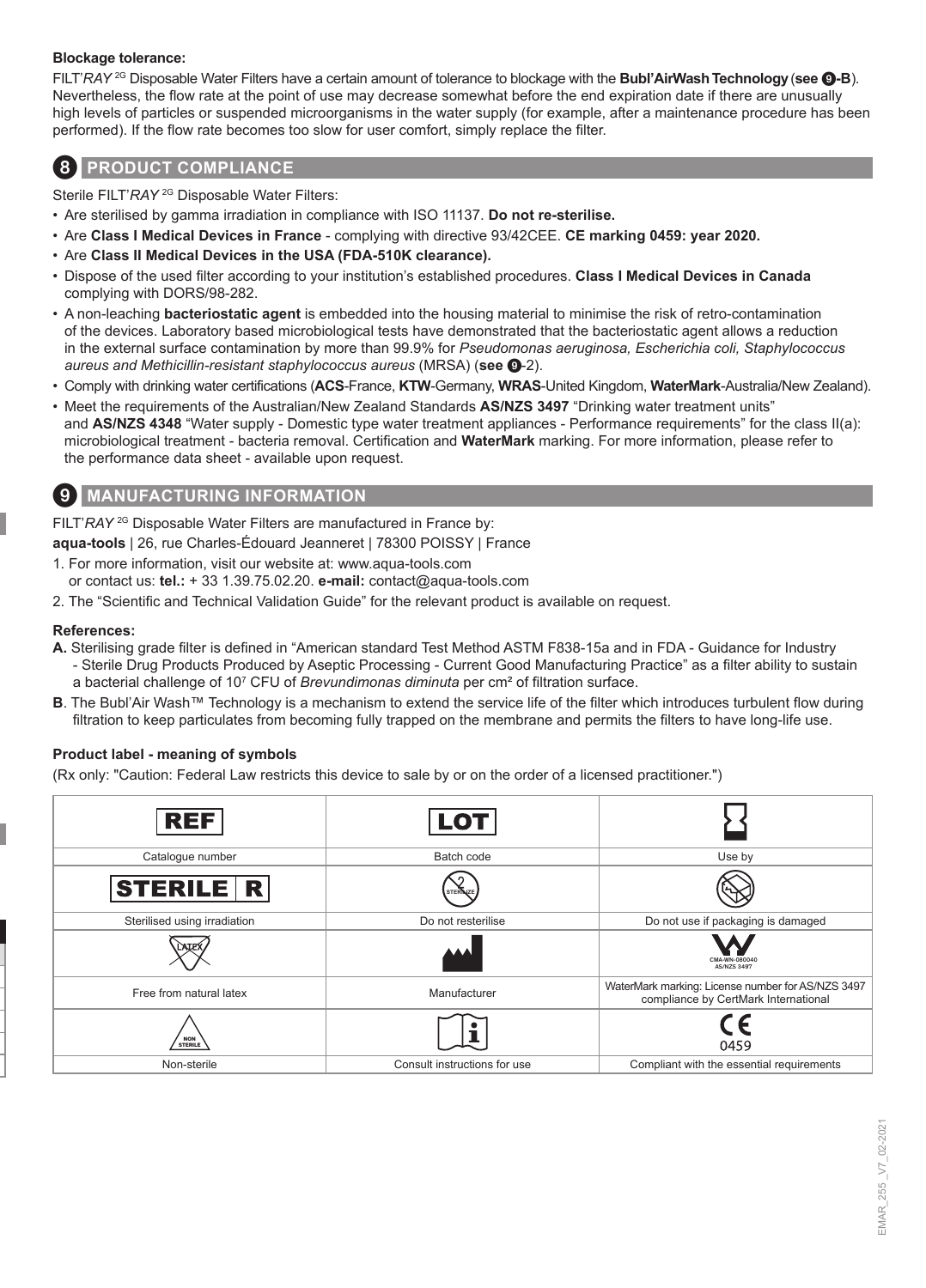**Blockage tolerance:**

FILT'*RAY* [2G] Disposable Water Filters have a certain amount of tolerance to blockage with the **Bubl'AirWash Technology (see ❾-B)**. Nevertheless, the flow rate at the point of use may decrease somewhat before the end expiration date if there are unusually high levels of particles or suspended microorganisms in the water supply (for example, after a maintenance procedure has been performed). If the flow rate becomes too slow for user comfort, simply replace the filter.

## 8 PRODUCT COMPLIANCE

Sterile FILT'*RAY* [2G] Disposable Water Filters:

- Are sterilised by gamma irradiation in compliance with ISO 11137. **Do not re-sterilise.**
- Are **Class I Medical Devices in France** - complying with directive 93/42CEE. **CE marking 0459: year 2020.**
- Are **Class II Medical Devices in the USA (FDA-510K clearance).**
- Dispose of the used filter according to your institution's established procedures. **Class I Medical Devices in Canada** complying with DORS/98-282.
- A non-leaching **bacteriostatic agent** is embedded into the housing material to minimise the risk of retro-contamination of the devices. Laboratory based microbiological tests have demonstrated that the bacteriostatic agent allows a reduction in the external surface contamination by more than 99.9% for *Pseudomonas aeruginosa, Escherichia coli, Staphylococcus aureus and Methicillin-resistant staphylococcus aureus* (MRSA) (**see ❾**-2).
- Comply with drinking water certifications (**ACS**-France, **KTW**-Germany, **WRAS**-United Kingdom, **WaterMark**-Australia/New Zealand).
- Meet the requirements of the Australian/New Zealand Standards **AS/NZS 3497** "Drinking water treatment units" and **AS/NZS 4348** "Water supply - Domestic type water treatment appliances - Performance requirements" for the class II(a): microbiological treatment - bacteria removal. Certification and **WaterMark** marking. For more information, please refer to the performance data sheet - available upon request.

## 9 MANUFACTURING INFORMATION

FILT'*RAY* [2G] Disposable Water Filters are manufactured in France by:

**aqua-tools** | 26, rue Charles-Édouard Jeanneret | 78300 POISSY | France

1. For more information, visit our website at: www.aqua-tools.com
   or contact us: **tel.:** + 33 1.39.75.02.20. **e-mail:** contact@aqua-tools.com
2. The "Scientific and Technical Validation Guide" for the relevant product is available on request.

**References:**

**A.** Sterilising grade filter is defined in "American standard Test Method ASTM F838-15a and in FDA - Guidance for Industry - Sterile Drug Products Produced by Aseptic Processing - Current Good Manufacturing Practice" as a filter ability to sustain a bacterial challenge of $10^7$ CFU of *Brevundimonas diminuta* per cm² of filtration surface.

**B**. The Bubl'Air Wash™ Technology is a mechanism to extend the service life of the filter which introduces turbulent flow during filtration to keep particulates from becoming fully trapped on the membrane and permits the filters to have long-life use.

**Product label - meaning of symbols**

(Rx only: "Caution: Federal Law restricts this device to sale by or on the order of a licensed practitioner.")

| REF | LOT | |
|---|---|---|
| Catalogue number | Batch code | Use by |
| STERILE R | | |
| Sterilised using irradiation | Do not resterilise | Do not use if packaging is damaged |
| | | CMA-WN-080040 AS/NZS 3497 |
| Free from natural latex | Manufacturer | WaterMark marking: License number for AS/NZS 3497 compliance by CertMark International |
| NON STERILE | | CE 0459 |
| Non-sterile | Consult instructions for use | Compliant with the essential requirements |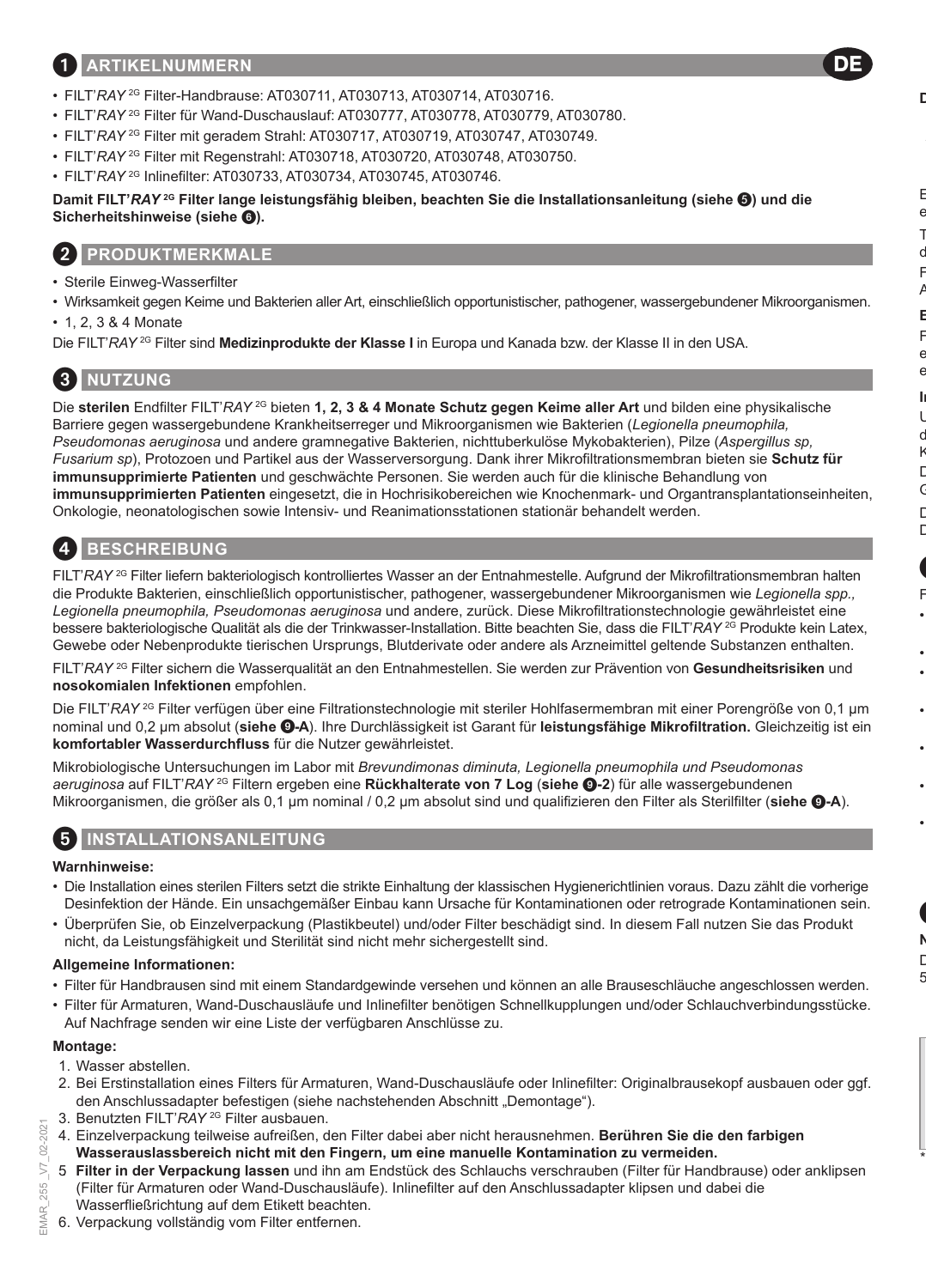## 1 ARTIKELNUMMERN

- FILT'*RAY* 2G Filter-Handbrause: AT030711, AT030713, AT030714, AT030716.
- FILT'*RAY* 2G Filter für Wand-Duschauslauf: AT030777, AT030778, AT030779, AT030780.
- FILT'*RAY* 2G Filter mit geradem Strahl: AT030717, AT030719, AT030747, AT030749.
- FILT'*RAY* 2G Filter mit Regenstrahl: AT030718, AT030720, AT030748, AT030750.
- FILT'*RAY* 2G Inlinefilter: AT030733, AT030734, AT030745, AT030746.

**Damit FILT'*RAY* 2G Filter lange leistungsfähig bleiben, beachten Sie die Installationsanleitung (siehe 5) und die Sicherheitshinweise (siehe 6).**

## 2 PRODUKTMERKMALE

- Sterile Einweg-Wasserfilter
- Wirksamkeit gegen Keime und Bakterien aller Art, einschließlich opportunistischer, pathogener, wassergebundener Mikroorganismen.
- 1, 2, 3 & 4 Monate

Die FILT'*RAY* 2G Filter sind **Medizinprodukte der Klasse I** in Europa und Kanada bzw. der Klasse II in den USA.

## 3 NUTZUNG

Die **sterilen** Endfilter FILT'*RAY* 2G bieten **1, 2, 3 & 4 Monate Schutz gegen Keime aller Art** und bilden eine physikalische Barriere gegen wassergebundene Krankheitserreger und Mikroorganismen wie Bakterien (*Legionella pneumophila, Pseudomonas aeruginosa* und andere gramnegative Bakterien, nichttuberkulöse Mykobakterien), Pilze (*Aspergillus sp, Fusarium sp*), Protozoen und Partikel aus der Wasserversorgung. Dank ihrer Mikrofiltrationsmembran bieten sie **Schutz für immunsupprimierte Patienten** und geschwächte Personen. Sie werden auch für die klinische Behandlung von **immunsupprimierten Patienten** eingesetzt, die in Hochrisikobereichen wie Knochenmark- und Organtransplantationseinheiten, Onkologie, neonatologischen sowie Intensiv- und Reanimationsstationen stationär behandelt werden.

## 4 BESCHREIBUNG

FILT'*RAY* 2G Filter liefern bakteriologisch kontrolliertes Wasser an der Entnahmestelle. Aufgrund der Mikrofiltrationsmembran halten die Produkte Bakterien, einschließlich opportunistischer, pathogener, wassergebundener Mikroorganismen wie *Legionella spp., Legionella pneumophila, Pseudomonas aeruginosa* und andere, zurück. Diese Mikrofiltrationstechnologie gewährleistet eine bessere bakteriologische Qualität als die der Trinkwasser-Installation. Bitte beachten Sie, dass die FILT'*RAY* 2G Produkte kein Latex, Gewebe oder Nebenprodukte tierischen Ursprungs, Blutderivate oder andere als Arzneimittel geltende Substanzen enthalten.

FILT'*RAY* 2G Filter sichern die Wasserqualität an den Entnahmestellen. Sie werden zur Prävention von **Gesundheitsrisiken** und **nosokomialen Infektionen** empfohlen.

Die FILT'*RAY* 2G Filter verfügen über eine Filtrationstechnologie mit steriler Hohlfasermembran mit einer Porengröße von 0,1 µm nominal und 0,2 µm absolut (**siehe 9-A**). Ihre Durchlässigkeit ist Garant für **leistungsfähige Mikrofiltration.** Gleichzeitig ist ein **komfortabler Wasserdurchfluss** für die Nutzer gewährleistet.

Mikrobiologische Untersuchungen im Labor mit *Brevundimonas diminuta, Legionella pneumophila und Pseudomonas aeruginosa* auf FILT'*RAY* 2G Filtern ergeben eine **Rückhalterate von 7 Log** (**siehe 9-2**) für alle wassergebundenen Mikroorganismen, die größer als 0,1 µm nominal / 0,2 µm absolut sind und qualifizieren den Filter als Sterilfilter (**siehe 9-A**).

## 5 INSTALLATIONSANLEITUNG

**Warnhinweise:**

- Die Installation eines sterilen Filters setzt die strikte Einhaltung der klassischen Hygienerichtlinien voraus. Dazu zählt die vorherige Desinfektion der Hände. Ein unsachgemäßer Einbau kann Ursache für Kontaminationen oder retrograde Kontaminationen sein.
- Überprüfen Sie, ob Einzelverpackung (Plastikbeutel) und/oder Filter beschädigt sind. In diesem Fall nutzen Sie das Produkt nicht, da Leistungsfähigkeit und Sterilität sind nicht mehr sichergestellt sind.

**Allgemeine Informationen:**

- Filter für Handbrausen sind mit einem Standardgewinde versehen und können an alle Brauseschläuche angeschlossen werden.
- Filter für Armaturen, Wand-Duschausläufe und Inlinefilter benötigen Schnellkupplungen und/oder Schlauchverbindungsstücke. Auf Nachfrage senden wir eine Liste der verfügbaren Anschlüsse zu.

**Montage:**

1. Wasser abstellen.
2. Bei Erstinstallation eines Filters für Armaturen, Wand-Duschausläufe oder Inlinefilter: Originalbrausekopf ausbauen oder ggf. den Anschlussadapter befestigen (siehe nachstehenden Abschnitt „Demontage").
3. Benutzten FILT'*RAY* 2G Filter ausbauen.
4. Einzelverpackung teilweise aufreißen, den Filter dabei aber nicht herausnehmen. **Berühren Sie die den farbigen Wasserauslassbereich nicht mit den Fingern, um eine manuelle Kontamination zu vermeiden.**
5. **Filter in der Verpackung lassen** und ihn am Endstück des Schlauchs verschrauben (Filter für Handbrause) oder anklipsen (Filter für Armaturen oder Wand-Duschausläufe). Inlinefilter auf den Anschlussadapter klipsen und dabei die Wasserfließrichtung auf dem Etikett beachten.
6. Verpackung vollständig vom Filter entfernen.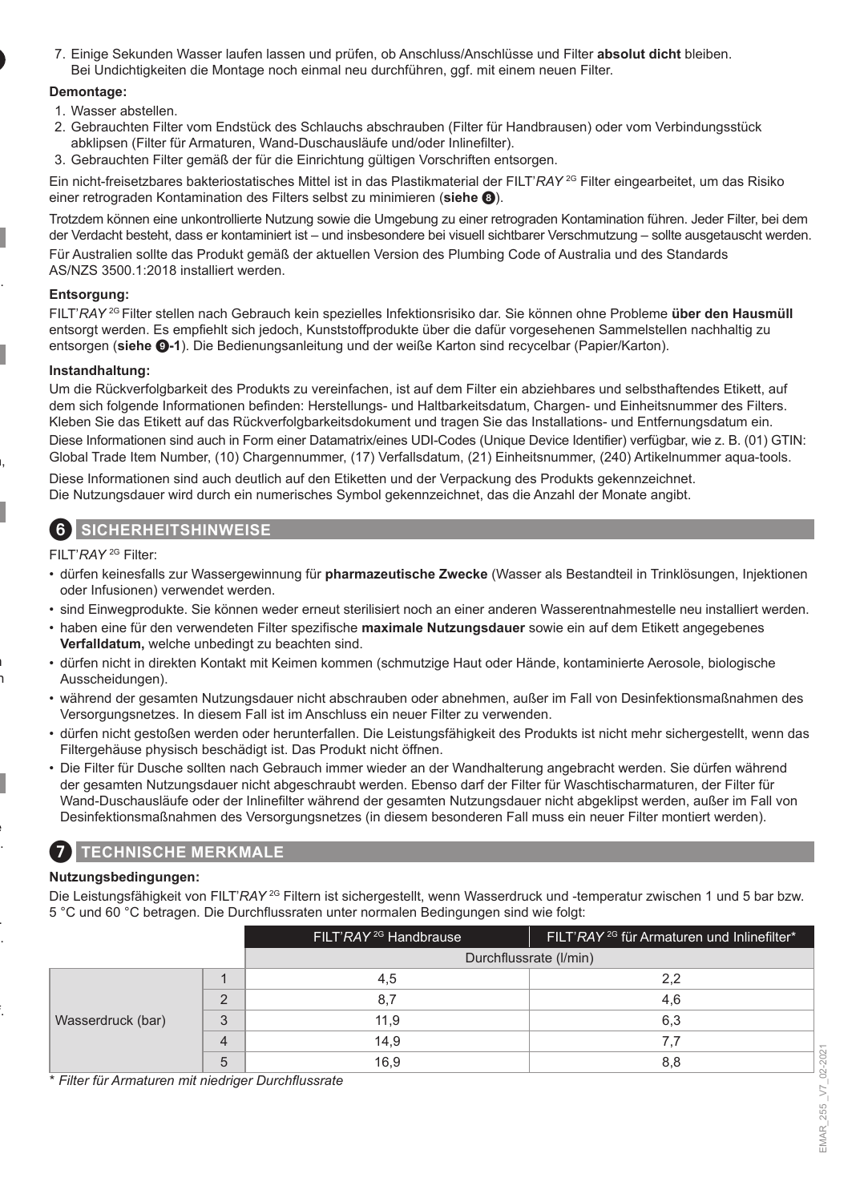7. Einige Sekunden Wasser laufen lassen und prüfen, ob Anschluss/Anschlüsse und Filter **absolut dicht** bleiben. Bei Undichtigkeiten die Montage noch einmal neu durchführen, ggf. mit einem neuen Filter.

**Demontage:**

1. Wasser abstellen.
2. Gebrauchten Filter vom Endstück des Schlauchs abschrauben (Filter für Handbrausen) oder vom Verbindungsstück abklipsen (Filter für Armaturen, Wand-Duschausläufe und/oder Inlinefilter).
3. Gebrauchten Filter gemäß der für die Einrichtung gültigen Vorschriften entsorgen.

Ein nicht-freisetzbares bakteriostatisches Mittel ist in das Plastikmaterial der FILT'*RAY* 2G Filter eingearbeitet, um das Risiko einer retrograden Kontamination des Filters selbst zu minimieren (**siehe 8**).

Trotzdem können eine unkontrollierte Nutzung sowie die Umgebung zu einer retrograden Kontamination führen. Jeder Filter, bei dem der Verdacht besteht, dass er kontaminiert ist – und insbesondere bei visuell sichtbarer Verschmutzung – sollte ausgetauscht werden.
Für Australien sollte das Produkt gemäß der aktuellen Version des Plumbing Code of Australia und des Standards AS/NZS 3500.1:2018 installiert werden.

**Entsorgung:**

FILT'*RAY* 2G Filter stellen nach Gebrauch kein spezielles Infektionsrisiko dar. Sie können ohne Probleme **über den Hausmüll** entsorgt werden. Es empfiehlt sich jedoch, Kunststoffprodukte über die dafür vorgesehenen Sammelstellen nachhaltig zu entsorgen (**siehe 9-1**). Die Bedienungsanleitung und der weiße Karton sind recycelbar (Papier/Karton).

**Instandhaltung:**

Um die Rückverfolgbarkeit des Produkts zu vereinfachen, ist auf dem Filter ein abziehbares und selbsthaftendes Etikett, auf dem sich folgende Informationen befinden: Herstellungs- und Haltbarkeitsdatum, Chargen- und Einheitsnummer des Filters. Kleben Sie das Etikett auf das Rückverfolgbarkeitsdokument und tragen Sie das Installations- und Entfernungsdatum ein.
Diese Informationen sind auch in Form einer Datamatrix/eines UDI-Codes (Unique Device Identifier) verfügbar, wie z. B. (01) GTIN: Global Trade Item Number, (10) Chargennummer, (17) Verfallsdatum, (21) Einheitsnummer, (240) Artikelnummer aqua-tools.

Diese Informationen sind auch deutlich auf den Etiketten und der Verpackung des Produkts gekennzeichnet.
Die Nutzungsdauer wird durch ein numerisches Symbol gekennzeichnet, das die Anzahl der Monate angibt.

## 6 SICHERHEITSHINWEISE

FILT'*RAY* 2G Filter:

- dürfen keinesfalls zur Wassergewinnung für **pharmazeutische Zwecke** (Wasser als Bestandteil in Trinklösungen, Injektionen oder Infusionen) verwendet werden.
- sind Einwegprodukte. Sie können weder erneut sterilisiert noch an einer anderen Wasserentnahmestelle neu installiert werden.
- haben eine für den verwendeten Filter spezifische **maximale Nutzungsdauer** sowie ein auf dem Etikett angegebenes **Verfalldatum,** welche unbedingt zu beachten sind.
- dürfen nicht in direkten Kontakt mit Keimen kommen (schmutzige Haut oder Hände, kontaminierte Aerosole, biologische Ausscheidungen).
- während der gesamten Nutzungsdauer nicht abschrauben oder abnehmen, außer im Fall von Desinfektionsmaßnahmen des Versorgungsnetzes. In diesem Fall ist im Anschluss ein neuer Filter zu verwenden.
- dürfen nicht gestoßen werden oder herunterfallen. Die Leistungsfähigkeit des Produkts ist nicht mehr sichergestellt, wenn das Filtergehäuse physisch beschädigt ist. Das Produkt nicht öffnen.
- Die Filter für Dusche sollten nach Gebrauch immer wieder an der Wandhalterung angebracht werden. Sie dürfen während der gesamten Nutzungsdauer nicht abgeschraubt werden. Ebenso darf der Filter für Waschtischarmaturen, der Filter für Wand-Duschausläufe oder der Inlinefilter während der gesamten Nutzungsdauer nicht abgeklipst werden, außer im Fall von Desinfektionsmaßnahmen des Versorgungsnetzes (in diesem besonderen Fall muss ein neuer Filter montiert werden).

## 7 TECHNISCHE MERKMALE

**Nutzungsbedingungen:**

Die Leistungsfähigkeit von FILT'*RAY* 2G Filtern ist sichergestellt, wenn Wasserdruck und -temperatur zwischen 1 und 5 bar bzw. 5 °C und 60 °C betragen. Die Durchflussraten unter normalen Bedingungen sind wie folgt:

| | | FILT'*RAY* 2G Handbrause | FILT'*RAY* 2G für Armaturen und Inlinefilter* |
|---|---|---|---|
| | | Durchflussrate (l/min) | |
| Wasserdruck (bar) | 1 | 4,5 | 2,2 |
| | 2 | 8,7 | 4,6 |
| | 3 | 11,9 | 6,3 |
| | 4 | 14,9 | 7,7 |
| | 5 | 16,9 | 8,8 |

*\* Filter für Armaturen mit niedriger Durchflussrate*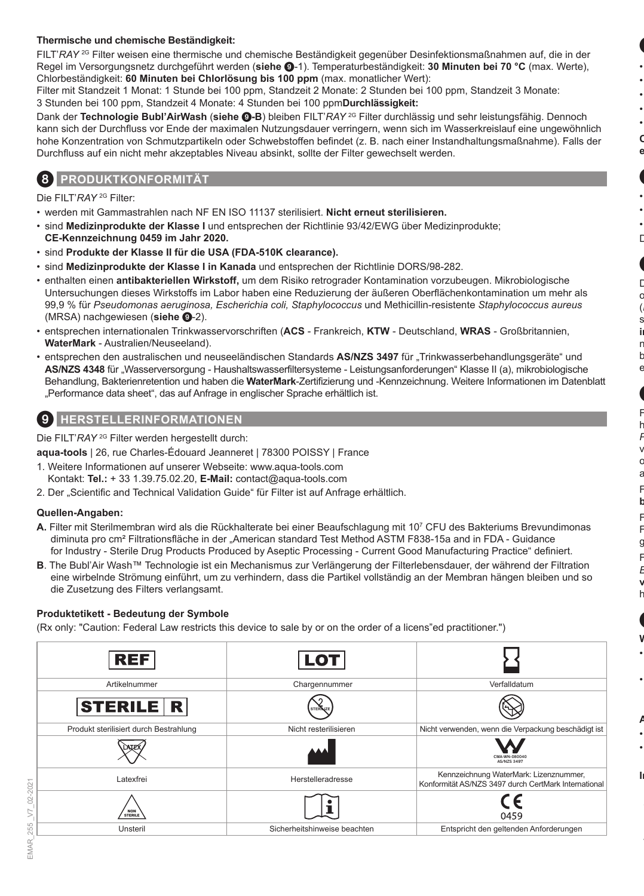**Thermische und chemische Beständigkeit:**

FILT'*RAY* 2G Filter weisen eine thermische und chemische Beständigkeit gegenüber Desinfektionsmaßnahmen auf, die in der Regel im Versorgungsnetz durchgeführt werden (**siehe ❾**-1). Temperaturbeständigkeit: **30 Minuten bei 70 °C** (max. Werte), Chlorbeständigkeit: **60 Minuten bei Chlorlösung bis 100 ppm** (max. monatlicher Wert):
Filter mit Standzeit 1 Monat: 1 Stunde bei 100 ppm, Standzeit 2 Monate: 2 Stunden bei 100 ppm, Standzeit 3 Monate: 3 Stunden bei 100 ppm, Standzeit 4 Monate: 4 Stunden bei 100 ppm**Durchlässigkeit:**

Dank der **Technologie Bubl'AirWash** (**siehe ❾-B**) bleiben FILT'*RAY* 2G Filter durchlässig und sehr leistungsfähig. Dennoch kann sich der Durchfluss vor Ende der maximalen Nutzungsdauer verringern, wenn sich im Wasserkreislauf eine ungewöhnlich hohe Konzentration von Schmutzpartikeln oder Schwebstoffen befindet (z. B. nach einer Instandhaltungsmaßnahme). Falls der Durchfluss auf ein nicht mehr akzeptables Niveau absinkt, sollte der Filter gewechselt werden.

## 8 PRODUKTKONFORMITÄT

Die FILT'*RAY* 2G Filter:

- werden mit Gammastrahlen nach NF EN ISO 11137 sterilisiert. **Nicht erneut sterilisieren.**
- sind **Medizinprodukte der Klasse I** und entsprechen der Richtlinie 93/42/EWG über Medizinprodukte; **CE-Kennzeichnung 0459 im Jahr 2020.**
- sind **Produkte der Klasse II für die USA (FDA-510K clearance).**
- sind **Medizinprodukte der Klasse I in Kanada** und entsprechen der Richtlinie DORS/98-282.
- enthalten einen **antibakteriellen Wirkstoff,** um dem Risiko retrograder Kontamination vorzubeugen. Mikrobiologische Untersuchungen dieses Wirkstoffs im Labor haben eine Reduzierung der äußeren Oberflächenkontamination um mehr als 99,9 % für *Pseudomonas aeruginosa, Escherichia coli, Staphylococcus* und Methicillin-resistente *Staphylococcus aureus* (MRSA) nachgewiesen (**siehe ❾**-2).
- entsprechen internationalen Trinkwasservorschriften (**ACS** - Frankreich, **KTW** - Deutschland, **WRAS** - Großbritannien, **WaterMark** - Australien/Neuseeland).
- entsprechen den australischen und neuseeländischen Standards **AS/NZS 3497** für „Trinkwasserbehandlungsgeräte" und **AS/NZS 4348** für „Wasserversorgung - Haushaltswasserfiltersysteme - Leistungsanforderungen" Klasse II (a), mikrobiologische Behandlung, Bakterienretention und haben die **WaterMark**-Zertifizierung und -Kennzeichnung. Weitere Informationen im Datenblatt „Performance data sheet", das auf Anfrage in englischer Sprache erhältlich ist.

## 9 HERSTELLERINFORMATIONEN

Die FILT'*RAY* 2G Filter werden hergestellt durch:

**aqua-tools** | 26, rue Charles-Édouard Jeanneret | 78300 POISSY | France

1. Weitere Informationen auf unserer Webseite: www.aqua-tools.com
   Kontakt: **Tel.:** + 33 1.39.75.02.20, **E-Mail:** contact@aqua-tools.com
2. Der „Scientific and Technical Validation Guide" für Filter ist auf Anfrage erhältlich.

**Quellen-Angaben:**

**A.** Filter mit Sterilmembran wird als die Rückhalterate bei einer Beaufschlagung mit $10^7$ CFU des Bakteriums Brevundimonas diminuta pro cm² Filtrationsfläche in der „American standard Test Method ASTM F838-15a and in FDA - Guidance for Industry - Sterile Drug Products Produced by Aseptic Processing - Current Good Manufacturing Practice" definiert.

**B**. The Bubl'Air Wash™ Technologie ist ein Mechanismus zur Verlängerung der Filterlebensdauer, der während der Filtration eine wirbelnde Strömung einführt, um zu verhindern, dass die Partikel vollständig an der Membran hängen bleiben und so die Zusetzung des Filters verlangsamt.

**Produktetikett - Bedeutung der Symbole**

(Rx only: "Caution: Federal Law restricts this device to sale by or on the order of a licens"ed practitioner.")

| REF | LOT | ⌛ |
|---|---|---|
| Artikelnummer | Chargennummer | Verfalldatum |
| STERILE R | STERILIZE | |
| Produkt sterilisiert durch Bestrahlung | Nicht resterilisieren | Nicht verwenden, wenn die Verpackung beschädigt ist |
| LATEX | | CMA-WN-080040 AS/NZS 3497 |
| Latexfrei | Herstelleradresse | Kennzeichnung WaterMark: Lizenznummer, Konformität AS/NZS 3497 durch CertMark International |
| NON STERILE | i | CE 0459 |
| Unsteril | Sicherheitshinweise beachten | Entspricht den geltenden Anforderungen |

EMAR_255 _V7_02-2021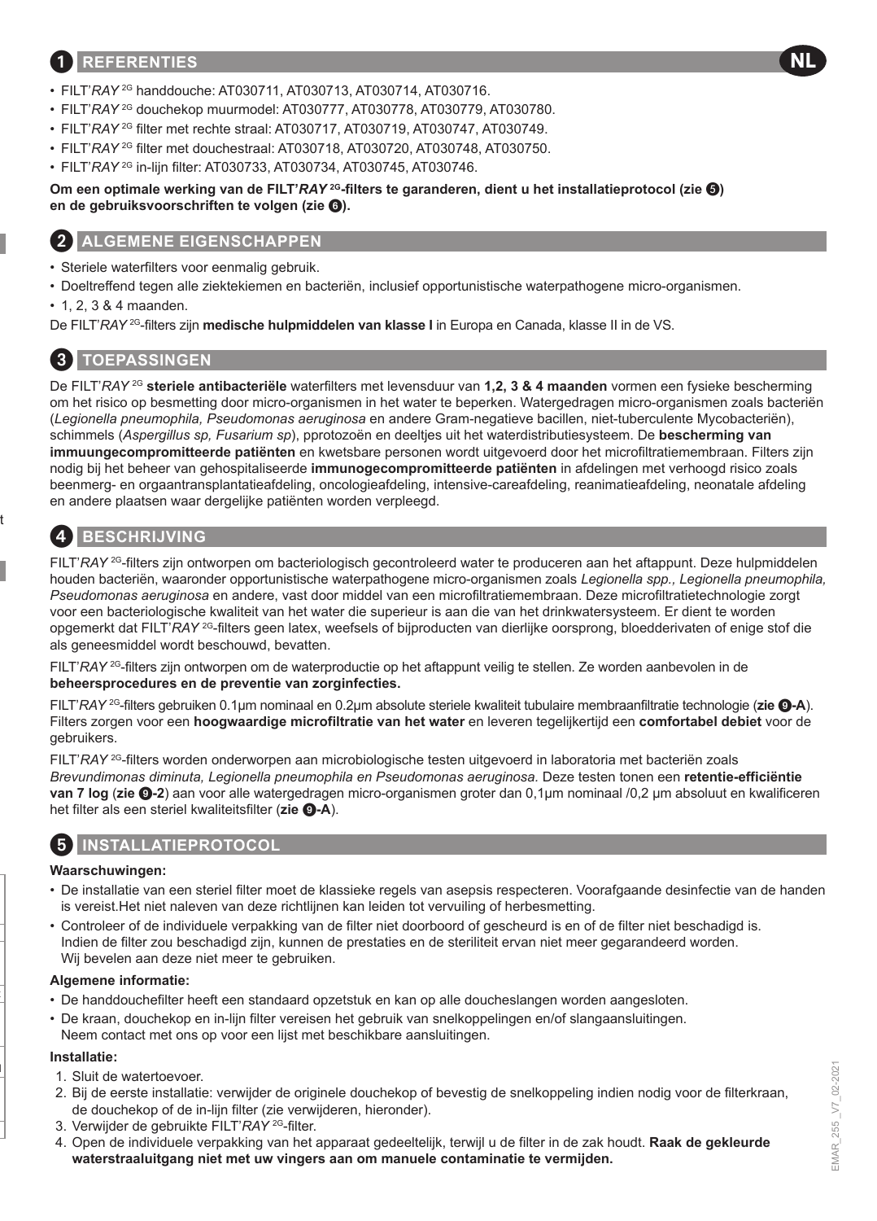## 1 REFERENTIES

NL

- FILT'*RAY* 2G handdouche: AT030711, AT030713, AT030714, AT030716.
- FILT'*RAY* 2G douchekop muurmodel: AT030777, AT030778, AT030779, AT030780.
- FILT'*RAY* 2G filter met rechte straal: AT030717, AT030719, AT030747, AT030749.
- FILT'*RAY* 2G filter met douchestraal: AT030718, AT030720, AT030748, AT030750.
- FILT'*RAY* 2G in-lijn filter: AT030733, AT030734, AT030745, AT030746.

**Om een optimale werking van de FILT'*RAY* 2G-filters te garanderen, dient u het installatieprotocol (zie 5) en de gebruiksvoorschriften te volgen (zie 6).**

## 2 ALGEMENE EIGENSCHAPPEN

- Steriele waterfilters voor eenmalig gebruik.
- Doeltreffend tegen alle ziektekiemen en bacteriën, inclusief opportunistische waterpathogene micro-organismen.
- 1, 2, 3 & 4 maanden.

De FILT'*RAY* 2G-filters zijn **medische hulpmiddelen van klasse I** in Europa en Canada, klasse II in de VS.

## 3 TOEPASSINGEN

De FILT'*RAY* 2G **steriele antibacteriële** waterfilters met levensduur van **1,2, 3 & 4 maanden** vormen een fysieke bescherming om het risico op besmetting door micro-organismen in het water te beperken. Watergedragen micro-organismen zoals bacteriën (*Legionella pneumophila, Pseudomonas aeruginosa* en andere Gram-negatieve bacillen, niet-tuberculente Mycobacteriën), schimmels (*Aspergillus sp, Fusarium sp*), pprotozoën en deeltjes uit het waterdistributiesysteem. De **bescherming van immuungecompromitteerde patiënten** en kwetsbare personen wordt uitgevoerd door het microfiltratiemembraan. Filters zijn nodig bij het beheer van gehospitaliseerde **immunogecompromitteerde patiënten** in afdelingen met verhoogd risico zoals beenmerg- en orgaantransplantatieafdeling, oncologieafdeling, intensive-careafdeling, reanimatieafdeling, neonatale afdeling en andere plaatsen waar dergelijke patiënten worden verpleegd.

## 4 BESCHRIJVING

FILT'*RAY* 2G-filters zijn ontworpen om bacteriologisch gecontroleerd water te produceren aan het aftappunt. Deze hulpmiddelen houden bacteriën, waaronder opportunistische waterpathogene micro-organismen zoals *Legionella spp., Legionella pneumophila, Pseudomonas aeruginosa* en andere, vast door middel van een microfiltratiemembraan. Deze microfiltratietechnologie zorgt voor een bacteriologische kwaliteit van het water die superieur is aan die van het drinkwatersysteem. Er dient te worden opgemerkt dat FILT'*RAY* 2G-filters geen latex, weefsels of bijproducten van dierlijke oorsprong, bloedderivaten of enige stof die als geneesmiddel wordt beschouwd, bevatten.

FILT'*RAY* 2G-filters zijn ontworpen om de waterproductie op het aftappunt veilig te stellen. Ze worden aanbevolen in de **beheersprocedures en de preventie van zorginfecties.**

FILT'*RAY* 2G-filters gebruiken 0.1µm nominaal en 0.2µm absolute steriele kwaliteit tubulaire membraanfiltratie technologie (**zie 9-A**). Filters zorgen voor een **hoogwaardige microfiltratie van het water** en leveren tegelijkertijd een **comfortabel debiet** voor de gebruikers.

FILT'*RAY* 2G-filters worden onderworpen aan microbiologische testen uitgevoerd in laboratoria met bacteriën zoals *Brevundimonas diminuta, Legionella pneumophila en Pseudomonas aeruginosa.* Deze testen tonen een **retentie-efficiëntie van 7 log** (**zie 9-2**) aan voor alle watergedragen micro-organismen groter dan 0,1µm nominaal /0,2 µm absoluut en kwalificeren het filter als een steriel kwaliteitsfilter (**zie 9-A**).

## 5 INSTALLATIEPROTOCOL

**Waarschuwingen:**

- De installatie van een steriel filter moet de klassieke regels van asepsis respecteren. Voorafgaande desinfectie van de handen is vereist.Het niet naleven van deze richtlijnen kan leiden tot vervuiling of herbesmetting.
- Controleer of de individuele verpakking van de filter niet doorboord of gescheurd is en of de filter niet beschadigd is. Indien de filter zou beschadigd zijn, kunnen de prestaties en de steriliteit ervan niet meer gegarandeerd worden. Wij bevelen aan deze niet meer te gebruiken.

**Algemene informatie:**

- De handdouchefilter heeft een standaard opzetstuk en kan op alle doucheslangen worden aangesloten.
- De kraan, douchekop en in-lijn filter vereisen het gebruik van snelkoppelingen en/of slangaansluitingen. Neem contact met ons op voor een lijst met beschikbare aansluitingen.

**Installatie:**

1. Sluit de watertoevoer.
2. Bij de eerste installatie: verwijder de originele douchekop of bevestig de snelkoppeling indien nodig voor de filterkraan, de douchekop of de in-lijn filter (zie verwijderen, hieronder).
3. Verwijder de gebruikte FILT'*RAY* 2G-filter.
4. Open de individuele verpakking van het apparaat gedeeltelijk, terwijl u de filter in de zak houdt. **Raak de gekleurde waterstraaluitgang niet met uw vingers aan om manuele contaminatie te vermijden.**

EMAR_255 _V7_02-2021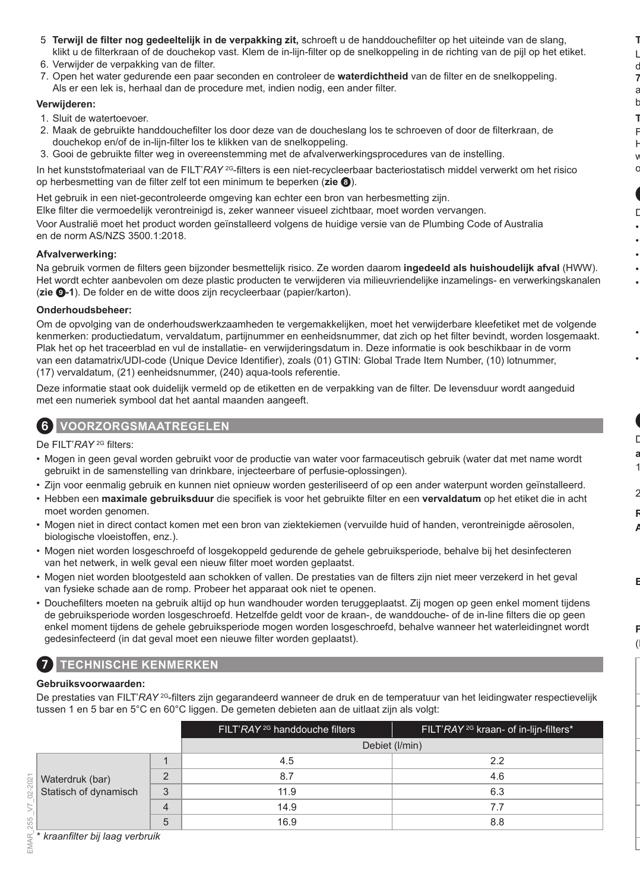5. **Terwijl de filter nog gedeeltelijk in de verpakking zit,** schroeft u de handdouchefilter op het uiteinde van de slang, klikt u de filterkraan of de douchekop vast. Klem de in-lijn-filter op de snelkoppeling in de richting van de pijl op het etiket.
6. Verwijder de verpakking van de filter.
7. Open het water gedurende een paar seconden en controleer de **waterdichtheid** van de filter en de snelkoppeling. Als er een lek is, herhaal dan de procedure met, indien nodig, een ander filter.

**Verwijderen:**

1. Sluit de watertoevoer.
2. Maak de gebruikte handdouchefilter los door deze van de doucheslang los te schroeven of door de filterkraan, de douchekop en/of de in-lijn-filter los te klikken van de snelkoppeling.
3. Gooi de gebruikte filter weg in overeenstemming met de afvalverwerkingsprocedures van de instelling.

In het kunststofmateriaal van de FILT'*RAY* 2G-filters is een niet-recycleerbaar bacteriostatisch middel verwerkt om het risico op herbesmetting van de filter zelf tot een minimum te beperken (**zie ❽**).

Het gebruik in een niet-gecontroleerde omgeving kan echter een bron van herbesmetting zijn.
Elke filter die vermoedelijk verontreinigd is, zeker wanneer visueel zichtbaar, moet worden vervangen.
Voor Australië moet het product worden geïnstalleerd volgens de huidige versie van de Plumbing Code of Australia en de norm AS/NZS 3500.1:2018.

**Afvalverwerking:**

Na gebruik vormen de filters geen bijzonder besmettelijk risico. Ze worden daarom **ingedeeld als huishoudelijk afval** (HWW). Het wordt echter aanbevolen om deze plastic producten te verwijderen via milieuvriendelijke inzamelings- en verwerkingskanalen (**zie ❾-1**). De folder en de witte doos zijn recycleerbaar (papier/karton).

**Onderhoudsbeheer:**

Om de opvolging van de onderhoudswerkzaamheden te vergemakkelijken, moet het verwijderbare kleefetiket met de volgende kenmerken: productiedatum, vervaldatum, partijnummer en eenheidsnummer, dat zich op het filter bevindt, worden losgemaakt. Plak het op het traceerblad en vul de installatie- en verwijderingsdatum in. Deze informatie is ook beschikbaar in de vorm van een datamatrix/UDI-code (Unique Device Identifier), zoals (01) GTIN: Global Trade Item Number, (10) lotnummer, (17) vervaldatum, (21) eenheidsnummer, (240) aqua-tools referentie.

Deze informatie staat ook duidelijk vermeld op de etiketten en de verpakking van de filter. De levensduur wordt aangeduid met een numeriek symbool dat het aantal maanden aangeeft.

## 6 VOORZORGSMAATREGELEN

De FILT'*RAY* 2G filters:

- Mogen in geen geval worden gebruikt voor de productie van water voor farmaceutisch gebruik (water dat met name wordt gebruikt in de samenstelling van drinkbare, injecteerbare of perfusie-oplossingen).
- Zijn voor eenmalig gebruik en kunnen niet opnieuw worden gesteriliseerd of op een ander waterpunt worden geïnstalleerd.
- Hebben een **maximale gebruiksduur** die specifiek is voor het gebruikte filter en een **vervaldatum** op het etiket die in acht moet worden genomen.
- Mogen niet in direct contact komen met een bron van ziektekiemen (vervuilde huid of handen, verontreinigde aërosolen, biologische vloeistoffen, enz.).
- Mogen niet worden losgeschroefd of losgekoppeld gedurende de gehele gebruiksperiode, behalve bij het desinfecteren van het netwerk, in welk geval een nieuw filter moet worden geplaatst.
- Mogen niet worden blootgesteld aan schokken of vallen. De prestaties van de filters zijn niet meer verzekerd in het geval van fysieke schade aan de romp. Probeer het apparaat ook niet te openen.
- Douchefilters moeten na gebruik altijd op hun wandhouder worden teruggeplaatst. Zij mogen op geen enkel moment tijdens de gebruiksperiode worden losgeschroefd. Hetzelfde geldt voor de kraan-, de wanddouche- of de in-line filters die op geen enkel moment tijdens de gehele gebruiksperiode mogen worden losgeschroefd, behalve wanneer het waterleidingnet wordt gedesinfecteerd (in dat geval moet een nieuwe filter worden geplaatst).

## 7 TECHNISCHE KENMERKEN

**Gebruiksvoorwaarden:**

De prestaties van FILT'*RAY* 2G-filters zijn gegarandeerd wanneer de druk en de temperatuur van het leidingwater respectievelijk tussen 1 en 5 bar en 5°C en 60°C liggen. De gemeten debieten aan de uitlaat zijn als volgt:

| | | FILT'*RAY* 2G handdouche filters | FILT'*RAY* 2G kraan- of in-lijn-filters* |
|---|---|---|---|
| | | Debiet (l/min) | |
| Waterdruk (bar) Statisch of dynamisch | 1 | 4.5 | 2.2 |
| | 2 | 8.7 | 4.6 |
| | 3 | 11.9 | 6.3 |
| | 4 | 14.9 | 7.7 |
| | 5 | 16.9 | 8.8 |

\* *kraanfilter bij laag verbruik*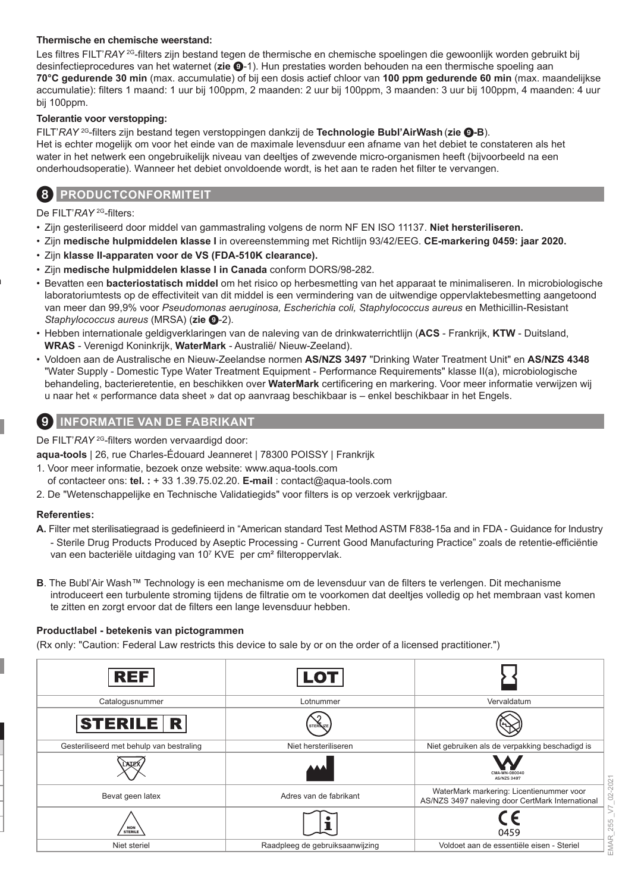**Thermische en chemische weerstand:**

Les filtres FILT'*RAY* 2G-filters zijn bestand tegen de thermische en chemische spoelingen die gewoonlijk worden gebruikt bij desinfectieprocedures van het waternet (**zie 9**-1). Hun prestaties worden behouden na een thermische spoeling aan **70°C gedurende 30 min** (max. accumulatie) of bij een dosis actief chloor van **100 ppm gedurende 60 min** (max. maandelijkse accumulatie): filters 1 maand: 1 uur bij 100ppm, 2 maanden: 2 uur bij 100ppm, 3 maanden: 3 uur bij 100ppm, 4 maanden: 4 uur bij 100ppm.

**Tolerantie voor verstopping:**

FILT'*RAY* 2G-filters zijn bestand tegen verstoppingen dankzij de **Technologie Bubl'AirWash** (**zie 9-B**).
Het is echter mogelijk om voor het einde van de maximale levensduur een afname van het debiet te constateren als het water in het netwerk een ongebruikelijk niveau van deeltjes of zwevende micro-organismen heeft (bijvoorbeeld na een onderhoudsoperatie). Wanneer het debiet onvoldoende wordt, is het aan te raden het filter te vervangen.

## 8 PRODUCTCONFORMITEIT

De FILT'*RAY* 2G-filters:

- Zijn gesteriliseerd door middel van gammastraling volgens de norm NF EN ISO 11137. **Niet hersteriliseren.**
- Zijn **medische hulpmiddelen klasse I** in overeenstemming met Richtlijn 93/42/EEG. **CE-markering 0459: jaar 2020.**
- Zijn **klasse II-apparaten voor de VS (FDA-510K clearance).**
- Zijn **medische hulpmiddelen klasse I in Canada** conform DORS/98-282.
- Bevatten een **bacteriostatisch middel** om het risico op herbesmetting van het apparaat te minimaliseren. In microbiologische laboratoriumtests op de effectiviteit van dit middel is een vermindering van de uitwendige oppervlaktebesmetting aangetoond van meer dan 99,9% voor *Pseudomonas aeruginosa, Escherichia coli, Staphylococcus aureus* en Methicillin-Resistant *Staphylococcus aureus* (MRSA) (**zie 9**-2).
- Hebben internationale geldigverklaringen van de naleving van de drinkwaterrichtlijn (**ACS** - Frankrijk, **KTW** - Duitsland, **WRAS** - Verenigd Koninkrijk, **WaterMark** - Australië/ Nieuw-Zeeland).
- Voldoen aan de Australische en Nieuw-Zeelandse normen **AS/NZS 3497** "Drinking Water Treatment Unit" en **AS/NZS 4348** "Water Supply - Domestic Type Water Treatment Equipment - Performance Requirements" klasse II(a), microbiologische behandeling, bacterieretentie, en beschikken over **WaterMark** certificering en markering. Voor meer informatie verwijzen wij u naar het « performance data sheet » dat op aanvraag beschikbaar is – enkel beschikbaar in het Engels.

## 9 INFORMATIE VAN DE FABRIKANT

De FILT'*RAY* 2G-filters worden vervaardigd door:

**aqua-tools** | 26, rue Charles-Édouard Jeanneret | 78300 POISSY | Frankrijk

1. Voor meer informatie, bezoek onze website: www.aqua-tools.com
   of contacteer ons: **tel. :** + 33 1.39.75.02.20. **E-mail** : contact@aqua-tools.com
2. De "Wetenschappelijke en Technische Validatiegids" voor filters is op verzoek verkrijgbaar.

**Referenties:**

**A.** Filter met sterilisatiegraad is gedefinieerd in "American standard Test Method ASTM F838-15a and in FDA - Guidance for Industry - Sterile Drug Products Produced by Aseptic Processing - Current Good Manufacturing Practice" zoals de retentie-efficiëntie van een bacteriële uitdaging van $10^7$ KVE per cm² filteroppervlak.

**B**. The Bubl'Air Wash™ Technology is een mechanisme om de levensduur van de filters te verlengen. Dit mechanisme introduceert een turbulente stroming tijdens de filtratie om te voorkomen dat deeltjes volledig op het membraan vast komen te zitten en zorgt ervoor dat de filters een lange levensduur hebben.

**Productlabel - betekenis van pictogrammen**

(Rx only: "Caution: Federal Law restricts this device to sale by or on the order of a licensed practitioner.")

| REF | LOT | |
|---|---|---|
| Catalogusnummer | Lotnummer | Vervaldatum |
| STERILE R | STERILIZE | |
| Gesteriliseerd met behulp van bestraling | Niet hersteriliseren | Niet gebruiken als de verpakking beschadigd is |
| LATEX | | CMA-WN-080040 AS/NZS 3497 |
| Bevat geen latex | Adres van de fabrikant | WaterMark markering: Licentienummer voor AS/NZS 3497 naleving door CertMark International |
| NON STERILE | i | CE 0459 |
| Niet steriel | Raadpleeg de gebruiksaanwijzing | Voldoet aan de essentiële eisen - Steriel |

EMAR_255 _V7_02-2021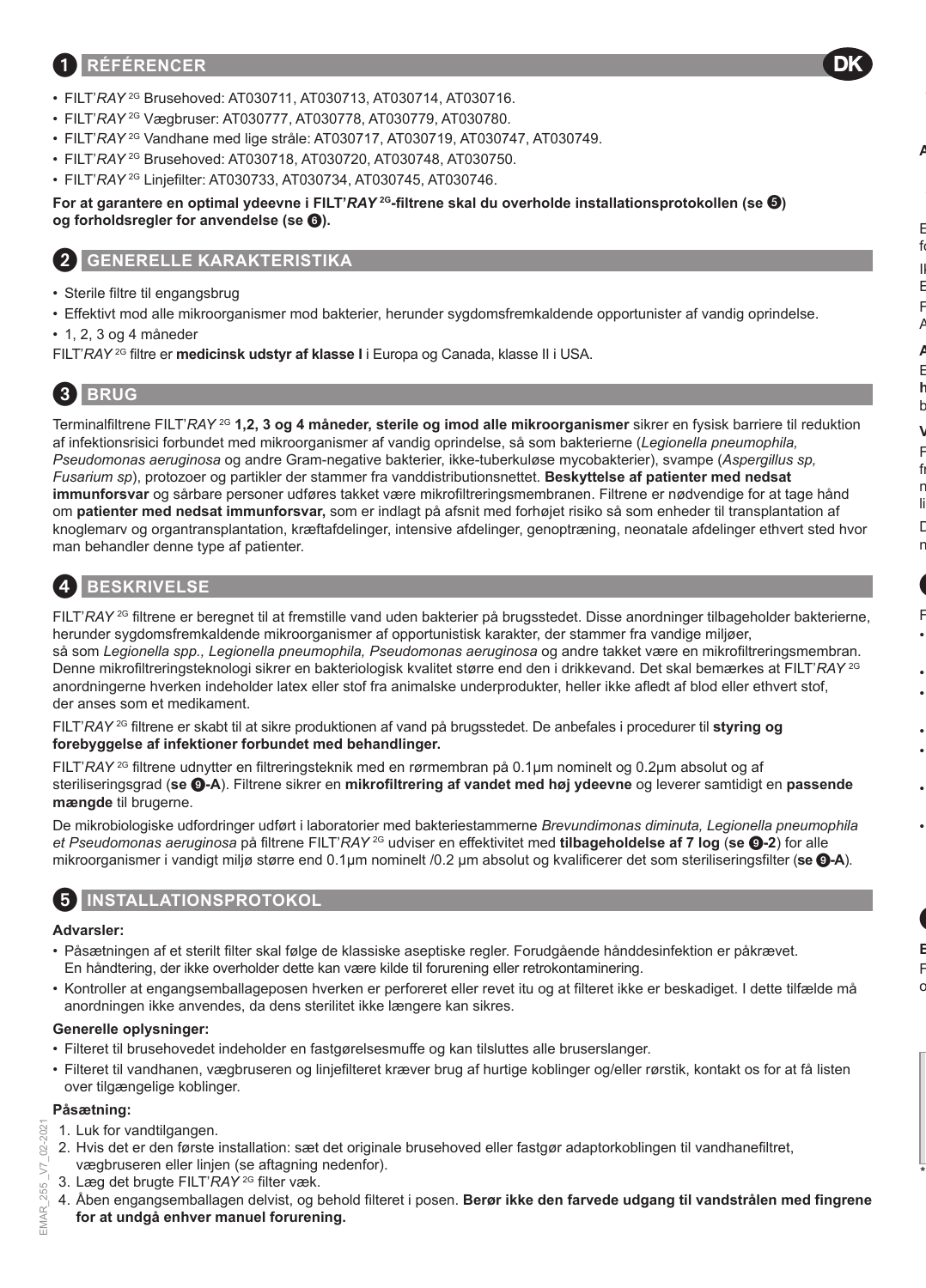## 1 RÉFÉRENCER

- FILT'*RAY* 2G Brusehoved: AT030711, AT030713, AT030714, AT030716.
- FILT'*RAY* 2G Vægbruser: AT030777, AT030778, AT030779, AT030780.
- FILT'*RAY* 2G Vandhane med lige stråle: AT030717, AT030719, AT030747, AT030749.
- FILT'*RAY* 2G Brusehoved: AT030718, AT030720, AT030748, AT030750.
- FILT'*RAY* 2G Linjefilter: AT030733, AT030734, AT030745, AT030746.

**For at garantere en optimal ydeevne i FILT'*RAY* 2G-filtrene skal du overholde installationsprotokollen (se 5) og forholdsregler for anvendelse (se 6).**

## 2 GENERELLE KARAKTERISTIKA

- Sterile filtre til engangsbrug
- Effektivt mod alle mikroorganismer mod bakterier, herunder sygdomsfremkaldende opportunister af vandig oprindelse.
- 1, 2, 3 og 4 måneder

FILT'*RAY* 2G filtre er **medicinsk udstyr af klasse I** i Europa og Canada, klasse II i USA.

## 3 BRUG

Terminalfiltrene FILT'*RAY* 2G **1,2, 3 og 4 måneder, sterile og imod alle mikroorganismer** sikrer en fysisk barriere til reduktion af infektionsrisici forbundet med mikroorganismer af vandig oprindelse, så som bakterierne (*Legionella pneumophila, Pseudomonas aeruginosa* og andre Gram-negative bakterier, ikke-tuberkuløse mycobakterier), svampe (*Aspergillus sp, Fusarium sp*), protozoer og partikler der stammer fra vanddistributionsnettet. **Beskyttelse af patienter med nedsat immunforsvar** og sårbare personer udføres takket være mikrofiltreringsmembranen. Filtrene er nødvendige for at tage hånd om **patienter med nedsat immunforsvar,** som er indlagt på afsnit med forhøjet risiko så som enheder til transplantation af knoglemarv og organtransplantation, kræftafdelinger, intensive afdelinger, genoptræning, neonatale afdelinger ethvert sted hvor man behandler denne type af patienter.

## 4 BESKRIVELSE

FILT'*RAY* 2G filtrene er beregnet til at fremstille vand uden bakterier på brugsstedet. Disse anordninger tilbageholder bakterierne, herunder sygdomsfremkaldende mikroorganismer af opportunistisk karakter, der stammer fra vandige miljøer, så som *Legionella spp., Legionella pneumophila, Pseudomonas aeruginosa* og andre takket være en mikrofiltreringsmembran. Denne mikrofiltreringsteknologi sikrer en bakteriologisk kvalitet større end den i drikkevand. Det skal bemærkes at FILT'*RAY* 2G anordningerne hverken indeholder latex eller stof fra animalske underprodukter, heller ikke afledt af blod eller ethvert stof, der anses som et medikament.

FILT'*RAY* 2G filtrene er skabt til at sikre produktionen af vand på brugsstedet. De anbefales i procedurer til **styring og forebyggelse af infektioner forbundet med behandlinger.**

FILT'*RAY* 2G filtrene udnytter en filtreringsteknik med en rørmembran på 0.1µm nominelt og 0.2µm absolut og af steriliseringsgrad (**se 9-A**). Filtrene sikrer en **mikrofiltrering af vandet med høj ydeevne** og leverer samtidigt en **passende mængde** til brugerne.

De mikrobiologiske udfordringer udført i laboratorier med bakteriestammerne *Brevundimonas diminuta, Legionella pneumophila et Pseudomonas aeruginosa* på filtrene FILT'*RAY* 2G udviser en effektivitet med **tilbageholdelse af 7 log** (**se 9-2**) for alle mikroorganismer i vandigt miljø større end 0.1µm nominelt /0.2 µm absolut og kvalificerer det som steriliseringsfilter (**se 9-A**).

## 5 INSTALLATIONSPROTOKOL

### Advarsler:

- Påsætningen af et sterilt filter skal følge de klassiske aseptiske regler. Forudgående hånddesinfektion er påkrævet. En håndtering, der ikke overholder dette kan være kilde til forurening eller retrokontaminering.
- Kontroller at engangsemballageposen hverken er perforeret eller revet itu og at filteret ikke er beskadiget. I dette tilfælde må anordningen ikke anvendes, da dens sterilitet ikke længere kan sikres.

### Generelle oplysninger:

- Filteret til brusehovedet indeholder en fastgørelsesmuffe og kan tilsluttes alle bruserslanger.
- Filteret til vandhanen, vægbruseren og linjefilteret kræver brug af hurtige koblinger og/eller rørstik, kontakt os for at få listen over tilgængelige koblinger.

### Påsætning:

1. Luk for vandtilgangen.
2. Hvis det er den første installation: sæt det originale brusehoved eller fastgør adaptorkoblingen til vandhanefiltret, vægbruseren eller linjen (se aftagning nedenfor).
3. Læg det brugte FILT'*RAY* 2G filter væk.
4. Åben engangsemballagen delvist, og behold filteret i posen. **Berør ikke den farvede udgang til vandstrålen med fingrene for at undgå enhver manuel forurening.**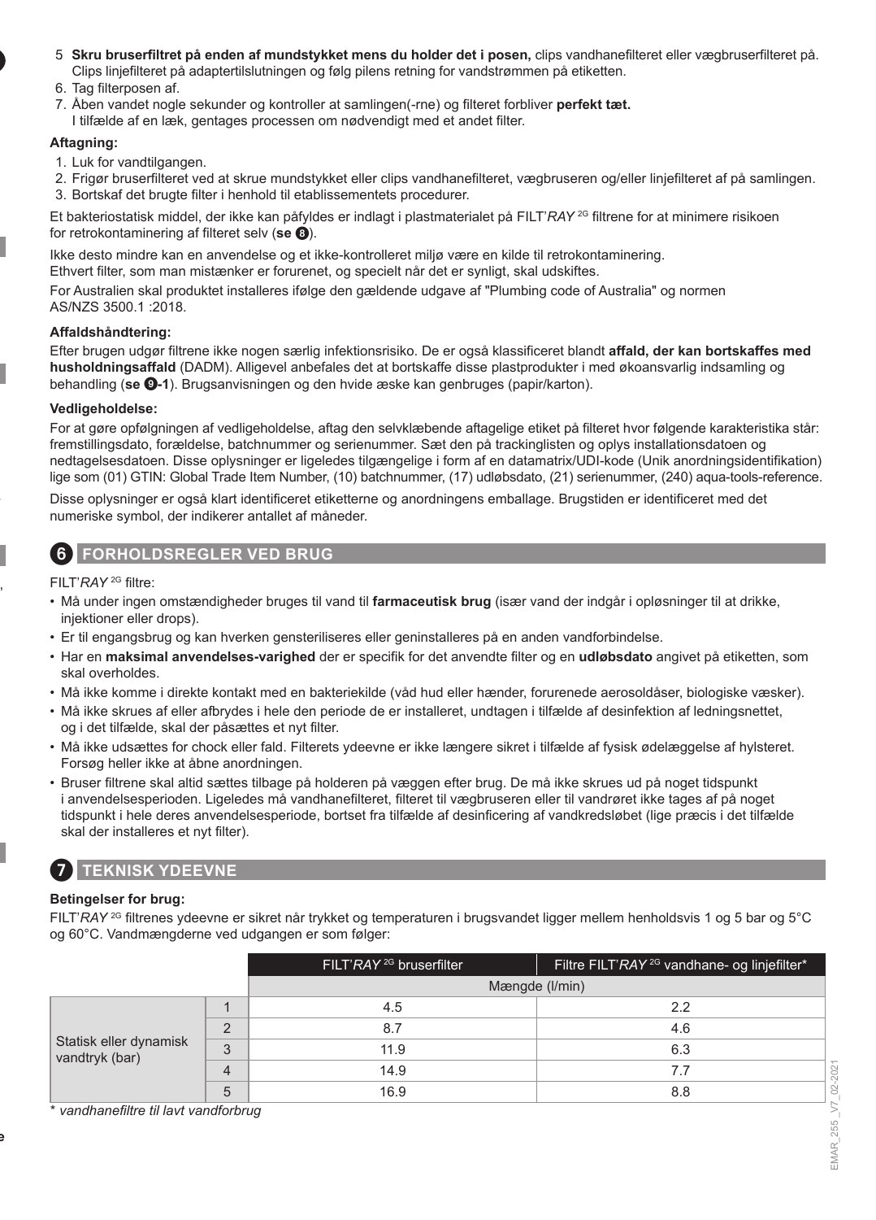5. **Skru bruserfiltret på enden af mundstykket mens du holder det i posen,** clips vandhanefilteret eller vægbruserfilteret på. Clips linjefilteret på adaptertilslutningen og følg pilens retning for vandstrømmen på etiketten.
6. Tag filterposen af.
7. Åben vandet nogle sekunder og kontroller at samlingen(-rne) og filteret forbliver **perfekt tæt.**
   I tilfælde af en læk, gentages processen om nødvendigt med et andet filter.

**Aftagning:**

1. Luk for vandtilgangen.
2. Frigør bruserfilteret ved at skrue mundstykket eller clips vandhanefilteret, vægbruseren og/eller linjefilteret af på samlingen.
3. Bortskaf det brugte filter i henhold til etablissementets procedurer.

Et bakteriostatisk middel, der ikke kan påfyldes er indlagt i plastmaterialet på FILT'*RAY* 2G filtrene for at minimere risikoen for retrokontaminering af filteret selv (**se ❽**).

Ikke desto mindre kan en anvendelse og et ikke-kontrolleret miljø være en kilde til retrokontaminering.
Ethvert filter, som man mistænker er forurenet, og specielt når det er synligt, skal udskiftes.

For Australien skal produktet installeres ifølge den gældende udgave af "Plumbing code of Australia" og normen AS/NZS 3500.1 :2018.

**Affaldshåndtering:**

Efter brugen udgør filtrene ikke nogen særlig infektionsrisiko. De er også klassificeret blandt **affald, der kan bortskaffes med husholdningsaffald** (DADM). Alligevel anbefales det at bortskaffe disse plastprodukter i med økoansvarlig indsamling og behandling (**se ❾-1**). Brugsanvisningen og den hvide æske kan genbruges (papir/karton).

**Vedligeholdelse:**

For at gøre opfølgningen af vedligeholdelse, aftag den selvklæbende aftagelige etiket på filteret hvor følgende karakteristika står: fremstillingsdato, forældelse, batchnummer og serienummer. Sæt den på trackinglisten og oplys installationsdatoen og nedtagelsesdatoen. Disse oplysninger er ligeledes tilgængelige i form af en datamatrix/UDI-kode (Unik anordningsidentifikation) lige som (01) GTIN: Global Trade Item Number, (10) batchnummer, (17) udløbsdato, (21) serienummer, (240) aqua-tools-reference.

Disse oplysninger er også klart identificeret etiketterne og anordningens emballage. Brugstiden er identificeret med det numeriske symbol, der indikerer antallet af måneder.

## 6 FORHOLDSREGLER VED BRUG

FILT'*RAY* 2G filtre:

- Må under ingen omstændigheder bruges til vand til **farmaceutisk brug** (især vand der indgår i opløsninger til at drikke, injektioner eller drops).
- Er til engangsbrug og kan hverken gensteriliseres eller geninstalleres på en anden vandforbindelse.
- Har en **maksimal anvendelses-varighed** der er specifik for det anvendte filter og en **udløbsdato** angivet på etiketten, som skal overholdes.
- Må ikke komme i direkte kontakt med en bakteriekilde (våd hud eller hænder, forurenede aerosoldåser, biologiske væsker).
- Må ikke skrues af eller afbrydes i hele den periode de er installeret, undtagen i tilfælde af desinfektion af ledningsnettet, og i det tilfælde, skal der påsættes et nyt filter.
- Må ikke udsættes for chock eller fald. Filterets ydeevne er ikke længere sikret i tilfælde af fysisk ødelæggelse af hylsteret. Forsøg heller ikke at åbne anordningen.
- Bruser filtrene skal altid sættes tilbage på holderen på væggen efter brug. De må ikke skrues ud på noget tidspunkt i anvendelsesperioden. Ligeledes må vandhanefilteret, filteret til vægbruseren eller til vandrøret ikke tages af på noget tidspunkt i hele deres anvendelsesperiode, bortset fra tilfælde af desinficering af vandkredsløbet (lige præcis i det tilfælde skal der installeres et nyt filter).

## 7 TEKNISK YDEEVNE

**Betingelser for brug:**

FILT'*RAY* 2G filtrenes ydeevne er sikret når trykket og temperaturen i brugsvandet ligger mellem henholdsvis 1 og 5 bar og 5°C og 60°C. Vandmængderne ved udgangen er som følger:

| | | FILT'*RAY* 2G bruserfilter | Filtre FILT'*RAY* 2G vandhane- og linjefilter* |
|---|---|---|---|
| | | Mængde (l/min) | |
| Statisk eller dynamisk vandtryk (bar) | 1 | 4.5 | 2.2 |
| | 2 | 8.7 | 4.6 |
| | 3 | 11.9 | 6.3 |
| | 4 | 14.9 | 7.7 |
| | 5 | 16.9 | 8.8 |

*\* vandhanefiltre til lavt vandforbrug*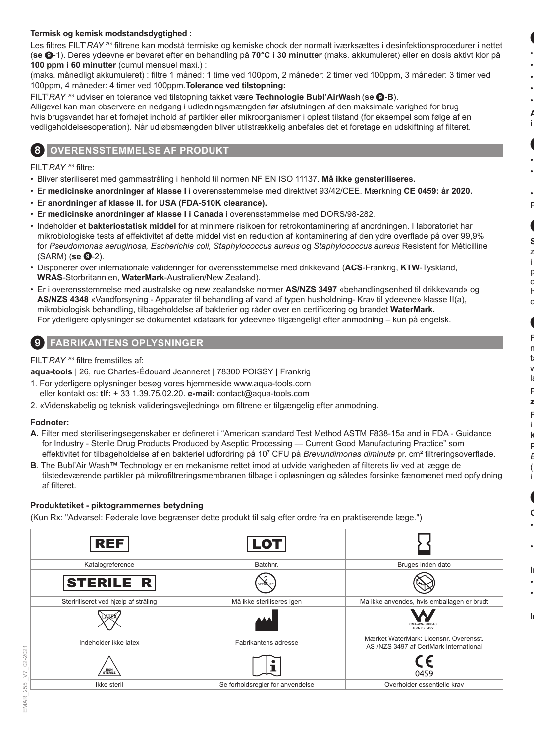**Termisk og kemisk modstandsdygtighed :**

Les filtres FILT'*RAY* [2G] filtrene kan modstå termiske og kemiske chock der normalt iværksættes i desinfektionsprocedurer i nettet (**se ❾**-1). Deres ydeevne er bevaret efter en behandling på **70°C i 30 minutter** (maks. akkumuleret) eller en dosis aktivt klor på **100 ppm i 60 minutter** (cumul mensuel maxi.) :

(maks. månedligt akkumuleret) : filtre 1 måned: 1 time ved 100ppm, 2 måneder: 2 timer ved 100ppm, 3 måneder: 3 timer ved 100ppm, 4 måneder: 4 timer ved 100ppm.**Tolerance ved tilstopning:**

FILT'*RAY* [2G] udviser en tolerance ved tilstopning takket være **Technologie Bubl'AirWash** (**se ❾-B**).

Alligevel kan man observere en nedgang i udledningsmængden før afslutningen af den maksimale varighed for brug hvis brugsvandet har et forhøjet indhold af partikler eller mikroorganismer i opløst tilstand (for eksempel som følge af en vedligeholdelsesoperation). Når udløbsmængden bliver utilstrækkelig anbefales det et foretage en udskiftning af filteret.

## 8 OVERENSSTEMMELSE AF PRODUKT

FILT'*RAY* [2G] filtre:

- Bliver steriliseret med gammastråling i henhold til normen NF EN ISO 11137. **Må ikke gensteriliseres.**
- Er **medicinske anordninger af klasse I** i overensstemmelse med direktivet 93/42/CEE. Mærkning **CE 0459: år 2020.**
- Er **anordninger af klasse II. for USA (FDA-510K clearance).**
- Er **medicinske anordninger af klasse I i Canada** i overensstemmelse med DORS/98-282.
- Indeholder et **bakteriostatisk middel** for at minimere risikoen for retrokontaminering af anordningen. I laboratoriet har mikrobiologiske tests af effektivitet af dette middel vist en reduktion af kontaminering af den ydre overflade på over 99,9% for *Pseudomonas aeruginosa, Escherichia coli, Staphylococcus aureus* og *Staphylococcus aureus* Resistent for Méticilline (SARM) (**se ❾**-2).
- Disponerer over internationale valideringer for overensstemmelse med drikkevand (**ACS**-Frankrig, **KTW**-Tyskland, **WRAS**-Storbritannien, **WaterMark**-Australien/New Zealand).
- Er i overensstemmelse med australske og new zealandske normer **AS/NZS 3497** «behandlingsenhed til drikkevand» og **AS/NZS 4348** «Vandforsyning - Apparater til behandling af vand af typen husholdning- Krav til ydeevne» klasse II(a), mikrobiologisk behandling, tilbageholdelse af bakterier og råder over en certificering og brandet **WaterMark.**
  For yderligere oplysninger se dokumentet «dataark for ydeevne» tilgængeligt efter anmodning – kun på engelsk.

## 9 FABRIKANTENS OPLYSNINGER

FILT'*RAY* [2G] filtre fremstilles af:

**aqua-tools** | 26, rue Charles-Édouard Jeanneret | 78300 POISSY | Frankrig

1. For yderligere oplysninger besøg vores hjemmeside www.aqua-tools.com eller kontakt os: **tlf:** + 33 1.39.75.02.20. **e-mail:** contact@aqua-tools.com
2. «Videnskabelig og teknisk valideringsvejledning» om filtrene er tilgængelig efter anmodning.

**Fodnoter:**

**A.** Filter med steriliseringsegenskaber er defineret i “American standard Test Method ASTM F838-15a and in FDA - Guidance for Industry - Sterile Drug Products Produced by Aseptic Processing — Current Good Manufacturing Practice” som effektivitet for tilbageholdelse af en bakteriel udfordring på $10^7$ CFU på *Brevundimonas diminuta* pr. cm² filtreringsoverflade.

**B**. The Bubl'Air Wash™ Technology er en mekanisme rettet imod at udvide varigheden af filterets liv ved at lægge de tilstedeværende partikler på mikrofiltreringsmembranen tilbage i opløsningen og således forsinke fænomenet med opfyldning af filteret.

**Produktetiket - piktogrammernes betydning**

(Kun Rx: "Advarsel: Føderale love begrænser dette produkt til salg efter ordre fra en praktiserende læge.")

| REF | LOT | ⧗ |
|---|---|---|
| Katalogreference | Batchnr. | Bruges inden dato |
| STERILE R | STERILIZE 2 | |
| Steririliseret ved hjælp af stråling | Må ikke steriliseres igen | Må ikke anvendes, hvis emballagen er brudt |
| LATEX | | CMA-WN-080040 AS/NZS 3497 |
| Indeholder ikke latex | Fabrikantens adresse | Mærket WaterMark: Licensnr. Overensst. AS /NZS 3497 af CertMark International |
| NON STERILE | i | CE 0459 |
| Ikke steril | Se forholdsregler for anvendelse | Overholder essentielle krav |

EMAR_255_V7_02-2021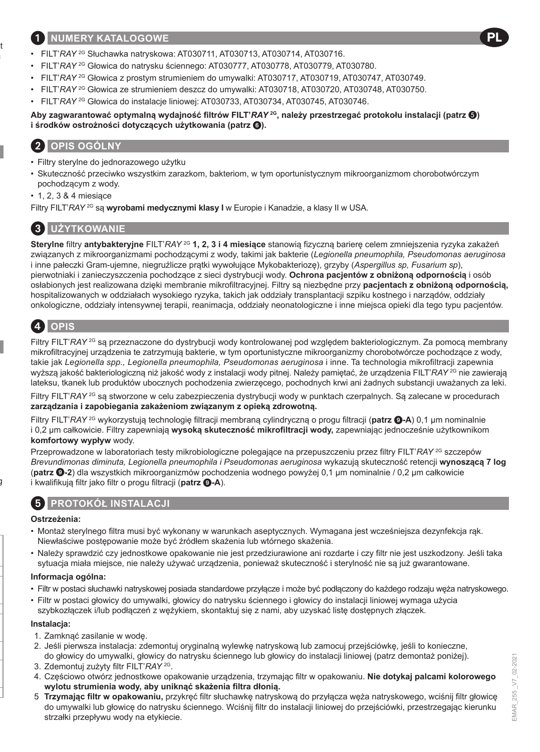## 1 NUMERY KATALOGOWE

- FILT'*RAY* 2G Słuchawka natryskowa: AT030711, AT030713, AT030714, AT030716.
- FILT'*RAY* 2G Głowica do natrysku ściennego: AT030777, AT030778, AT030779, AT030780.
- FILT'*RAY* 2G Głowica z prostym strumieniem do umywalki: AT030717, AT030719, AT030747, AT030749.
- FILT'*RAY* 2G Głowica ze strumieniem deszcz do umywalki: AT030718, AT030720, AT030748, AT030750.
- FILT'*RAY* 2G Głowica do instalacje liniowej: AT030733, AT030734, AT030745, AT030746.

**Aby zagwarantować optymalną wydajność filtrów FILT'*RAY* 2G, należy przestrzegać protokołu instalacji (patrz 5) i środków ostrożności dotyczących użytkowania (patrz 6).**

## 2 OPIS OGÓLNY

- Filtry sterylne do jednorazowego użytku
- Skuteczność przeciwko wszystkim zarazkom, bakteriom, w tym oportunistycznym mikroorganizmom chorobotwórczym pochodzącym z wody.
- 1, 2, 3 & 4 miesiące

Filtry FILT'*RAY* 2G są **wyrobami medycznymi klasy I** w Europie i Kanadzie, a klasy II w USA.

## 3 UŻYTKOWANIE

**Sterylne** filtry **antybakteryjne** FILT'*RAY* 2G **1, 2, 3 i 4 miesiące** stanowią fizyczną barierę celem zmniejszenia ryzyka zakażeń związanych z mikroorganizmami pochodzącymi z wody, takimi jak bakterie (*Legionella pneumophila, Pseudomonas aeruginosa* i inne pałeczki Gram-ujemne, niegruźlicze prątki wywołujące Mykobakteriozę), grzyby (*Aspergillus sp, Fusarium sp*), pierwotniaki i zanieczyszczenia pochodzące z sieci dystrybucji wody. **Ochrona pacjentów z obniżoną odpornością** i osób osłabionych jest realizowana dzięki membranie mikrofiltracyjnej. Filtry są niezbędne przy **pacjentach z obniżoną odpornością,** hospitalizowanych w oddziałach wysokiego ryzyka, takich jak oddziały transplantacji szpiku kostnego i narządów, oddziały onkologiczne, oddziały intensywnej terapii, reanimacja, oddziały neonatologiczne i inne miejsca opieki dla tego typu pacjentów.

## 4 OPIS

Filtry FILT'*RAY* 2G są przeznaczone do dystrybucji wody kontrolowanej pod względem bakteriologicznym. Za pomocą membrany mikrofiltracyjnej urządzenia te zatrzymują bakterie, w tym oportunistyczne mikroorganizmy chorobotwórcze pochodzące z wody, takie jak *Legionella spp., Legionella pneumophila, Pseudomonas aeruginosa* i inne. Ta technologia mikrofiltracji zapewnia wyższą jakość bakteriologiczną niż jakość wody z instalacji wody pitnej. Należy pamiętać, że urządzenia FILT'*RAY* 2G nie zawierają lateksu, tkanek lub produktów ubocznych pochodzenia zwierzęcego, pochodnych krwi ani żadnych substancji uważanych za leki.

Filtry FILT'*RAY* 2G są stworzone w celu zabezpieczenia dystrybucji wody w punktach czerpalnych. Są zalecane w procedurach **zarządzania i zapobiegania zakażeniom związanym z opieką zdrowotną.**

Filtry FILT'*RAY* 2G wykorzystują technologię filtracji membraną cylindryczną o progu filtracji (**patrz 9-A**) 0,1 µm nominalnie i 0,2 µm całkowicie. Filtry zapewniają **wysoką skuteczność mikrofiltracji wody,** zapewniając jednocześnie użytkownikom **komfortowy wypływ** wody.

Przeprowadzone w laboratoriach testy mikrobiologiczne polegające na przepuszczeniu przez filtry FILT'*RAY* 2G szczepów *Brevundimonas diminuta, Legionella pneumophila i Pseudomonas aeruginosa* wykazują skuteczność retencji **wynoszącą 7 log** (**patrz 9-2**) dla wszystkich mikroorganizmów pochodzenia wodnego powyżej 0,1 µm nominalnie / 0,2 µm całkowicie i kwalifikują filtr jako filtr o progu filtracji (**patrz 9-A**).

## 5 PROTOKÓŁ INSTALACJI

### Ostrzeżenia:

- Montaż sterylnego filtra musi być wykonany w warunkach aseptycznych. Wymagana jest wcześniejsza dezynfekcja rąk. Niewłaściwe postępowanie może być źródłem skażenia lub wtórnego skażenia.
- Należy sprawdzić czy jednostkowe opakowanie nie jest przedziurawione ani rozdarte i czy filtr nie jest uszkodzony. Jeśli taka sytuacja miała miejsce, nie należy używać urządzenia, ponieważ skuteczność i sterylność nie są już gwarantowane.

### Informacja ogólna:

- Filtr w postaci słuchawki natryskowej posiada standardowe przyłącze i może być podłączony do każdego rodzaju węża natryskowego.
- Filtr w postaci głowicy do umywalki, głowicy do natrysku ściennego i głowicy do instalacji liniowej wymaga użycia szybkozłączek i/lub podłączeń z wężykiem, skontaktuj się z nami, aby uzyskać listę dostępnych złączek.

### Instalacja:

1. Zamknąć zasilanie w wodę.
2. Jeśli pierwsza instalacja: zdemontuj oryginalną wylewkę natryskową lub zamocuj przejściówkę, jeśli to konieczne, do głowicy do umywalki, głowicy do natrysku ściennego lub głowicy do instalacji liniowej (patrz demontaż poniżej).
3. Zdemontuj zużyty filtr FILT'*RAY* 2G.
4. Częściowo otwórz jednostkowe opakowanie urządzenia, trzymając filtr w opakowaniu. **Nie dotykaj palcami kolorowego wylotu strumienia wody, aby uniknąć skażenia filtra dłonią.**
5. **Trzymając filtr w opakowaniu,** przykręć filtr słuchawkę natryskową do przyłącza węża natryskowego, wciśnij filtr głowicę do umywalki lub głowicę do natrysku ściennego. Wciśnij filtr do instalacji liniowej do przejściówki, przestrzegając kierunku strzałki przepływu wody na etykiecie.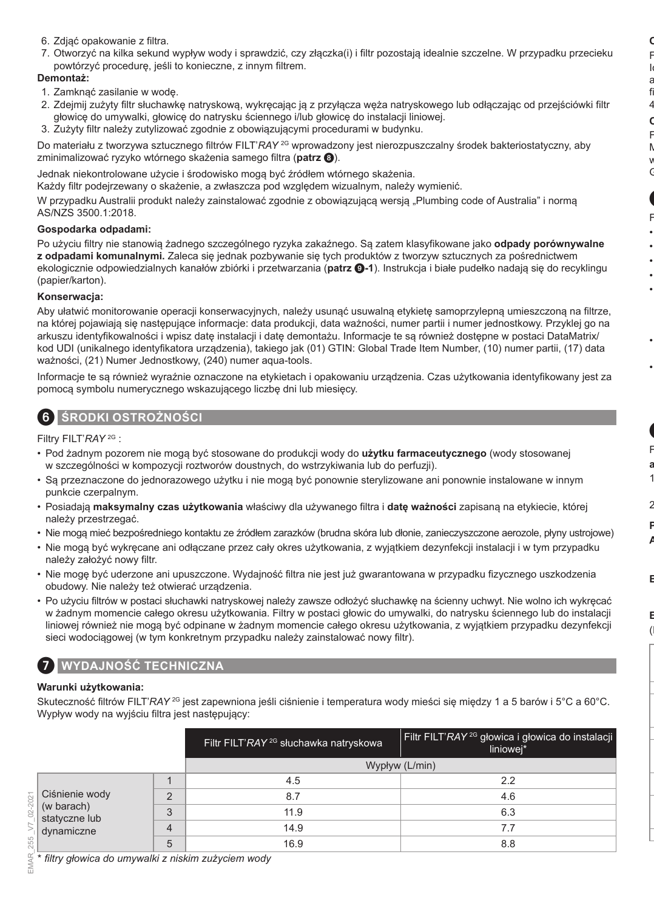6. Zdjąć opakowanie z filtra.
7. Otworzyć na kilka sekund wypływ wody i sprawdzić, czy złączka(i) i filtr pozostają idealnie szczelne. W przypadku przecieku powtórzyć procedurę, jeśli to konieczne, z innym filtrem.

**Demontaż:**

1. Zamknąć zasilanie w wodę.
2. Zdejmij zużyty filtr słuchawkę natryskową, wykręcając ją z przyłącza węża natryskowego lub odłączając od przejściówki filtr głowicę do umywalki, głowicę do natrysku ściennego i/lub głowicę do instalacji liniowej.
3. Zużyty filtr należy zutylizować zgodnie z obowiązującymi procedurami w budynku.

Do materiału z tworzywa sztucznego filtrów FILT'*RAY* 2G wprowadzony jest nierozpuszczalny środek bakteriostatyczny, aby zminimalizować ryzyko wtórnego skażenia samego filtra (**patrz ❽**).

Jednak niekontrolowane użycie i środowisko mogą być źródłem wtórnego skażenia.
Każdy filtr podejrzewany o skażenie, a zwłaszcza pod względem wizualnym, należy wymienić.

W przypadku Australii produkt należy zainstalować zgodnie z obowiązującą wersją „Plumbing code of Australia" i normą AS/NZS 3500.1:2018.

**Gospodarka odpadami:**

Po użyciu filtry nie stanowią żadnego szczególnego ryzyka zakaźnego. Są zatem klasyfikowane jako **odpady porównywalne z odpadami komunalnymi.** Zaleca się jednak pozbywanie się tych produktów z tworzyw sztucznych za pośrednictwem ekologicznie odpowiedzialnych kanałów zbiórki i przetwarzania (**patrz ❾-1**). Instrukcja i białe pudełko nadają się do recyklingu (papier/karton).

**Konserwacja:**

Aby ułatwić monitorowanie operacji konserwacyjnych, należy usunąć usuwalną etykietę samoprzylepną umieszczoną na filtrze, na której pojawiają się następujące informacje: data produkcji, data ważności, numer partii i numer jednostkowy. Przyklej go na arkuszu identyfikowalności i wpisz datę instalacji i datę demontażu. Informacje te są również dostępne w postaci DataMatrix/ kod UDI (unikalnego identyfikatora urządzenia), takiego jak (01) GTIN: Global Trade Item Number, (10) numer partii, (17) data ważności, (21) Numer Jednostkowy, (240) numer aqua-tools.

Informacje te są również wyraźnie oznaczone na etykietach i opakowaniu urządzenia. Czas użytkowania identyfikowany jest za pomocą symbolu numerycznego wskazującego liczbę dni lub miesięcy.

## 6 ŚRODKI OSTROŻNOŚCI

Filtry FILT'*RAY* 2G :

- Pod żadnym pozorem nie mogą być stosowane do produkcji wody do **użytku farmaceutycznego** (wody stosowanej w szczególności w kompozycji roztworów doustnych, do wstrzykiwania lub do perfuzji).
- Są przeznaczone do jednorazowego użytku i nie mogą być ponownie sterylizowane ani ponownie instalowane w innym punkcie czerpalnym.
- Posiadają **maksymalny czas użytkowania** właściwy dla używanego filtra i **datę ważności** zapisaną na etykiecie, której należy przestrzegać.
- Nie mogą mieć bezpośredniego kontaktu ze źródłem zarazków (brudna skóra lub dłonie, zanieczyszczone aerozole, płyny ustrojowe)
- Nie mogą być wykręcane ani odłączane przez cały okres użytkowania, z wyjątkiem dezynfekcji instalacji i w tym przypadku należy założyć nowy filtr.
- Nie mogę być uderzone ani upuszczone. Wydajność filtra nie jest już gwarantowana w przypadku fizycznego uszkodzenia obudowy. Nie należy też otwierać urządzenia.
- Po użyciu filtrów w postaci słuchawki natryskowej należy zawsze odłożyć słuchawkę na ścienny uchwyt. Nie wolno ich wykręcać w żadnym momencie całego okresu użytkowania. Filtry w postaci głowic do umywalki, do natrysku ściennego lub do instalacji liniowej również nie mogą być odpinane w żadnym momencie całego okresu użytkowania, z wyjątkiem przypadku dezynfekcji sieci wodociągowej (w tym konkretnym przypadku należy zainstalować nowy filtr).

## 7 WYDAJNOŚĆ TECHNICZNA

**Warunki użytkowania:**

Skuteczność filtrów FILT'*RAY* 2G jest zapewniona jeśli ciśnienie i temperatura wody mieści się między 1 a 5 barów i 5°C a 60°C. Wypływ wody na wyjściu filtra jest następujący:

| | | Filtr FILT'*RAY* 2G słuchawka natryskowa | Filtr FILT'*RAY* 2G głowica i głowica do instalacji liniowej* |
|---|---|---|---|
| | | Wypływ (L/min) | |
| Ciśnienie wody (w barach) statyczne lub dynamiczne | 1 | 4.5 | 2.2 |
| | 2 | 8.7 | 4.6 |
| | 3 | 11.9 | 6.3 |
| | 4 | 14.9 | 7.7 |
| | 5 | 16.9 | 8.8 |

*\* filtry głowica do umywalki z niskim zużyciem wody*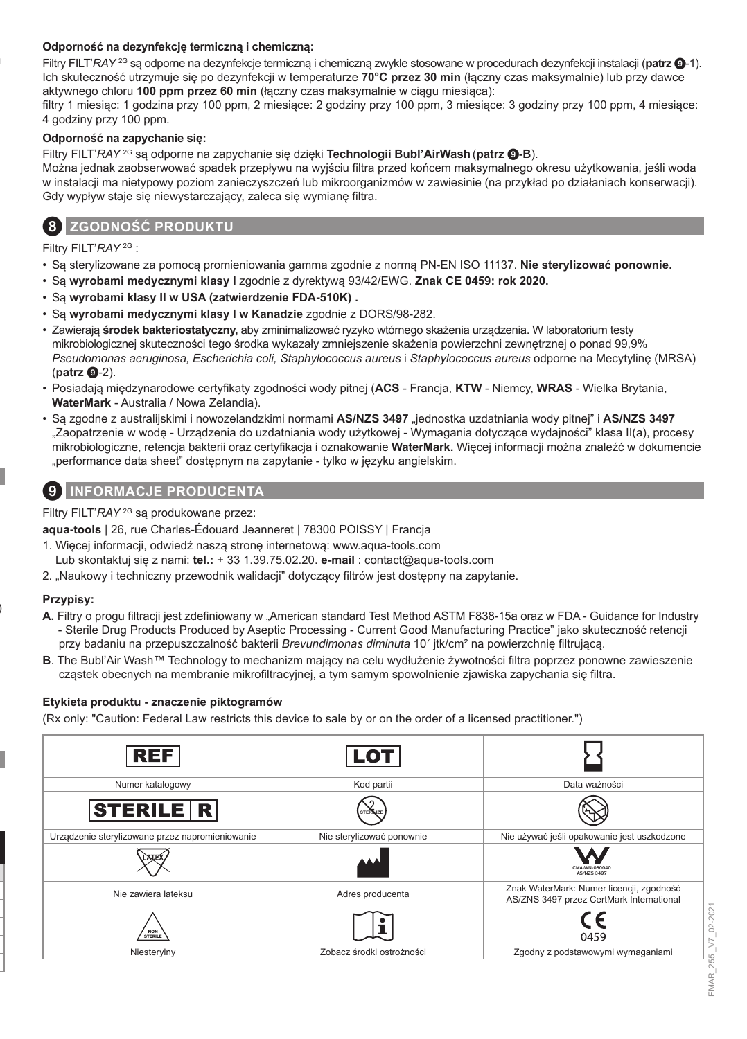**Odporność na dezynfekcję termiczną i chemiczną:**

Filtry FILT'*RAY* [2G] są odporne na dezynfekcje termiczną i chemiczną zwykle stosowane w procedurach dezynfekcji instalacji (**patrz 9**-1). Ich skuteczność utrzymuje się po dezynfekcji w temperaturze **70°C przez 30 min** (łączny czas maksymalnie) lub przy dawce aktywnego chloru **100 ppm przez 60 min** (łączny czas maksymalnie w ciągu miesiąca):
filtry 1 miesiąc: 1 godzina przy 100 ppm, 2 miesiące: 2 godziny przy 100 ppm, 3 miesiące: 3 godziny przy 100 ppm, 4 miesiące: 4 godziny przy 100 ppm.

**Odporność na zapychanie się:**

Filtry FILT'*RAY* [2G] są odporne na zapychanie się dzięki **Technologii Bubl'AirWash** (**patrz 9-B**).
Można jednak zaobserwować spadek przepływu na wyjściu filtra przed końcem maksymalnego okresu użytkowania, jeśli woda w instalacji ma nietypowy poziom zanieczyszczeń lub mikroorganizmów w zawiesinie (na przykład po działaniach konserwacji). Gdy wypływ staje się niewystarczający, zaleca się wymianę filtra.

## 8 ZGODNOŚĆ PRODUKTU

Filtry FILT'*RAY* [2G] :

- Są sterylizowane za pomocą promieniowania gamma zgodnie z normą PN-EN ISO 11137. **Nie sterylizować ponownie.**
- Są **wyrobami medycznymi klasy I** zgodnie z dyrektywą 93/42/EWG. **Znak CE 0459: rok 2020.**
- Są **wyrobami klasy II w USA (zatwierdzenie FDA-510K) .**
- Są **wyrobami medycznymi klasy I w Kanadzie** zgodnie z DORS/98-282.
- Zawierają **środek bakteriostatyczny,** aby zminimalizować ryzyko wtórnego skażenia urządzenia. W laboratorium testy mikrobiologicznej skuteczności tego środka wykazały zmniejszenie skażenia powierzchni zewnętrznej o ponad 99,9% *Pseudomonas aeruginosa, Escherichia coli, Staphylococcus aureus* i *Staphylococcus aureus* odporne na Mecytylinę (MRSA) (**patrz 9**-2).
- Posiadają międzynarodowe certyfikaty zgodności wody pitnej (**ACS** - Francja, **KTW** - Niemcy, **WRAS** - Wielka Brytania, **WaterMark** - Australia / Nowa Zelandia).
- Są zgodne z australijskimi i nowozelandzkimi normami **AS/NZS 3497** „jednostka uzdatniania wody pitnej" i **AS/NZS 3497** „Zaopatrzenie w wodę - Urządzenia do uzdatniania wody użytkowej - Wymagania dotyczące wydajności" klasa II(a), procesy mikrobiologiczne, retencja bakterii oraz certyfikacja i oznakowanie **WaterMark.** Więcej informacji można znaleźć w dokumencie „performance data sheet" dostępnym na zapytanie - tylko w języku angielskim.

## 9 INFORMACJE PRODUCENTA

Filtry FILT'*RAY* [2G] są produkowane przez:

**aqua-tools** | 26, rue Charles-Édouard Jeanneret | 78300 POISSY | Francja

1. Więcej informacji, odwiedź naszą stronę internetową: www.aqua-tools.com
   Lub skontaktuj się z nami: **tel.:** + 33 1.39.75.02.20. **e-mail** : contact@aqua-tools.com
2. „Naukowy i techniczny przewodnik walidacji" dotyczący filtrów jest dostępny na zapytanie.

**Przypisy:**

**A.** Filtry o progu filtracji jest zdefiniowany w „American standard Test Method ASTM F838-15a oraz w FDA - Guidance for Industry - Sterile Drug Products Produced by Aseptic Processing - Current Good Manufacturing Practice" jako skuteczność retencji przy badaniu na przepuszczalność bakterii *Brevundimonas diminuta* $10^7$ jtk/cm² na powierzchnię filtrującą.

**B**. The Bubl'Air Wash™ Technology to mechanizm mający na celu wydłużenie żywotności filtra poprzez ponowne zawieszenie cząstek obecnych na membranie mikrofiltracyjnej, a tym samym spowolnienie zjawiska zapychania się filtra.

**Etykieta produktu - znaczenie piktogramów**

(Rx only: "Caution: Federal Law restricts this device to sale by or on the order of a licensed practitioner.")

| REF | LOT | |
|---|---|---|
| Numer katalogowy | Kod partii | Data ważności |
| STERILE R | | |
| Urządzenie sterylizowane przez napromieniowanie | Nie sterylizować ponownie | Nie używać jeśli opakowanie jest uszkodzone |
| LATEX | | CMA-WN-080040 AS/NZS 3497 |
| Nie zawiera lateksu | Adres producenta | Znak WaterMark: Numer licencji, zgodność AS/ZNS 3497 przez CertMark International |
| NON STERILE | | CE 0459 |
| Niesterylny | Zobacz środki ostrożności | Zgodny z podstawowymi wymaganiami |

EMAR_255 _V7_02-2021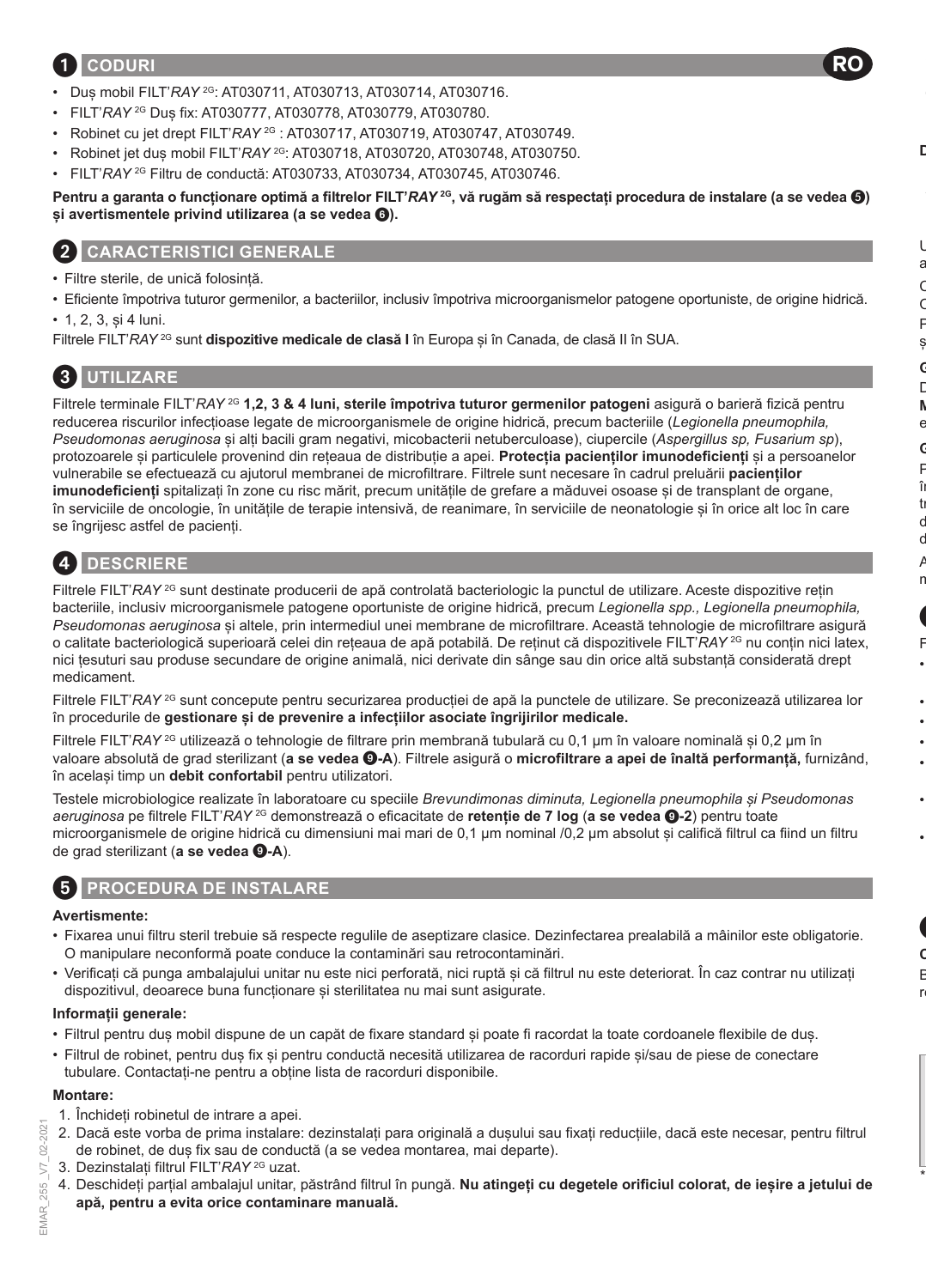## 1 CODURI

RO

- Duș mobil FILT'*RAY* 2G: AT030711, AT030713, AT030714, AT030716.
- FILT'*RAY* 2G Duș fix: AT030777, AT030778, AT030779, AT030780.
- Robinet cu jet drept FILT'*RAY* 2G : AT030717, AT030719, AT030747, AT030749.
- Robinet jet duș mobil FILT'*RAY* 2G: AT030718, AT030720, AT030748, AT030750.
- FILT'*RAY* 2G Filtru de conductă: AT030733, AT030734, AT030745, AT030746.

**Pentru a garanta o funcționare optimă a filtrelor FILT'*RAY* 2G, vă rugăm să respectați procedura de instalare (a se vedea 5) și avertismentele privind utilizarea (a se vedea 6).**

## 2 CARACTERISTICI GENERALE

- Filtre sterile, de unică folosință.
- Eficiente împotriva tuturor germenilor, a bacteriilor, inclusiv împotriva microorganismelor patogene oportuniste, de origine hidrică.
- 1, 2, 3, și 4 luni.

Filtrele FILT'*RAY* 2G sunt **dispozitive medicale de clasă I** în Europa și în Canada, de clasă II în SUA.

## 3 UTILIZARE

Filtrele terminale FILT'*RAY* 2G **1,2, 3 & 4 luni, sterile împotriva tuturor germenilor patogeni** asigură o barieră fizică pentru reducerea riscurilor infecțioase legate de microorganismele de origine hidrică, precum bacteriile (*Legionella pneumophila, Pseudomonas aeruginosa* și alți bacili gram negativi, micobacterii netuberculoase), ciupercile (*Aspergillus sp, Fusarium sp*), protozoarele și particulele provenind din rețeaua de distribuție a apei. **Protecția pacienților imunodeficienți** și a persoanelor vulnerabile se efectuează cu ajutorul membranei de microfiltrare. Filtrele sunt necesare în cadrul preluării **pacienților imunodeficienți** spitalizați în zone cu risc mărit, precum unitățile de grefare a măduvei osoase și de transplant de organe, în serviciile de oncologie, în unitățile de terapie intensivă, de reanimare, în serviciile de neonatologie și în orice alt loc în care se îngrijesc astfel de pacienți.

## 4 DESCRIERE

Filtrele FILT'*RAY* 2G sunt destinate producerii de apă controlată bacteriologic la punctul de utilizare. Aceste dispozitive rețin bacteriile, inclusiv microorganismele patogene oportuniste de origine hidrică, precum *Legionella spp., Legionella pneumophila, Pseudomonas aeruginosa* și altele, prin intermediul unei membrane de microfiltrare. Această tehnologie de microfiltrare asigură o calitate bacteriologică superioară celei din rețeaua de apă potabilă. De reținut că dispozitivele FILT'*RAY* 2G nu conțin nici latex, nici țesuturi sau produse secundare de origine animală, nici derivate din sânge sau din orice altă substanță considerată drept medicament.

Filtrele FILT'*RAY* 2G sunt concepute pentru securizarea producției de apă la punctele de utilizare. Se preconizează utilizarea lor în procedurile de **gestionare și de prevenire a infecțiilor asociate îngrijirilor medicale.**

Filtrele FILT'*RAY* 2G utilizează o tehnologie de filtrare prin membrană tubulară cu 0,1 µm în valoare nominală și 0,2 µm în valoare absolută de grad sterilizant (**a se vedea 9-A**). Filtrele asigură o **microfiltrare a apei de înaltă performanță,** furnizând, în același timp un **debit confortabil** pentru utilizatori.

Testele microbiologice realizate în laboratoare cu speciile *Brevundimonas diminuta, Legionella pneumophila și Pseudomonas aeruginosa* pe filtrele FILT'*RAY* 2G demonstrează o eficacitate de **retenție de 7 log** (**a se vedea 9-2**) pentru toate microorganismele de origine hidrică cu dimensiuni mai mari de 0,1 µm nominal /0,2 µm absolut și califică filtrul ca fiind un filtru de grad sterilizant (**a se vedea 9-A**).

## 5 PROCEDURA DE INSTALARE

### Avertismente:

- Fixarea unui filtru steril trebuie să respecte regulile de aseptizare clasice. Dezinfectarea prealabilă a mâinilor este obligatorie. O manipulare neconformă poate conduce la contaminări sau retrocontaminări.
- Verificați că punga ambalajului unitar nu este nici perforată, nici ruptă și că filtrul nu este deteriorat. În caz contrar nu utilizați dispozitivul, deoarece buna funcționare și sterilitatea nu mai sunt asigurate.

### Informații generale:

- Filtrul pentru duș mobil dispune de un capăt de fixare standard și poate fi racordat la toate cordoanele flexibile de duș.
- Filtrul de robinet, pentru duș fix și pentru conductă necesită utilizarea de racorduri rapide și/sau de piese de conectare tubulare. Contactați-ne pentru a obține lista de racorduri disponibile.

### Montare:

1. Închideți robinetul de intrare a apei.
2. Dacă este vorba de prima instalare: dezinstalați para originală a dușului sau fixați reducțiile, dacă este necesar, pentru filtrul de robinet, de duș fix sau de conductă (a se vedea montarea, mai departe).
3. Dezinstalați filtrul FILT'*RAY* 2G uzat.
4. Deschideți parțial ambalajul unitar, păstrând filtrul în pungă. **Nu atingeți cu degetele orificiul colorat, de ieșire a jetului de apă, pentru a evita orice contaminare manuală.**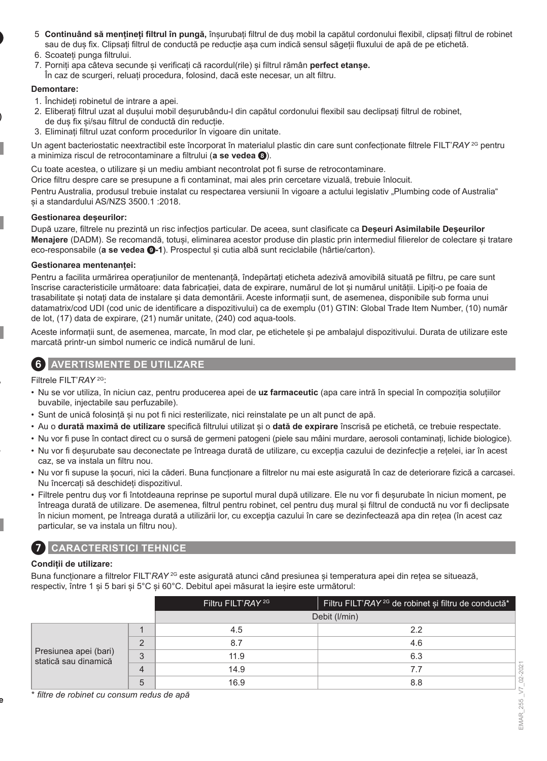5. **Continuând să mențineți filtrul în pungă,** înșurubați filtrul de duș mobil la capătul cordonului flexibil, clipsați filtrul de robinet sau de duș fix. Clipsați filtrul de conductă pe reducție așa cum indică sensul săgeții fluxului de apă de pe etichetă.
6. Scoateți punga filtrului.
7. Porniți apa câteva secunde și verificați că racordul(rile) și filtrul rămân **perfect etanșe.**
   În caz de scurgeri, reluați procedura, folosind, dacă este necesar, un alt filtru.

**Demontare:**

1. Închideți robinetul de intrare a apei.
2. Eliberați filtrul uzat al dușului mobil deșurubându-l din capătul cordonului flexibil sau declipsați filtrul de robinet, de duș fix și/sau filtrul de conductă din reducție.
3. Eliminați filtrul uzat conform procedurilor în vigoare din unitate.

Un agent bacteriostatic neextractibil este încorporat în materialul plastic din care sunt confecționate filtrele FILT'*RAY* 2G pentru a minimiza riscul de retrocontaminare a filtrului (**a se vedea ❽**).

Cu toate acestea, o utilizare și un mediu ambiant necontrolat pot fi surse de retrocontaminare.

Orice filtru despre care se presupune a fi contaminat, mai ales prin cercetare vizuală, trebuie înlocuit.

Pentru Australia, produsul trebuie instalat cu respectarea versiunii în vigoare a actului legislativ „Plumbing code of Australia" și a standardului AS/NZS 3500.1 :2018.

**Gestionarea deșeurilor:**

După uzare, filtrele nu prezintă un risc infecțios particular. De aceea, sunt clasificate ca **Deșeuri Asimilabile Deșeurilor Menajere** (DADM). Se recomandă, totuși, eliminarea acestor produse din plastic prin intermediul filierelor de colectare și tratare eco-responsabile (**a se vedea ❾-1**). Prospectul și cutia albă sunt reciclabile (hârtie/carton).

**Gestionarea mentenanței:**

Pentru a facilita urmărirea operațiunilor de mentenanță, îndepărtați eticheta adezivă amovibilă situată pe filtru, pe care sunt înscrise caracteristicile următoare: data fabricației, data de expirare, numărul de lot și numărul unității. Lipiți-o pe foaia de trasabilitate și notați data de instalare și data demontării. Aceste informații sunt, de asemenea, disponibile sub forma unui datamatrix/cod UDI (cod unic de identificare a dispozitivului) ca de exemplu (01) GTIN: Global Trade Item Number, (10) număr de lot, (17) data de expirare, (21) număr unitate, (240) cod aqua-tools.

Aceste informații sunt, de asemenea, marcate, în mod clar, pe etichetele și pe ambalajul dispozitivului. Durata de utilizare este marcată printr-un simbol numeric ce indică numărul de luni.

## 6 AVERTISMENTE DE UTILIZARE

Filtrele FILT'*RAY* 2G:

- Nu se vor utiliza, în niciun caz, pentru producerea apei de **uz farmaceutic** (apa care intră în special în compoziția soluțiilor buvabile, injectabile sau perfuzabile).
- Sunt de unică folosință și nu pot fi nici resterilizate, nici reinstalate pe un alt punct de apă.
- Au o **durată maximă de utilizare** specifică filtrului utilizat și o **dată de expirare** înscrisă pe etichetă, ce trebuie respectate.
- Nu vor fi puse în contact direct cu o sursă de germeni patogeni (piele sau mâini murdare, aerosoli contaminați, lichide biologice).
- Nu vor fi deșurubate sau deconectate pe întreaga durată de utilizare, cu excepția cazului de dezinfecție a rețelei, iar în acest caz, se va instala un filtru nou.
- Nu vor fi supuse la șocuri, nici la căderi. Buna funcționare a filtrelor nu mai este asigurată în caz de deteriorare fizică a carcasei. Nu încercați să deschideți dispozitivul.
- Filtrele pentru duș vor fi întotdeauna reprinse pe suportul mural după utilizare. Ele nu vor fi deșurubate în niciun moment, pe întreaga durată de utilizare. De asemenea, filtrul pentru robinet, cel pentru duș mural și filtrul de conductă nu vor fi declipsate în niciun moment, pe întreaga durată a utilizării lor, cu excepţia cazului în care se dezinfectează apa din rețea (în acest caz particular, se va instala un filtru nou).

## 7 CARACTERISTICI TEHNICE

**Condiții de utilizare:**

Buna funcționare a filtrelor FILT'*RAY* 2G este asigurată atunci când presiunea și temperatura apei din rețea se situează, respectiv, între 1 și 5 bari și 5°C și 60°C. Debitul apei măsurat la ieșire este următorul:

| | | Filtru FILT'*RAY* 2G | Filtru FILT'*RAY* 2G de robinet și filtru de conductă* |
|---|---|---|---|
| | | Debit (l/min) | |
| Presiunea apei (bari) statică sau dinamică | 1 | 4.5 | 2.2 |
| | 2 | 8.7 | 4.6 |
| | 3 | 11.9 | 6.3 |
| | 4 | 14.9 | 7.7 |
| | 5 | 16.9 | 8.8 |

*\* filtre de robinet cu consum redus de apă*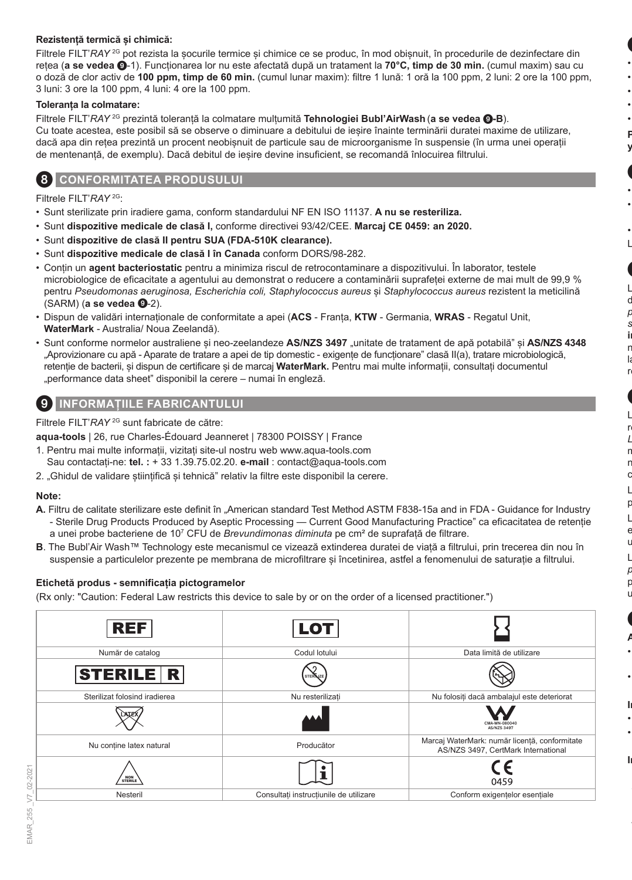**Rezistență termică și chimică:**

Filtrele FILT'*RAY* 2G pot rezista la șocurile termice și chimice ce se produc, în mod obișnuit, în procedurile de dezinfectare din rețea (**a se vedea ❾**-1). Funcționarea lor nu este afectată după un tratament la **70°C, timp de 30 min.** (cumul maxim) sau cu o doză de clor activ de **100 ppm, timp de 60 min.** (cumul lunar maxim): filtre 1 lună: 1 oră la 100 ppm, 2 luni: 2 ore la 100 ppm, 3 luni: 3 ore la 100 ppm, 4 luni: 4 ore la 100 ppm.

**Toleranța la colmatare:**

Filtrele FILT'*RAY* 2G prezintă toleranță la colmatare mulțumită **Tehnologiei Bubl'AirWash** (**a se vedea ❾-B**). Cu toate acestea, este posibil să se observe o diminuare a debitului de ieșire înainte terminării duratei maxime de utilizare, dacă apa din rețea prezintă un procent neobișnuit de particule sau de microorganisme în suspensie (în urma unei operații de mentenanță, de exemplu). Dacă debitul de ieșire devine insuficient, se recomandă înlocuirea filtrului.

## 8 CONFORMITATEA PRODUSULUI

Filtrele FILT'*RAY* 2G:

- Sunt sterilizate prin iradiere gama, conform standardului NF EN ISO 11137. **A nu se resteriliza.**
- Sunt **dispozitive medicale de clasă I,** conforme directivei 93/42/CEE. **Marcaj CE 0459: an 2020.**
- Sunt **dispozitive de clasă II pentru SUA (FDA-510K clearance).**
- Sunt **dispozitive medicale de clasă I în Canada** conform DORS/98-282.
- Conțin un **agent bacteriostatic** pentru a minimiza riscul de retrocontaminare a dispozitivului. În laborator, testele microbiologice de eficacitate a agentului au demonstrat o reducere a contaminării suprafeței externe de mai mult de 99,9 % pentru *Pseudomonas aeruginosa, Escherichia coli, Staphylococcus aureus* și *Staphylococcus aureus* rezistent la meticilină (SARM) (**a se vedea ❾**-2).
- Dispun de validări internaționale de conformitate a apei (**ACS** - Franța, **KTW** - Germania, **WRAS** - Regatul Unit, **WaterMark** - Australia/ Noua Zeelandă).
- Sunt conforme normelor australiene și neo-zeelandeze **AS/NZS 3497** „unitate de tratament de apă potabilă" și **AS/NZS 4348** „Aprovizionare cu apă - Aparate de tratare a apei de tip domestic - exigențe de funcționare" clasă II(a), tratare microbiologică, retenție de bacterii, și dispun de certificare și de marcaj **WaterMark.** Pentru mai multe informații, consultați documentul „performance data sheet" disponibil la cerere – numai în engleză.

## 9 INFORMAȚIILE FABRICANTULUI

Filtrele FILT'*RAY* 2G sunt fabricate de către:

**aqua-tools** | 26, rue Charles-Édouard Jeanneret | 78300 POISSY | France

1. Pentru mai multe informații, vizitați site-ul nostru web www.aqua-tools.com
   Sau contactați-ne: **tel. :** + 33 1.39.75.02.20. **e-mail** : contact@aqua-tools.com
2. „Ghidul de validare științifică și tehnică" relativ la filtre este disponibil la cerere.

**Note:**

**A.** Filtru de calitate sterilizare este definit în „American standard Test Method ASTM F838-15a and in FDA - Guidance for Industry - Sterile Drug Products Produced by Aseptic Processing — Current Good Manufacturing Practice" ca eficacitatea de retenție a unei probe bacteriene de $10^7$ CFU de *Brevundimonas diminuta* pe cm² de suprafață de filtrare.

**B**. The Bubl'Air Wash™ Technology este mecanismul ce vizează extinderea duratei de viață a filtrului, prin trecerea din nou în suspensie a particulelor prezente pe membrana de microfiltrare și încetinirea, astfel a fenomenului de saturație a filtrului.

**Etichetă produs - semnificația pictogramelor**

(Rx only: "Caution: Federal Law restricts this device to sale by or on the order of a licensed practitioner.")

| REF | LOT | ⧗ |
|---|---|---|
| Număr de catalog | Codul lotului | Data limită de utilizare |
| STERILE R | STERILIZE (barat) | (ambalaj deteriorat) |
| Sterilizat folosind iradierea | Nu resterilizați | Nu folosiți dacă ambalajul este deteriorat |
| LATEX (barat) | (fabrică) | CMA-WN-080040 AS/NZS 3497 |
| Nu conține latex natural | Producător | Marcaj WaterMark: număr licență, conformitate AS/NZS 3497, CertMark International |
| NON STERILE | i | CE 0459 |
| Nesteril | Consultați instrucțiunile de utilizare | Conform exigențelor esențiale |

EMAR_255 _V7_02-2021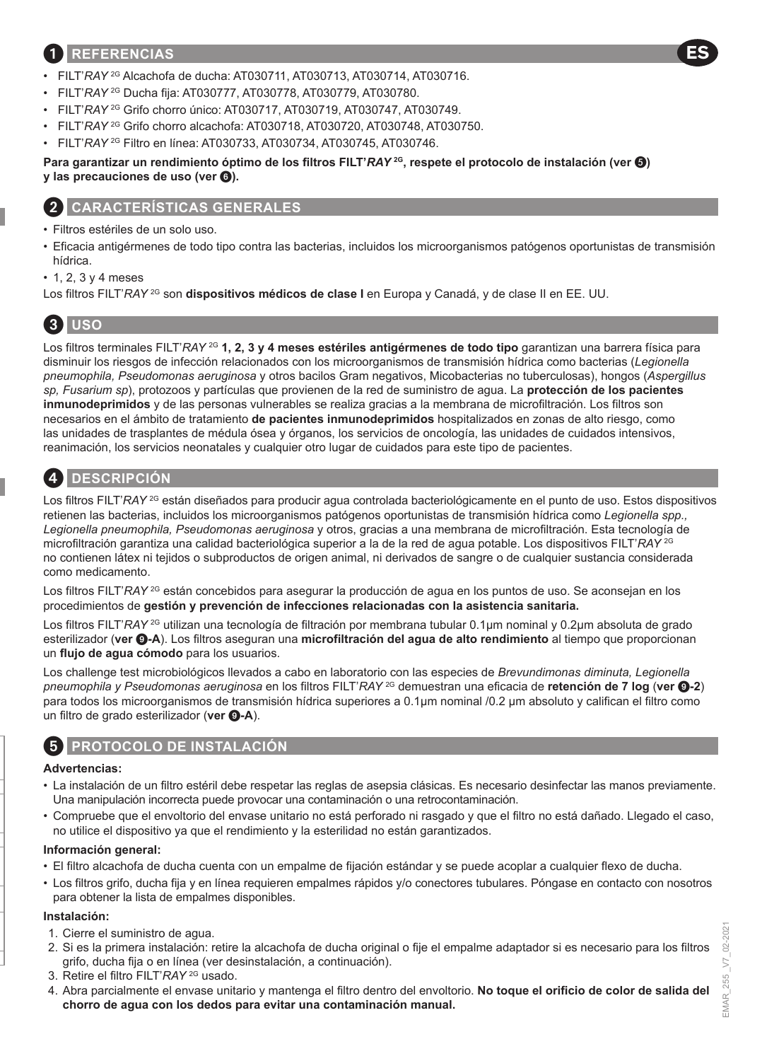## 1 REFERENCIAS

- FILT'*RAY* 2G Alcachofa de ducha: AT030711, AT030713, AT030714, AT030716.
- FILT'*RAY* 2G Ducha fija: AT030777, AT030778, AT030779, AT030780.
- FILT'*RAY* 2G Grifo chorro único: AT030717, AT030719, AT030747, AT030749.
- FILT'*RAY* 2G Grifo chorro alcachofa: AT030718, AT030720, AT030748, AT030750.
- FILT'*RAY* 2G Filtro en línea: AT030733, AT030734, AT030745, AT030746.

**Para garantizar un rendimiento óptimo de los filtros FILT'*RAY* 2G, respete el protocolo de instalación (ver 5) y las precauciones de uso (ver 6).**

## 2 CARACTERÍSTICAS GENERALES

- Filtros estériles de un solo uso.
- Eficacia antigérmenes de todo tipo contra las bacterias, incluidos los microorganismos patógenos oportunistas de transmisión hídrica.
- 1, 2, 3 y 4 meses

Los filtros FILT'*RAY* 2G son **dispositivos médicos de clase I** en Europa y Canadá, y de clase II en EE. UU.

## 3 USO

Los filtros terminales FILT'*RAY* 2G **1, 2, 3 y 4 meses estériles antigérmenes de todo tipo** garantizan una barrera física para disminuir los riesgos de infección relacionados con los microorganismos de transmisión hídrica como bacterias (*Legionella pneumophila, Pseudomonas aeruginosa* y otros bacilos Gram negativos, Micobacterias no tuberculosas), hongos (*Aspergillus sp, Fusarium sp*), protozoos y partículas que provienen de la red de suministro de agua. La **protección de los pacientes inmunodeprimidos** y de las personas vulnerables se realiza gracias a la membrana de microfiltración. Los filtros son necesarios en el ámbito de tratamiento **de pacientes inmunodeprimidos** hospitalizados en zonas de alto riesgo, como las unidades de trasplantes de médula ósea y órganos, los servicios de oncología, las unidades de cuidados intensivos, reanimación, los servicios neonatales y cualquier otro lugar de cuidados para este tipo de pacientes.

## 4 DESCRIPCIÓN

Los filtros FILT'*RAY* 2G están diseñados para producir agua controlada bacteriológicamente en el punto de uso. Estos dispositivos retienen las bacterias, incluidos los microorganismos patógenos oportunistas de transmisión hídrica como *Legionella spp., Legionella pneumophila, Pseudomonas aeruginosa* y otros, gracias a una membrana de microfiltración. Esta tecnología de microfiltración garantiza una calidad bacteriológica superior a la de la red de agua potable. Los dispositivos FILT'*RAY* 2G no contienen látex ni tejidos o subproductos de origen animal, ni derivados de sangre o de cualquier sustancia considerada como medicamento.

Los filtros FILT'*RAY* 2G están concebidos para asegurar la producción de agua en los puntos de uso. Se aconsejan en los procedimientos de **gestión y prevención de infecciones relacionadas con la asistencia sanitaria.**

Los filtros FILT'*RAY* 2G utilizan una tecnología de filtración por membrana tubular 0.1µm nominal y 0.2µm absoluta de grado esterilizador (**ver 9-A**). Los filtros aseguran una **microfiltración del agua de alto rendimiento** al tiempo que proporcionan un **flujo de agua cómodo** para los usuarios.

Los challenge test microbiológicos llevados a cabo en laboratorio con las especies de *Brevundimonas diminuta, Legionella pneumophila y Pseudomonas aeruginosa* en los filtros FILT'*RAY* 2G demuestran una eficacia de **retención de 7 log** (**ver 9-2**) para todos los microorganismos de transmisión hídrica superiores a 0.1µm nominal /0.2 µm absoluto y califican el filtro como un filtro de grado esterilizador (**ver 9-A**).

## 5 PROTOCOLO DE INSTALACIÓN

### Advertencias:

- La instalación de un filtro estéril debe respetar las reglas de asepsia clásicas. Es necesario desinfectar las manos previamente. Una manipulación incorrecta puede provocar una contaminación o una retrocontaminación.
- Compruebe que el envoltorio del envase unitario no está perforado ni rasgado y que el filtro no está dañado. Llegado el caso, no utilice el dispositivo ya que el rendimiento y la esterilidad no están garantizados.

### Información general:

- El filtro alcachofa de ducha cuenta con un empalme de fijación estándar y se puede acoplar a cualquier flexo de ducha.
- Los filtros grifo, ducha fija y en línea requieren empalmes rápidos y/o conectores tubulares. Póngase en contacto con nosotros para obtener la lista de empalmes disponibles.

### Instalación:

1. Cierre el suministro de agua.
2. Si es la primera instalación: retire la alcachofa de ducha original o fije el empalme adaptador si es necesario para los filtros grifo, ducha fija o en línea (ver desinstalación, a continuación).
3. Retire el filtro FILT'*RAY* 2G usado.
4. Abra parcialmente el envase unitario y mantenga el filtro dentro del envoltorio. **No toque el orificio de color de salida del chorro de agua con los dedos para evitar una contaminación manual.**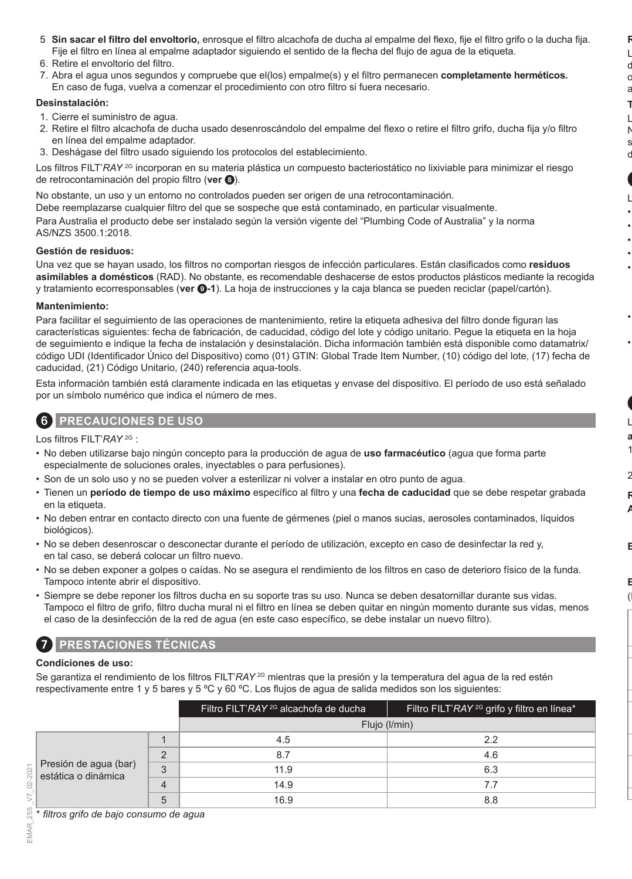5. **Sin sacar el filtro del envoltorio,** enrosque el filtro alcachofa de ducha al empalme del flexo, fije el filtro grifo o la ducha fija. Fije el filtro en línea al empalme adaptador siguiendo el sentido de la flecha del flujo de agua de la etiqueta.
6. Retire el envoltorio del filtro.
7. Abra el agua unos segundos y compruebe que el(los) empalme(s) y el filtro permanecen **completamente herméticos.** En caso de fuga, vuelva a comenzar el procedimiento con otro filtro si fuera necesario.

**Desinstalación:**

1. Cierre el suministro de agua.
2. Retire el filtro alcachofa de ducha usado desenroscándolo del empalme del flexo o retire el filtro grifo, ducha fija y/o filtro en línea del empalme adaptador.
3. Deshágase del filtro usado siguiendo los protocolos del establecimiento.

Los filtros FILT'*RAY* 2G incorporan en su materia plástica un compuesto bacteriostático no lixiviable para minimizar el riesgo de retrocontaminación del propio filtro (**ver 8**).

No obstante, un uso y un entorno no controlados pueden ser origen de una retrocontaminación.

Debe reemplazarse cualquier filtro del que se sospeche que está contaminado, en particular visualmente.

Para Australia el producto debe ser instalado según la versión vigente del "Plumbing Code of Australia" y la norma AS/NZS 3500.1:2018.

**Gestión de residuos:**

Una vez que se hayan usado, los filtros no comportan riesgos de infección particulares. Están clasificados como **residuos asimilables a domésticos** (RAD). No obstante, es recomendable deshacerse de estos productos plásticos mediante la recogida y tratamiento ecorresponsables (**ver 9-1**). La hoja de instrucciones y la caja blanca se pueden reciclar (papel/cartón).

**Mantenimiento:**

Para facilitar el seguimiento de las operaciones de mantenimiento, retire la etiqueta adhesiva del filtro donde figuran las características siguientes: fecha de fabricación, de caducidad, código del lote y código unitario. Pegue la etiqueta en la hoja de seguimiento e indique la fecha de instalación y desinstalación. Dicha información también está disponible como datamatrix/ código UDI (Identificador Único del Dispositivo) como (01) GTIN: Global Trade Item Number, (10) código del lote, (17) fecha de caducidad, (21) Código Unitario, (240) referencia aqua-tools.

Esta información también está claramente indicada en las etiquetas y envase del dispositivo. El período de uso está señalado por un símbolo numérico que indica el número de mes.

## 6 PRECAUCIONES DE USO

Los filtros FILT'*RAY* 2G :

- No deben utilizarse bajo ningún concepto para la producción de agua de **uso farmacéutico** (agua que forma parte especialmente de soluciones orales, inyectables o para perfusiones).
- Son de un solo uso y no se pueden volver a esterilizar ni volver a instalar en otro punto de agua.
- Tienen un **período de tiempo de uso máximo** específico al filtro y una **fecha de caducidad** que se debe respetar grabada en la etiqueta.
- No deben entrar en contacto directo con una fuente de gérmenes (piel o manos sucias, aerosoles contaminados, líquidos biológicos).
- No se deben desenroscar o desconectar durante el período de utilización, excepto en caso de desinfectar la red y, en tal caso, se deberá colocar un filtro nuevo.
- No se deben exponer a golpes o caídas. No se asegura el rendimiento de los filtros en caso de deterioro físico de la funda. Tampoco intente abrir el dispositivo.
- Siempre se debe reponer los filtros ducha en su soporte tras su uso. Nunca se deben desatornillar durante sus vidas. Tampoco el filtro de grifo, filtro ducha mural ni el filtro en línea se deben quitar en ningún momento durante sus vidas, menos el caso de la desinfección de la red de agua (en este caso específico, se debe instalar un nuevo filtro).

## 7 PRESTACIONES TÉCNICAS

**Condiciones de uso:**

Se garantiza el rendimiento de los filtros FILT'*RAY* 2G mientras que la presión y la temperatura del agua de la red estén respectivamente entre 1 y 5 bares y 5 ºC y 60 ºC. Los flujos de agua de salida medidos son los siguientes:

| | | Filtro FILT'*RAY* 2G alcachofa de ducha | Filtro FILT'*RAY* 2G grifo y filtro en línea* |
|---|---|---|---|
| | | Flujo (l/min) | |
| Presión de agua (bar) estática o dinámica | 1 | 4.5 | 2.2 |
| | 2 | 8.7 | 4.6 |
| | 3 | 11.9 | 6.3 |
| | 4 | 14.9 | 7.7 |
| | 5 | 16.9 | 8.8 |

*\* filtros grifo de bajo consumo de agua*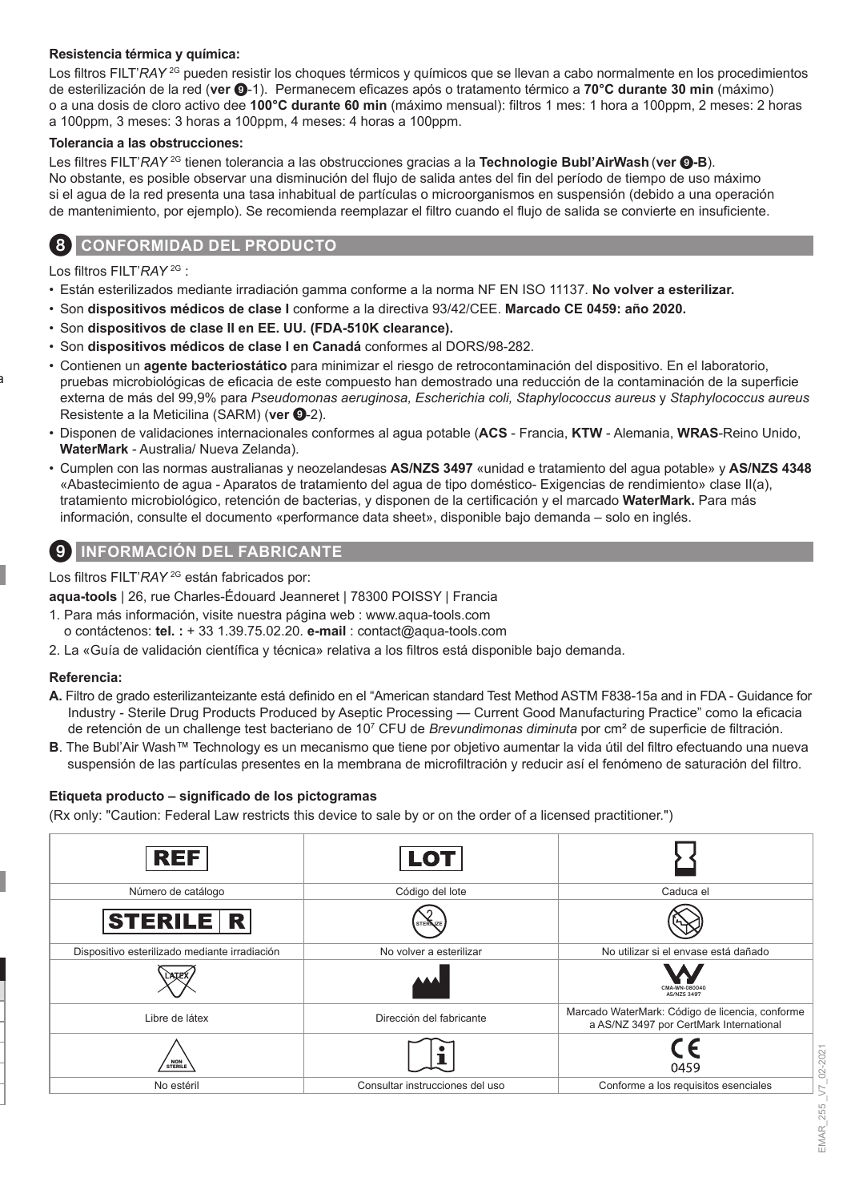**Resistencia térmica y química:**

Los filtros FILT'*RAY* 2G pueden resistir los choques térmicos y químicos que se llevan a cabo normalmente en los procedimientos de esterilización de la red (**ver ❾**-1). Permanecem eficazes após o tratamento térmico a **70°C durante 30 min** (máximo) o a una dosis de cloro activo dee **100°C durante 60 min** (máximo mensual): filtros 1 mes: 1 hora a 100ppm, 2 meses: 2 horas a 100ppm, 3 meses: 3 horas a 100ppm, 4 meses: 4 horas a 100ppm.

**Tolerancia a las obstrucciones:**

Les filtres FILT'*RAY* 2G tienen tolerancia a las obstrucciones gracias a la **Technologie Bubl'AirWash** (**ver ❾-B**). No obstante, es posible observar una disminución del flujo de salida antes del fin del período de tiempo de uso máximo si el agua de la red presenta una tasa inhabitual de partículas o microorganismos en suspensión (debido a una operación de mantenimiento, por ejemplo). Se recomienda reemplazar el filtro cuando el flujo de salida se convierte en insuficiente.

## 8 CONFORMIDAD DEL PRODUCTO

Los filtros FILT'*RAY* 2G :

- Están esterilizados mediante irradiación gamma conforme a la norma NF EN ISO 11137. **No volver a esterilizar.**
- Son **dispositivos médicos de clase I** conforme a la directiva 93/42/CEE. **Marcado CE 0459: año 2020.**
- Son **dispositivos de clase II en EE. UU. (FDA-510K clearance).**
- Son **dispositivos médicos de clase I en Canadá** conformes al DORS/98-282.
- Contienen un **agente bacteriostático** para minimizar el riesgo de retrocontaminación del dispositivo. En el laboratorio, pruebas microbiológicas de eficacia de este compuesto han demostrado una reducción de la contaminación de la superficie externa de más del 99,9% para *Pseudomonas aeruginosa, Escherichia coli, Staphylococcus aureus* y *Staphylococcus aureus* Resistente a la Meticilina (SARM) (**ver ❾**-2).
- Disponen de validaciones internacionales conformes al agua potable (**ACS** - Francia, **KTW** - Alemania, **WRAS**-Reino Unido, **WaterMark** - Australia/ Nueva Zelanda).
- Cumplen con las normas australianas y neozelandesas **AS/NZS 3497** «unidad e tratamiento del agua potable» y **AS/NZS 4348** «Abastecimiento de agua - Aparatos de tratamiento del agua de tipo doméstico- Exigencias de rendimiento» clase II(a), tratamiento microbiológico, retención de bacterias, y disponen de la certificación y el marcado **WaterMark.** Para más información, consulte el documento «performance data sheet», disponible bajo demanda – solo en inglés.

## 9 INFORMACIÓN DEL FABRICANTE

Los filtros FILT'*RAY* 2G están fabricados por:

**aqua-tools** | 26, rue Charles-Édouard Jeanneret | 78300 POISSY | Francia

1. Para más información, visite nuestra página web : www.aqua-tools.com
   o contáctenos: **tel. :** + 33 1.39.75.02.20. **e-mail** : contact@aqua-tools.com
2. La «Guía de validación científica y técnica» relativa a los filtros está disponible bajo demanda.

**Referencia:**

**A.** Filtro de grado esterilizanteizante está definido en el “American standard Test Method ASTM F838-15a and in FDA - Guidance for Industry - Sterile Drug Products Produced by Aseptic Processing — Current Good Manufacturing Practice” como la eficacia de retención de un challenge test bacteriano de $10^7$ CFU de *Brevundimonas diminuta* por cm² de superficie de filtración.

**B**. The Bubl'Air Wash™ Technology es un mecanismo que tiene por objetivo aumentar la vida útil del filtro efectuando una nueva suspensión de las partículas presentes en la membrana de microfiltración y reducir así el fenómeno de saturación del filtro.

**Etiqueta producto – significado de los pictogramas**

(Rx only: "Caution: Federal Law restricts this device to sale by or on the order of a licensed practitioner.")

| REF | LOT | |
|---|---|---|
| Número de catálogo | Código del lote | Caduca el |
| STERILE R | STERILIZE | |
| Dispositivo esterilizado mediante irradiación | No volver a esterilizar | No utilizar si el envase está dañado |
| LATEX | | CMA-WN-080040 AS/NZS 3497 |
| Libre de látex | Dirección del fabricante | Marcado WaterMark: Código de licencia, conforme a AS/NZ 3497 por CertMark International |
| NON STERILE | i | CE 0459 |
| No estéril | Consultar instrucciones del uso | Conforme a los requisitos esenciales |

EMAR_255 _V7_02-2021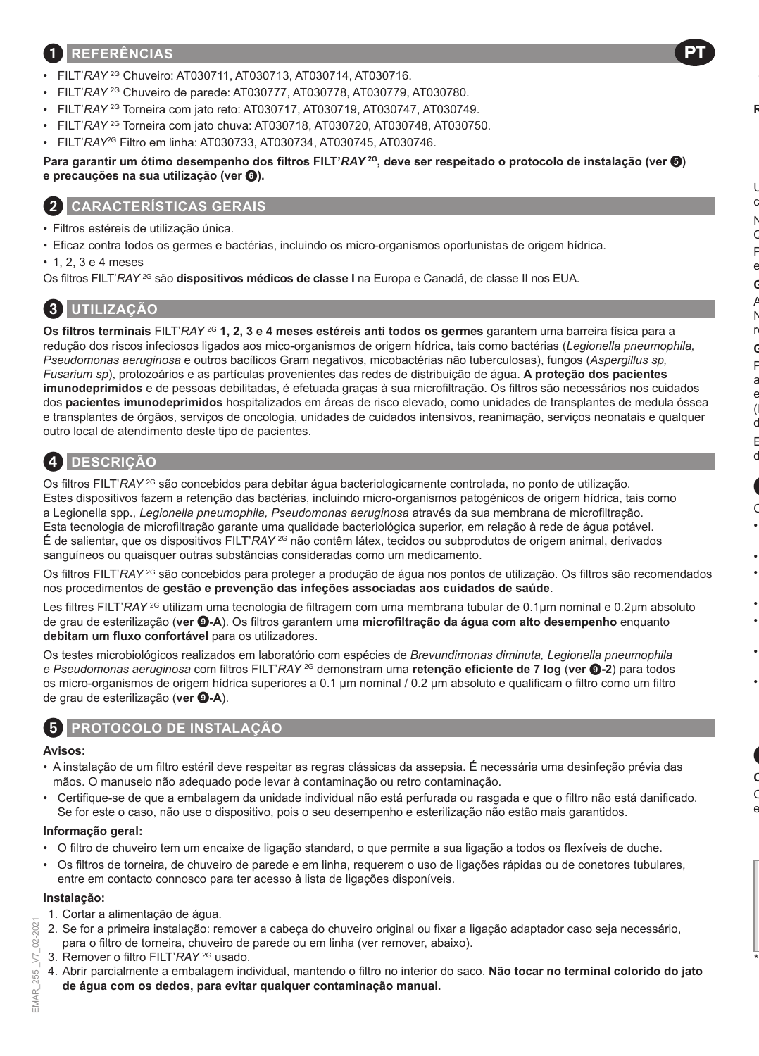## 1 REFERÊNCIAS

PT

- FILT'*RAY* 2G Chuveiro: AT030711, AT030713, AT030714, AT030716.
- FILT'*RAY* 2G Chuveiro de parede: AT030777, AT030778, AT030779, AT030780.
- FILT'*RAY* 2G Torneira com jato reto: AT030717, AT030719, AT030747, AT030749.
- FILT'*RAY* 2G Torneira com jato chuva: AT030718, AT030720, AT030748, AT030750.
- FILT'*RAY*2G Filtro em linha: AT030733, AT030734, AT030745, AT030746.

**Para garantir um ótimo desempenho dos filtros FILT'*RAY* 2G, deve ser respeitado o protocolo de instalação (ver ❺) e precauções na sua utilização (ver ❻).**

## 2 CARACTERÍSTICAS GERAIS

- Filtros estéreis de utilização única.
- Eficaz contra todos os germes e bactérias, incluindo os micro-organismos oportunistas de origem hídrica.
- 1, 2, 3 e 4 meses

Os filtros FILT'*RAY* 2G são **dispositivos médicos de classe I** na Europa e Canadá, de classe II nos EUA.

## 3 UTILIZAÇÃO

**Os filtros terminais** FILT'*RAY* 2G **1, 2, 3 e 4 meses estéreis anti todos os germes** garantem uma barreira física para a redução dos riscos infeciosos ligados aos mico-organismos de origem hídrica, tais como bactérias (*Legionella pneumophila, Pseudomonas aeruginosa* e outros bacílicos Gram negativos, micobactérias não tuberculosas), fungos (*Aspergillus sp, Fusarium sp*), protozoários e as partículas provenientes das redes de distribuição de água. **A proteção dos pacientes imunodeprimidos** e de pessoas debilitadas, é efetuada graças à sua microfiltração. Os filtros são necessários nos cuidados dos **pacientes imunodeprimidos** hospitalizados em áreas de risco elevado, como unidades de transplantes de medula óssea e transplantes de órgãos, serviços de oncologia, unidades de cuidados intensivos, reanimação, serviços neonatais e qualquer outro local de atendimento deste tipo de pacientes.

## 4 DESCRIÇÃO

Os filtros FILT'*RAY* 2G são concebidos para debitar água bacteriologicamente controlada, no ponto de utilização. Estes dispositivos fazem a retenção das bactérias, incluindo micro-organismos patogénicos de origem hídrica, tais como a Legionella spp., *Legionella pneumophila, Pseudomonas aeruginosa* através da sua membrana de microfiltração. Esta tecnologia de microfiltração garante uma qualidade bacteriológica superior, em relação à rede de água potável. É de salientar, que os dispositivos FILT'*RAY* 2G não contêm látex, tecidos ou subprodutos de origem animal, derivados sanguíneos ou quaisquer outras substâncias consideradas como um medicamento.

Os filtros FILT'*RAY* 2G são concebidos para proteger a produção de água nos pontos de utilização. Os filtros são recomendados nos procedimentos de **gestão e prevenção das infeções associadas aos cuidados de saúde**.

Les filtres FILT'*RAY* 2G utilizam uma tecnologia de filtragem com uma membrana tubular de 0.1µm nominal e 0.2µm absoluto de grau de esterilização (**ver ❾-A**). Os filtros garantem uma **microfiltração da água com alto desempenho** enquanto **debitam um fluxo confortável** para os utilizadores.

Os testes microbiológicos realizados em laboratório com espécies de *Brevundimonas diminuta, Legionella pneumophila e Pseudomonas aeruginosa* com filtros FILT'*RAY* 2G demonstram uma **retenção eficiente de 7 log** (**ver ❾-2**) para todos os micro-organismos de origem hídrica superiores a 0.1 µm nominal / 0.2 µm absoluto e qualificam o filtro como um filtro de grau de esterilização (**ver ❾-A**).

## 5 PROTOCOLO DE INSTALAÇÃO

**Avisos:**

- A instalação de um filtro estéril deve respeitar as regras clássicas da assepsia. É necessária uma desinfeção prévia das mãos. O manuseio não adequado pode levar à contaminação ou retro contaminação.
- Certifique-se de que a embalagem da unidade individual não está perfurada ou rasgada e que o filtro não está danificado. Se for este o caso, não use o dispositivo, pois o seu desempenho e esterilização não estão mais garantidos.

**Informação geral:**

- O filtro de chuveiro tem um encaixe de ligação standard, o que permite a sua ligação a todos os flexíveis de duche.
- Os filtros de torneira, de chuveiro de parede e em linha, requerem o uso de ligações rápidas ou de conetores tubulares, entre em contacto connosco para ter acesso à lista de ligações disponíveis.

**Instalação:**

1. Cortar a alimentação de água.
2. Se for a primeira instalação: remover a cabeça do chuveiro original ou fixar a ligação adaptador caso seja necessário, para o filtro de torneira, chuveiro de parede ou em linha (ver remover, abaixo).
3. Remover o filtro FILT'*RAY* 2G usado.
4. Abrir parcialmente a embalagem individual, mantendo o filtro no interior do saco. **Não tocar no terminal colorido do jato de água com os dedos, para evitar qualquer contaminação manual.**

EMAR_255_V7_02-2021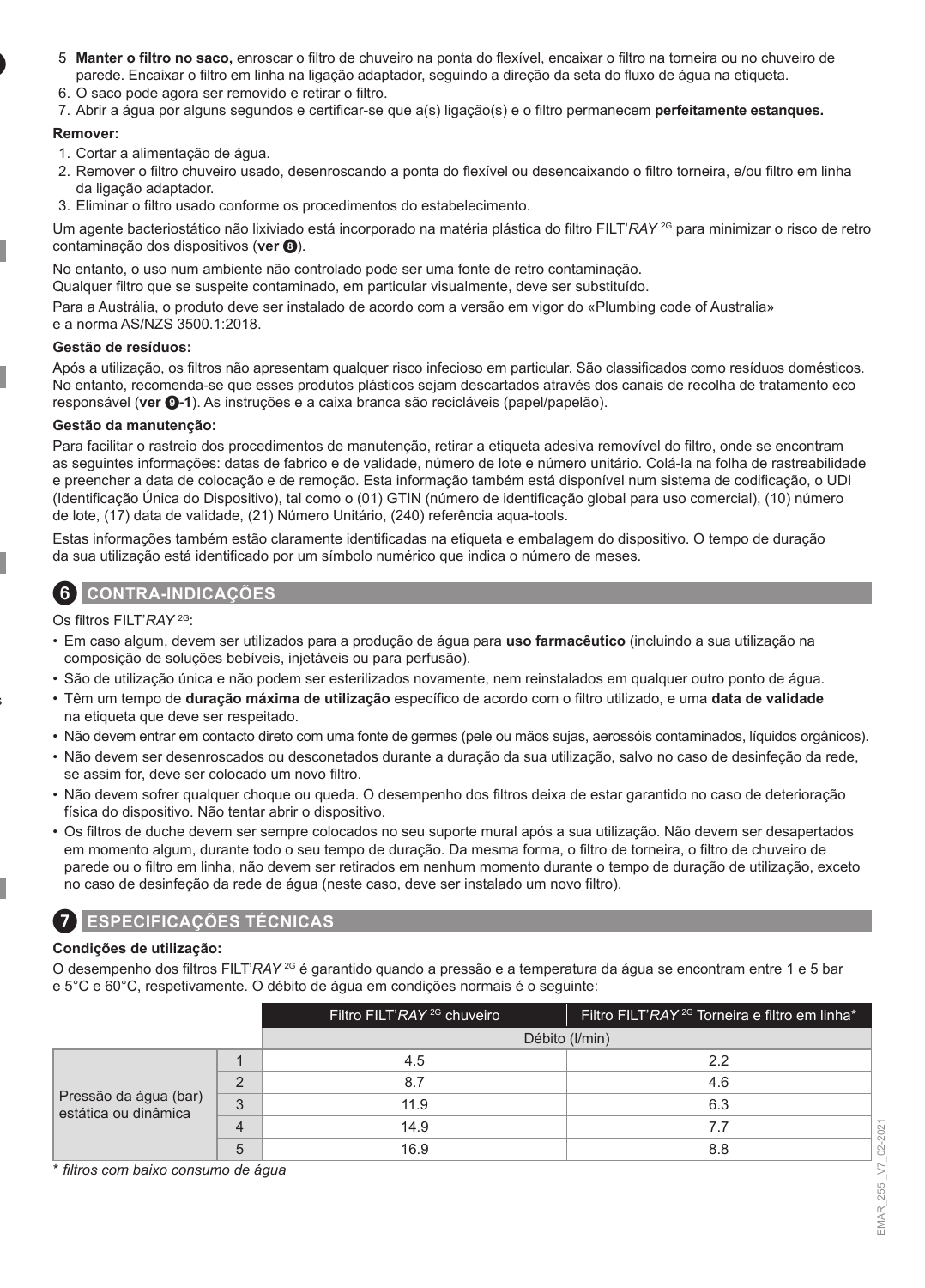5. **Manter o filtro no saco,** enroscar o filtro de chuveiro na ponta do flexível, encaixar o filtro na torneira ou no chuveiro de parede. Encaixar o filtro em linha na ligação adaptador, seguindo a direção da seta do fluxo de água na etiqueta.
6. O saco pode agora ser removido e retirar o filtro.
7. Abrir a água por alguns segundos e certificar-se que a(s) ligação(s) e o filtro permanecem **perfeitamente estanques.**

**Remover:**

1. Cortar a alimentação de água.
2. Remover o filtro chuveiro usado, desenroscando a ponta do flexível ou desencaixando o filtro torneira, e/ou filtro em linha da ligação adaptador.
3. Eliminar o filtro usado conforme os procedimentos do estabelecimento.

Um agente bacteriostático não lixiviado está incorporado na matéria plástica do filtro FILT'*RAY* 2G para minimizar o risco de retro contaminação dos dispositivos (**ver ❽**).

No entanto, o uso num ambiente não controlado pode ser uma fonte de retro contaminação.
Qualquer filtro que se suspeite contaminado, em particular visualmente, deve ser substituído.

Para a Austrália, o produto deve ser instalado de acordo com a versão em vigor do «Plumbing code of Australia» e a norma AS/NZS 3500.1:2018.

**Gestão de resíduos:**

Após a utilização, os filtros não apresentam qualquer risco infecioso em particular. São classificados como resíduos domésticos. No entanto, recomenda-se que esses produtos plásticos sejam descartados através dos canais de recolha de tratamento eco responsável (**ver ❾-1**). As instruções e a caixa branca são recicláveis (papel/papelão).

**Gestão da manutenção:**

Para facilitar o rastreio dos procedimentos de manutenção, retirar a etiqueta adesiva removível do filtro, onde se encontram as seguintes informações: datas de fabrico e de validade, número de lote e número unitário. Colá-la na folha de rastreabilidade e preencher a data de colocação e de remoção. Esta informação também está disponível num sistema de codificação, o UDI (Identificação Única do Dispositivo), tal como o (01) GTIN (número de identificação global para uso comercial), (10) número de lote, (17) data de validade, (21) Número Unitário, (240) referência aqua-tools.

Estas informações também estão claramente identificadas na etiqueta e embalagem do dispositivo. O tempo de duração da sua utilização está identificado por um símbolo numérico que indica o número de meses.

## 6 CONTRA-INDICAÇÕES

Os filtros FILT'*RAY* 2G:

- Em caso algum, devem ser utilizados para a produção de água para **uso farmacêutico** (incluindo a sua utilização na composição de soluções bebíveis, injetáveis ou para perfusão).
- São de utilização única e não podem ser esterilizados novamente, nem reinstalados em qualquer outro ponto de água.
- Têm um tempo de **duração máxima de utilização** específico de acordo com o filtro utilizado, e uma **data de validade** na etiqueta que deve ser respeitado.
- Não devem entrar em contacto direto com uma fonte de germes (pele ou mãos sujas, aerossóis contaminados, líquidos orgânicos).
- Não devem ser desenroscados ou desconetados durante a duração da sua utilização, salvo no caso de desinfeção da rede, se assim for, deve ser colocado um novo filtro.
- Não devem sofrer qualquer choque ou queda. O desempenho dos filtros deixa de estar garantido no caso de deterioração física do dispositivo. Não tentar abrir o dispositivo.
- Os filtros de duche devem ser sempre colocados no seu suporte mural após a sua utilização. Não devem ser desapertados em momento algum, durante todo o seu tempo de duração. Da mesma forma, o filtro de torneira, o filtro de chuveiro de parede ou o filtro em linha, não devem ser retirados em nenhum momento durante o tempo de duração de utilização, exceto no caso de desinfeção da rede de água (neste caso, deve ser instalado um novo filtro).

## 7 ESPECIFICAÇÕES TÉCNICAS

**Condições de utilização:**

O desempenho dos filtros FILT'*RAY* 2G é garantido quando a pressão e a temperatura da água se encontram entre 1 e 5 bar e 5°C e 60°C, respetivamente. O débito de água em condições normais é o seguinte:

| | | Filtro FILT'*RAY* 2G chuveiro | Filtro FILT'*RAY* 2G Torneira e filtro em linha* |
|---|---|---|---|
| | | Débito (l/min) | |
| Pressão da água (bar) estática ou dinâmica | 1 | 4.5 | 2.2 |
| | 2 | 8.7 | 4.6 |
| | 3 | 11.9 | 6.3 |
| | 4 | 14.9 | 7.7 |
| | 5 | 16.9 | 8.8 |

*\* filtros com baixo consumo de água*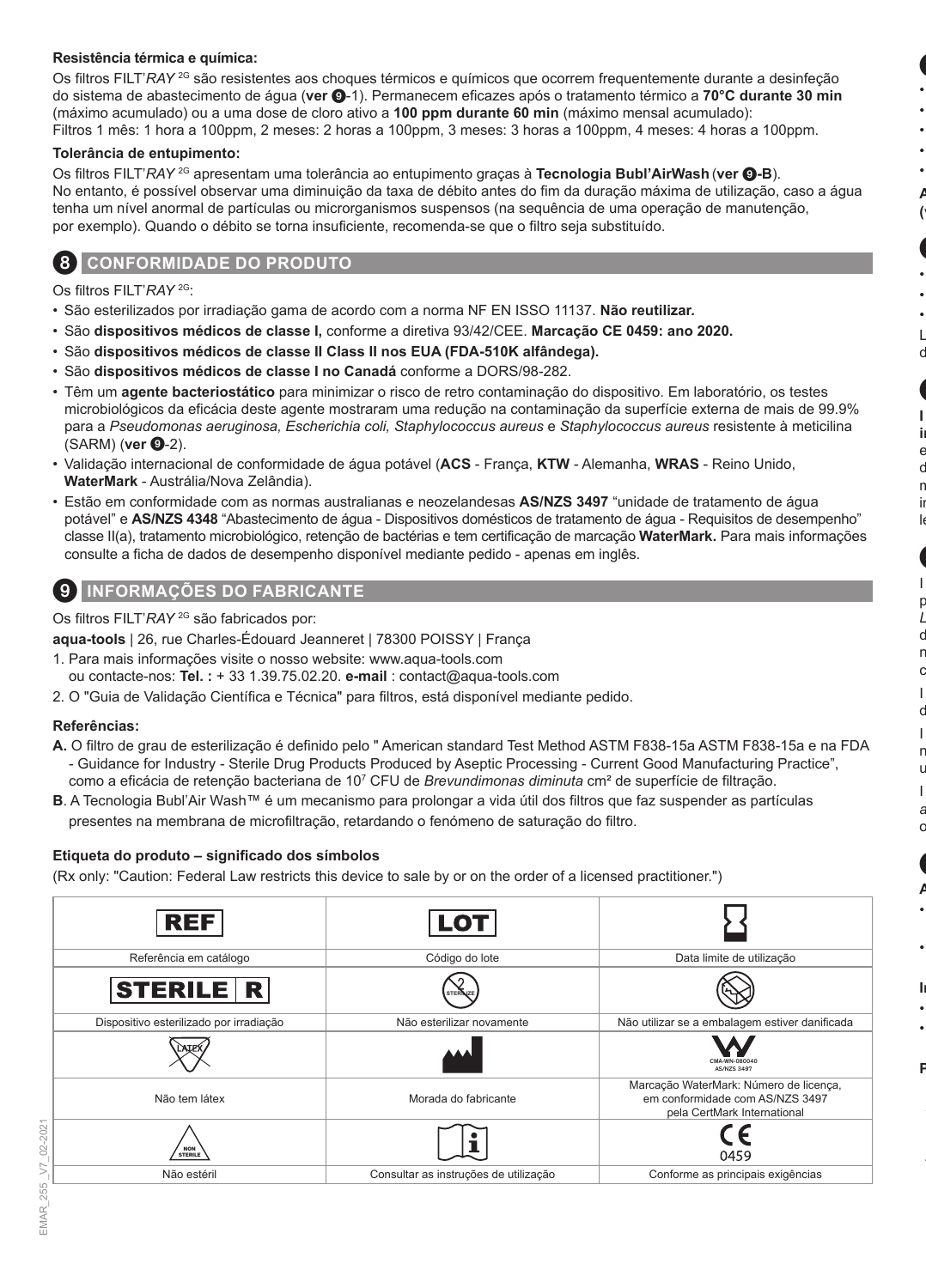**Resistência térmica e química:**

Os filtros FILT'*RAY* [2G] são resistentes aos choques térmicos e químicos que ocorrem frequentemente durante a desinfeção do sistema de abastecimento de água (**ver ❾**-1). Permanecem eficazes após o tratamento térmico a **70°C durante 30 min** (máximo acumulado) ou a uma dose de cloro ativo a **100 ppm durante 60 min** (máximo mensal acumulado): Filtros 1 mês: 1 hora a 100ppm, 2 meses: 2 horas a 100ppm, 3 meses: 3 horas a 100ppm, 4 meses: 4 horas a 100ppm.

**Tolerância de entupimento:**

Os filtros FILT'*RAY* [2G] apresentam uma tolerância ao entupimento graças à **Tecnologia Bubl'AirWash** (**ver ❾-B**). No entanto, é possível observar uma diminuição da taxa de débito antes do fim da duração máxima de utilização, caso a água tenha um nível anormal de partículas ou microrganismos suspensos (na sequência de uma operação de manutenção, por exemplo). Quando o débito se torna insuficiente, recomenda-se que o filtro seja substituído.

## 8 CONFORMIDADE DO PRODUTO

Os filtros FILT'*RAY* [2G]:

- São esterilizados por irradiação gama de acordo com a norma NF EN ISSO 11137. **Não reutilizar.**
- São **dispositivos médicos de classe I,** conforme a diretiva 93/42/CEE. **Marcação CE 0459: ano 2020.**
- São **dispositivos médicos de classe II Class II nos EUA (FDA-510K alfândega).**
- São **dispositivos médicos de classe I no Canadá** conforme a DORS/98-282.
- Têm um **agente bacteriostático** para minimizar o risco de retro contaminação do dispositivo. Em laboratório, os testes microbiológicos da eficácia deste agente mostraram uma redução na contaminação da superfície externa de mais de 99.9% para a *Pseudomonas aeruginosa, Escherichia coli, Staphylococcus aureus* e *Staphylococcus aureus* resistente à meticilina (SARM) (**ver ❾**-2).
- Validação internacional de conformidade de água potável (**ACS** - França, **KTW** - Alemanha, **WRAS** - Reino Unido, **WaterMark** - Austrália/Nova Zelândia).
- Estão em conformidade com as normas australianas e neozelandesas **AS/NZS 3497** "unidade de tratamento de água potável" e **AS/NZS 4348** "Abastecimento de água - Dispositivos domésticos de tratamento de água - Requisitos de desempenho" classe II(a), tratamento microbiológico, retenção de bactérias e tem certificação de marcação **WaterMark.** Para mais informações consulte a ficha de dados de desempenho disponível mediante pedido - apenas em inglês.

## 9 INFORMAÇÕES DO FABRICANTE

Os filtros FILT'*RAY* [2G] são fabricados por:

**aqua-tools** | 26, rue Charles-Édouard Jeanneret | 78300 POISSY | França

1. Para mais informações visite o nosso website: www.aqua-tools.com ou contacte-nos: **Tel. :** + 33 1.39.75.02.20. **e-mail** : contact@aqua-tools.com
2. O "Guia de Validação Científica e Técnica" para filtros, está disponível mediante pedido.

**Referências:**

**A.** O filtro de grau de esterilização é definido pelo " American standard Test Method ASTM F838-15a ASTM F838-15a e na FDA - Guidance for Industry - Sterile Drug Products Produced by Aseptic Processing - Current Good Manufacturing Practice", como a eficácia de retenção bacteriana de $10^7$ CFU de *Brevundimonas diminuta* cm² de superfície de filtração.

**B**. A Tecnologia Bubl'Air Wash™ é um mecanismo para prolongar a vida útil dos filtros que faz suspender as partículas presentes na membrana de microfiltração, retardando o fenómeno de saturação do filtro.

**Etiqueta do produto – significado dos símbolos**

(Rx only: "Caution: Federal Law restricts this device to sale by or on the order of a licensed practitioner.")

| REF | LOT | ⌛ |
|---|---|---|
| Referência em catálogo | Código do lote | Data limite de utilização |
| STERILE R | STERILIZE (riscado) | (símbolo) |
| Dispositivo esterilizado por irradiação | Não esterilizar novamente | Não utilizar se a embalagem estiver danificada |
| LATEX (riscado) | (símbolo) | CMA-WN-080040 AS/NZS 3497 |
| Não tem látex | Morada do fabricante | Marcação WaterMark: Número de licença, em conformidade com AS/NZS 3497 pela CertMark International |
| NON STERILE | i | CE 0459 |
| Não estéril | Consultar as instruções de utilização | Conforme as principais exigências |

EMAR_255 _V7_02-2021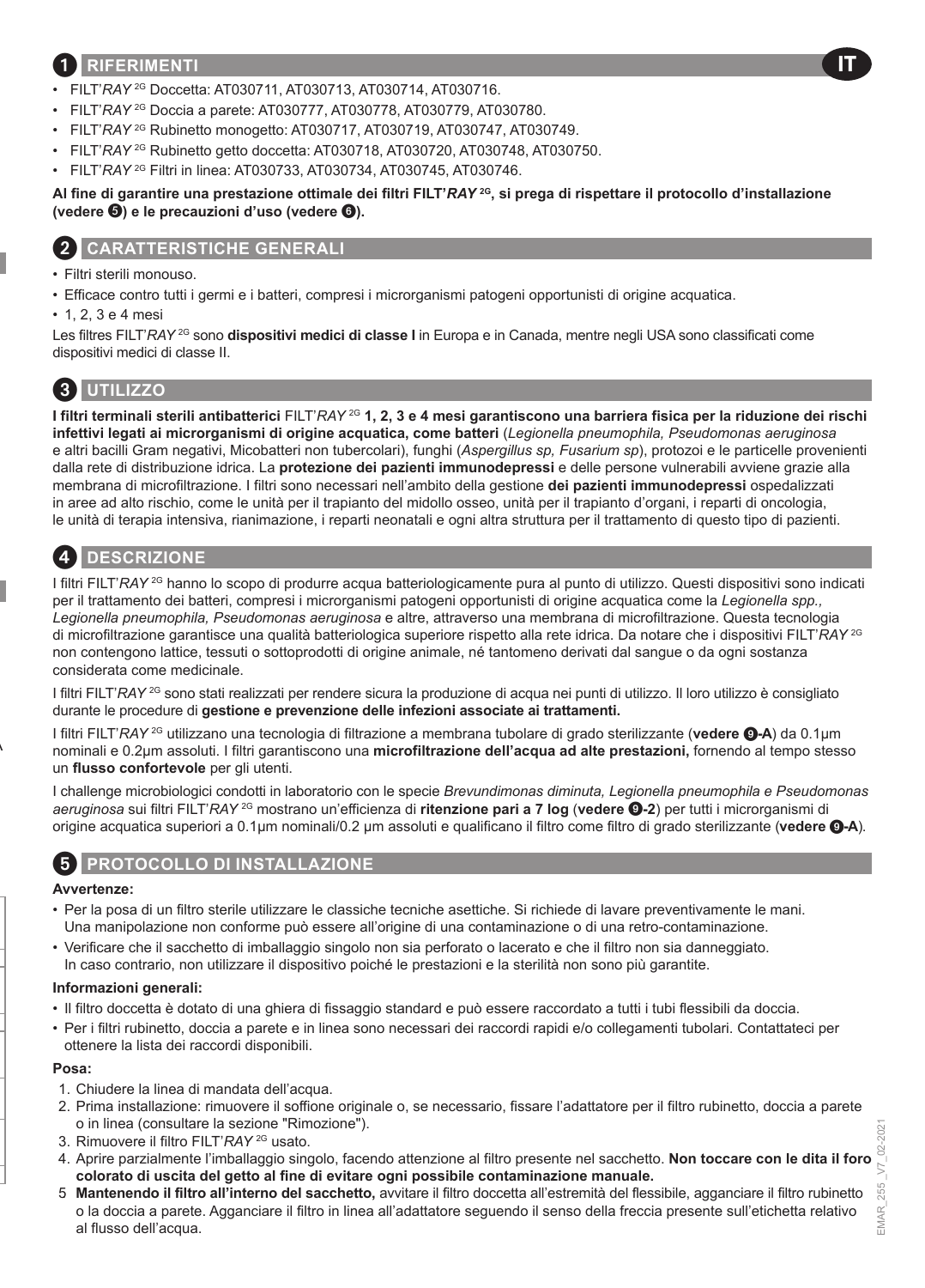## 1 RIFERIMENTI

- FILT'*RAY* 2G Doccetta: AT030711, AT030713, AT030714, AT030716.
- FILT'*RAY* 2G Doccia a parete: AT030777, AT030778, AT030779, AT030780.
- FILT'*RAY* 2G Rubinetto monogetto: AT030717, AT030719, AT030747, AT030749.
- FILT'*RAY* 2G Rubinetto getto doccetta: AT030718, AT030720, AT030748, AT030750.
- FILT'*RAY* 2G Filtri in linea: AT030733, AT030734, AT030745, AT030746.

**Al fine di garantire una prestazione ottimale dei filtri FILT'*RAY* 2G, si prega di rispettare il protocollo d'installazione (vedere 5) e le precauzioni d'uso (vedere 6).**

## 2 CARATTERISTICHE GENERALI

- Filtri sterili monouso.
- Efficace contro tutti i germi e i batteri, compresi i microrganismi patogeni opportunisti di origine acquatica.
- 1, 2, 3 e 4 mesi

Les filtres FILT'*RAY* 2G sono **dispositivi medici di classe I** in Europa e in Canada, mentre negli USA sono classificati come dispositivi medici di classe II.

## 3 UTILIZZO

**I filtri terminali sterili antibatterici** FILT'*RAY* 2G **1, 2, 3 e 4 mesi garantiscono una barriera fisica per la riduzione dei rischi infettivi legati ai microrganismi di origine acquatica, come batteri** (*Legionella pneumophila, Pseudomonas aeruginosa* e altri bacilli Gram negativi, Micobatteri non tubercolari), funghi (*Aspergillus sp, Fusarium sp*), protozoi e le particelle provenienti dalla rete di distribuzione idrica. La **protezione dei pazienti immunodepressi** e delle persone vulnerabili avviene grazie alla membrana di microfiltrazione. I filtri sono necessari nell'ambito della gestione **dei pazienti immunodepressi** ospedalizzati in aree ad alto rischio, come le unità per il trapianto del midollo osseo, unità per il trapianto d'organi, i reparti di oncologia, le unità di terapia intensiva, rianimazione, i reparti neonatali e ogni altra struttura per il trattamento di questo tipo di pazienti.

## 4 DESCRIZIONE

I filtri FILT'*RAY* 2G hanno lo scopo di produrre acqua batteriologicamente pura al punto di utilizzo. Questi dispositivi sono indicati per il trattamento dei batteri, compresi i microrganismi patogeni opportunisti di origine acquatica come la *Legionella spp., Legionella pneumophila, Pseudomonas aeruginosa* e altre, attraverso una membrana di microfiltrazione. Questa tecnologia di microfiltrazione garantisce una qualità batteriologica superiore rispetto alla rete idrica. Da notare che i dispositivi FILT'*RAY* 2G non contengono lattice, tessuti o sottoprodotti di origine animale, né tantomeno derivati dal sangue o da ogni sostanza considerata come medicinale.

I filtri FILT'*RAY* 2G sono stati realizzati per rendere sicura la produzione di acqua nei punti di utilizzo. Il loro utilizzo è consigliato durante le procedure di **gestione e prevenzione delle infezioni associate ai trattamenti.**

I filtri FILT'*RAY* 2G utilizzano una tecnologia di filtrazione a membrana tubolare di grado sterilizzante (**vedere 9-A**) da 0.1µm nominali e 0.2µm assoluti. I filtri garantiscono una **microfiltrazione dell'acqua ad alte prestazioni,** fornendo al tempo stesso un **flusso confortevole** per gli utenti.

I challenge microbiologici condotti in laboratorio con le specie *Brevundimonas diminuta, Legionella pneumophila e Pseudomonas aeruginosa* sui filtri FILT'*RAY* 2G mostrano un'efficienza di **ritenzione pari a 7 log** (**vedere 9-2**) per tutti i microrganismi di origine acquatica superiori a 0.1µm nominali/0.2 µm assoluti e qualificano il filtro come filtro di grado sterilizzante (**vedere 9-A**).

## 5 PROTOCOLLO DI INSTALLAZIONE

**Avvertenze:**

- Per la posa di un filtro sterile utilizzare le classiche tecniche asettiche. Si richiede di lavare preventivamente le mani. Una manipolazione non conforme può essere all'origine di una contaminazione o di una retro-contaminazione.
- Verificare che il sacchetto di imballaggio singolo non sia perforato o lacerato e che il filtro non sia danneggiato. In caso contrario, non utilizzare il dispositivo poiché le prestazioni e la sterilità non sono più garantite.

**Informazioni generali:**

- Il filtro doccetta è dotato di una ghiera di fissaggio standard e può essere raccordato a tutti i tubi flessibili da doccia.
- Per i filtri rubinetto, doccia a parete e in linea sono necessari dei raccordi rapidi e/o collegamenti tubolari. Contattateci per ottenere la lista dei raccordi disponibili.

**Posa:**

1. Chiudere la linea di mandata dell'acqua.
2. Prima installazione: rimuovere il soffione originale o, se necessario, fissare l'adattatore per il filtro rubinetto, doccia a parete o in linea (consultare la sezione "Rimozione").
3. Rimuovere il filtro FILT'*RAY* 2G usato.
4. Aprire parzialmente l'imballaggio singolo, facendo attenzione al filtro presente nel sacchetto. **Non toccare con le dita il foro colorato di uscita del getto al fine di evitare ogni possibile contaminazione manuale.**
5. **Mantenendo il filtro all'interno del sacchetto,** avvitare il filtro doccetta all'estremità del flessibile, agganciare il filtro rubinetto o la doccia a parete. Agganciare il filtro in linea all'adattatore seguendo il senso della freccia presente sull'etichetta relativo al flusso dell'acqua.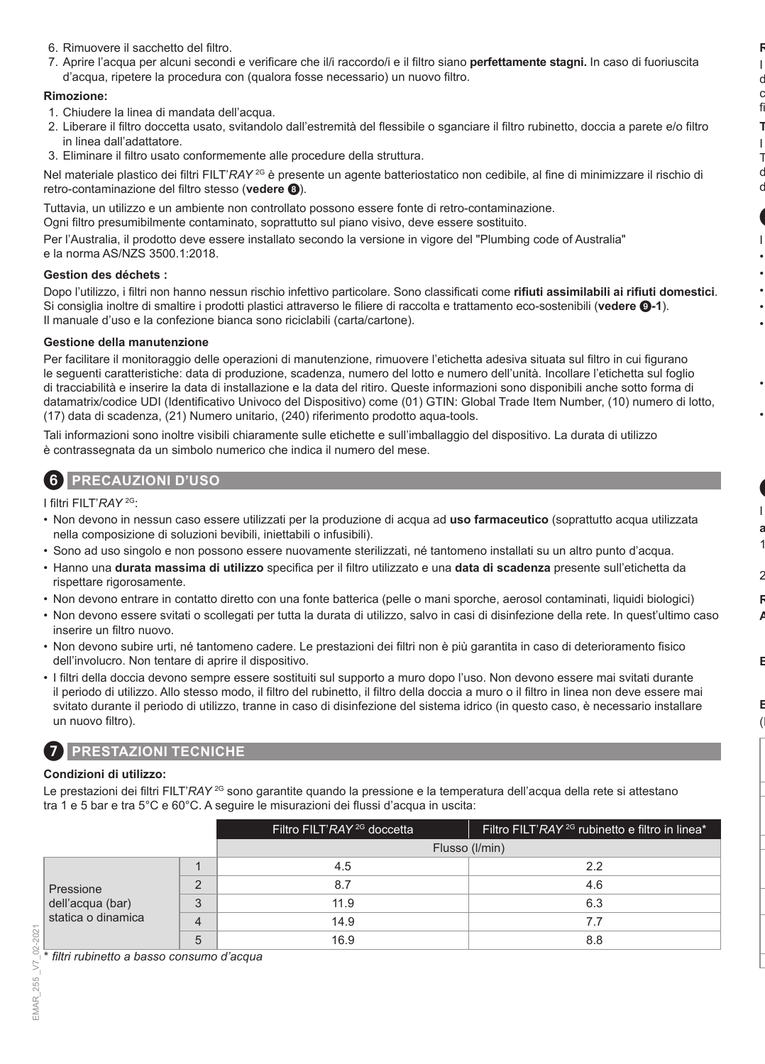6. Rimuovere il sacchetto del filtro.
7. Aprire l'acqua per alcuni secondi e verificare che il/i raccordo/i e il filtro siano **perfettamente stagni.** In caso di fuoriuscita d'acqua, ripetere la procedura con (qualora fosse necessario) un nuovo filtro.

**Rimozione:**

1. Chiudere la linea di mandata dell'acqua.
2. Liberare il filtro doccetta usato, svitandolo dall'estremità del flessibile o sganciare il filtro rubinetto, doccia a parete e/o filtro in linea dall'adattatore.
3. Eliminare il filtro usato conformemente alle procedure della struttura.

Nel materiale plastico dei filtri FILT'*RAY* 2G è presente un agente batteriostatico non cedibile, al fine di minimizzare il rischio di retro-contaminazione del filtro stesso (**vedere 8**).

Tuttavia, un utilizzo e un ambiente non controllato possono essere fonte di retro-contaminazione.
Ogni filtro presumibilmente contaminato, soprattutto sul piano visivo, deve essere sostituito.

Per l'Australia, il prodotto deve essere installato secondo la versione in vigore del "Plumbing code of Australia" e la norma AS/NZS 3500.1:2018.

**Gestion des déchets :**

Dopo l'utilizzo, i filtri non hanno nessun rischio infettivo particolare. Sono classificati come **rifiuti assimilabili ai rifiuti domestici**. Si consiglia inoltre di smaltire i prodotti plastici attraverso le filiere di raccolta e trattamento eco-sostenibili (**vedere 9-1**). Il manuale d'uso e la confezione bianca sono riciclabili (carta/cartone).

**Gestione della manutenzione**

Per facilitare il monitoraggio delle operazioni di manutenzione, rimuovere l'etichetta adesiva situata sul filtro in cui figurano le seguenti caratteristiche: data di produzione, scadenza, numero del lotto e numero dell'unità. Incollare l'etichetta sul foglio di tracciabilità e inserire la data di installazione e la data del ritiro. Queste informazioni sono disponibili anche sotto forma di datamatrix/codice UDI (Identificativo Univoco del Dispositivo) come (01) GTIN: Global Trade Item Number, (10) numero di lotto, (17) data di scadenza, (21) Numero unitario, (240) riferimento prodotto aqua-tools.

Tali informazioni sono inoltre visibili chiaramente sulle etichette e sull'imballaggio del dispositivo. La durata di utilizzo è contrassegnata da un simbolo numerico che indica il numero del mese.

## 6 PRECAUZIONI D'USO

I filtri FILT'*RAY* 2G:

- Non devono in nessun caso essere utilizzati per la produzione di acqua ad **uso farmaceutico** (soprattutto acqua utilizzata nella composizione di soluzioni bevibili, iniettabili o infusibili).
- Sono ad uso singolo e non possono essere nuovamente sterilizzati, né tantomeno installati su un altro punto d'acqua.
- Hanno una **durata massima di utilizzo** specifica per il filtro utilizzato e una **data di scadenza** presente sull'etichetta da rispettare rigorosamente.
- Non devono entrare in contatto diretto con una fonte batterica (pelle o mani sporche, aerosol contaminati, liquidi biologici)
- Non devono essere svitati o scollegati per tutta la durata di utilizzo, salvo in casi di disinfezione della rete. In quest'ultimo caso inserire un filtro nuovo.
- Non devono subire urti, né tantomeno cadere. Le prestazioni dei filtri non è più garantita in caso di deterioramento fisico dell'involucro. Non tentare di aprire il dispositivo.
- I filtri della doccia devono sempre essere sostituiti sul supporto a muro dopo l'uso. Non devono essere mai svitati durante il periodo di utilizzo. Allo stesso modo, il filtro del rubinetto, il filtro della doccia a muro o il filtro in linea non deve essere mai svitato durante il periodo di utilizzo, tranne in caso di disinfezione del sistema idrico (in questo caso, è necessario installare un nuovo filtro).

## 7 PRESTAZIONI TECNICHE

**Condizioni di utilizzo:**

Le prestazioni dei filtri FILT'*RAY* 2G sono garantite quando la pressione e la temperatura dell'acqua della rete si attestano tra 1 e 5 bar e tra 5°C e 60°C. A seguire le misurazioni dei flussi d'acqua in uscita:

| | | Filtro FILT'*RAY* 2G doccetta | Filtro FILT'*RAY* 2G rubinetto e filtro in linea* |
|---|---|---|---|
| | | Flusso (l/min) | |
| Pressione dell'acqua (bar) statica o dinamica | 1 | 4.5 | 2.2 |
| | 2 | 8.7 | 4.6 |
| | 3 | 11.9 | 6.3 |
| | 4 | 14.9 | 7.7 |
| | 5 | 16.9 | 8.8 |

*\* filtri rubinetto a basso consumo d'acqua*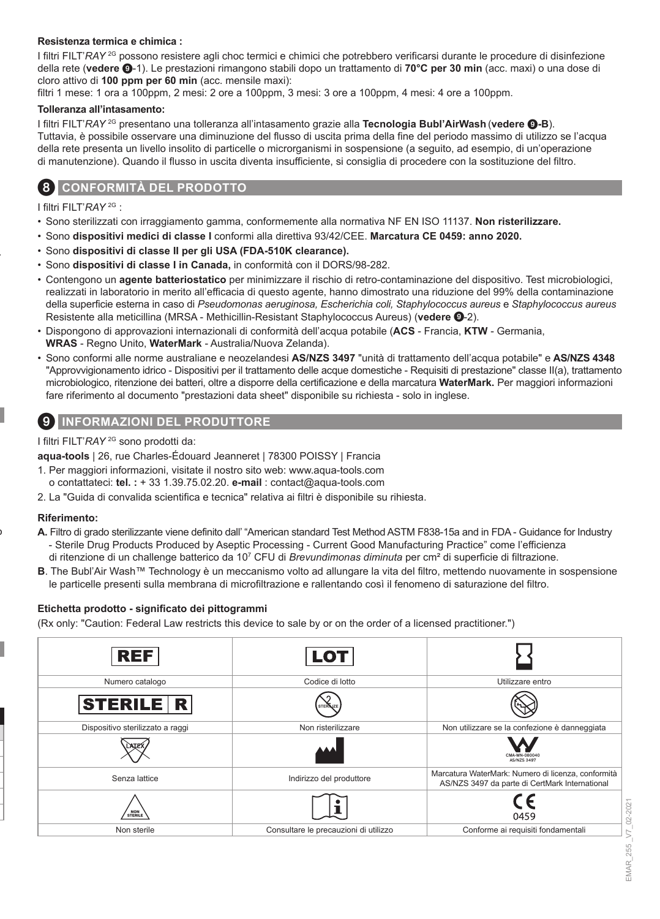**Resistenza termica e chimica :**

I filtri FILT'*RAY* 2G possono resistere agli choc termici e chimici che potrebbero verificarsi durante le procedure di disinfezione della rete (**vedere ❾**-1). Le prestazioni rimangono stabili dopo un trattamento di **70°C per 30 min** (acc. maxi) o una dose di cloro attivo di **100 ppm per 60 min** (acc. mensile maxi):

filtri 1 mese: 1 ora a 100ppm, 2 mesi: 2 ore a 100ppm, 3 mesi: 3 ore a 100ppm, 4 mesi: 4 ore a 100ppm.

**Tolleranza all'intasamento:**

I filtri FILT'*RAY* 2G presentano una tolleranza all'intasamento grazie alla **Tecnologia Bubl'AirWash** (**vedere ❾-B**).
Tuttavia, è possibile osservare una diminuzione del flusso di uscita prima della fine del periodo massimo di utilizzo se l'acqua della rete presenta un livello insolito di particelle o microrganismi in sospensione (a seguito, ad esempio, di un'operazione di manutenzione). Quando il flusso in uscita diventa insufficiente, si consiglia di procedere con la sostituzione del filtro.

## 8 CONFORMITÀ DEL PRODOTTO

I filtri FILT'*RAY* 2G :

- Sono sterilizzati con irraggiamento gamma, conformemente alla normativa NF EN ISO 11137. **Non risterilizzare.**
- Sono **dispositivi medici di classe I** conformi alla direttiva 93/42/CEE. **Marcatura CE 0459: anno 2020.**
- Sono **dispositivi di classe II per gli USA (FDA-510K clearance).**
- Sono **dispositivi di classe I in Canada,** in conformità con il DORS/98-282.
- Contengono un **agente batteriostatico** per minimizzare il rischio di retro-contaminazione del dispositivo. Test microbiologici, realizzati in laboratorio in merito all'efficacia di questo agente, hanno dimostrato una riduzione del 99% della contaminazione della superficie esterna in caso di *Pseudomonas aeruginosa, Escherichia coli, Staphylococcus aureus* e *Staphylococcus aureus* Resistente alla meticillina (MRSA - Methicillin-Resistant Staphylococcus Aureus) (**vedere ❾**-2).
- Dispongono di approvazioni internazionali di conformità dell'acqua potabile (**ACS** - Francia, **KTW** - Germania, **WRAS** - Regno Unito, **WaterMark** - Australia/Nuova Zelanda).
- Sono conformi alle norme australiane e neozelandesi **AS/NZS 3497** "unità di trattamento dell'acqua potabile" e **AS/NZS 4348** "Approvvigionamento idrico - Dispositivi per il trattamento delle acque domestiche - Requisiti di prestazione" classe II(a), trattamento microbiologico, ritenzione dei batteri, oltre a disporre della certificazione e della marcatura **WaterMark.** Per maggiori informazioni fare riferimento al documento "prestazioni data sheet" disponibile su richiesta - solo in inglese.

## 9 INFORMAZIONI DEL PRODUTTORE

I filtri FILT'*RAY* 2G sono prodotti da:

**aqua-tools** | 26, rue Charles-Édouard Jeanneret | 78300 POISSY | Francia

1. Per maggiori informazioni, visitate il nostro sito web: www.aqua-tools.com
   o contattateci: **tel. :** + 33 1.39.75.02.20. **e-mail** : contact@aqua-tools.com
2. La "Guida di convalida scientifica e tecnica" relativa ai filtri è disponibile su rihiesta.

**Riferimento:**

**A.** Filtro di grado sterilizzante viene definito dall' "American standard Test Method ASTM F838-15a and in FDA - Guidance for Industry - Sterile Drug Products Produced by Aseptic Processing - Current Good Manufacturing Practice" come l'efficienza di ritenzione di un challenge batterico da $10^7$ CFU di *Brevundimonas diminuta* per cm² di superficie di filtrazione.

**B**. The Bubl'Air Wash™ Technology è un meccanismo volto ad allungare la vita del filtro, mettendo nuovamente in sospensione le particelle presenti sulla membrana di microfiltrazione e rallentando così il fenomeno di saturazione del filtro.

**Etichetta prodotto - significato dei pittogrammi**

(Rx only: "Caution: Federal Law restricts this device to sale by or on the order of a licensed practitioner.")

| | | |
|---|---|---|
| REF | LOT | |
| Numero catalogo | Codice di lotto | Utilizzare entro |
| STERILE R | STERILIZE | |
| Dispositivo sterilizzato a raggi | Non risterilizzare | Non utilizzare se la confezione è danneggiata |
| LATEX | | CMA-WN-080040 AS/NZS 3497 |
| Senza lattice | Indirizzo del produttore | Marcatura WaterMark: Numero di licenza, conformità AS/NZS 3497 da parte di CertMark International |
| NON STERILE | | CE 0459 |
| Non sterile | Consultare le precauzioni di utilizzo | Conforme ai requisiti fondamentali |

EMAR_255_V7_02-2021